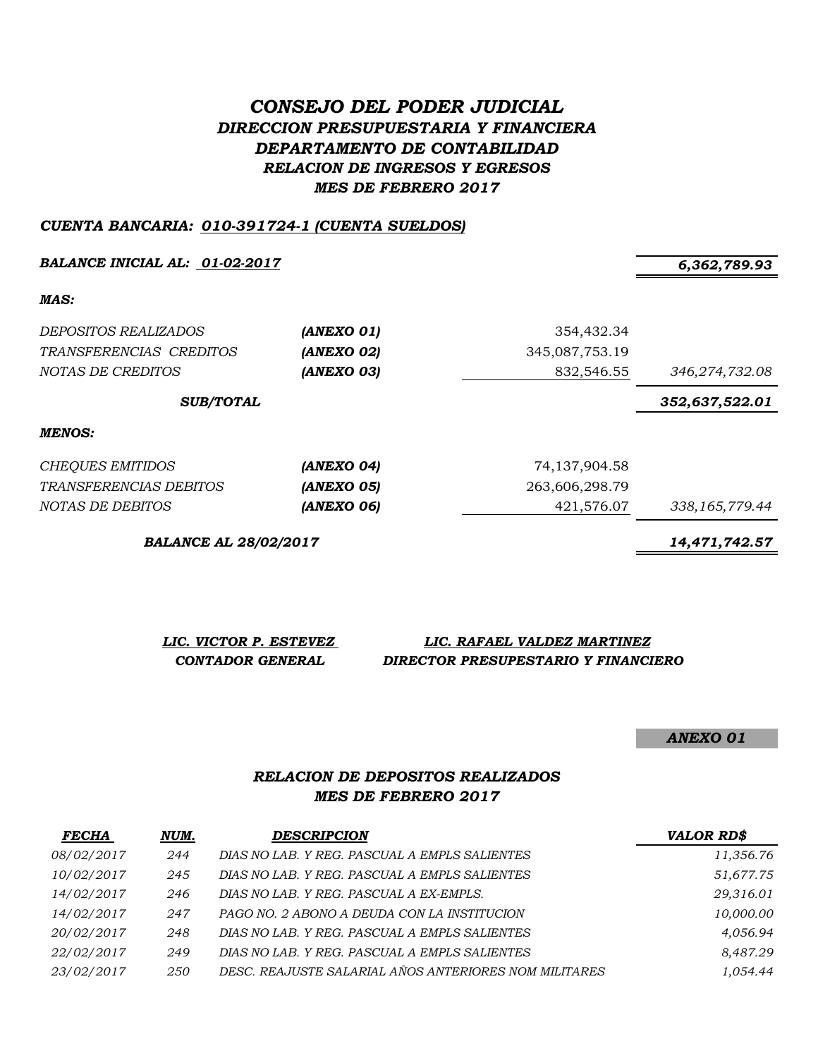# *CONSEJO DEL PODER JUDICIAL*
## *DIRECCION PRESUPUESTARIA Y FINANCIERA*
## *DEPARTAMENTO DE CONTABILIDAD*
### *RELACION DE INGRESOS Y EGRESOS*
### *MES DE FEBRERO 2017*

***CUENTA BANCARIA: 010-391724-1 (CUENTA SUELDOS)***

| | | | |
|---|---|---|---|
| ***BALANCE INICIAL AL: 01-02-2017*** | | | ***6,362,789.93*** |
| ***MAS:*** | | | |
| *DEPOSITOS REALIZADOS* | ***(ANEXO 01)*** | 354,432.34 | |
| *TRANSFERENCIAS CREDITOS* | ***(ANEXO 02)*** | 345,087,753.19 | |
| *NOTAS DE CREDITOS* | ***(ANEXO 03)*** | 832,546.55 | *346,274,732.08* |
| ***SUB/TOTAL*** | | | ***352,637,522.01*** |
| ***MENOS:*** | | | |
| *CHEQUES EMITIDOS* | ***(ANEXO 04)*** | 74,137,904.58 | |
| *TRANSFERENCIAS DEBITOS* | ***(ANEXO 05)*** | 263,606,298.79 | |
| *NOTAS DE DEBITOS* | ***(ANEXO 06)*** | 421,576.07 | *338,165,779.44* |
| ***BALANCE AL 28/02/2017*** | | | ***14,471,742.57*** |

| | |
|---|---|
| ***LIC. VICTOR P. ESTEVEZ*** | ***LIC. RAFAEL VALDEZ MARTINEZ*** |
| ***CONTADOR GENERAL*** | ***DIRECTOR PRESUPESTARIO Y FINANCIERO*** |

***ANEXO 01***

### *RELACION DE DEPOSITOS REALIZADOS*
### *MES DE FEBRERO 2017*

| ***FECHA*** | ***NUM.*** | ***DESCRIPCION*** | ***VALOR RD$*** |
|---|---|---|---|
| *08/02/2017* | *244* | *DIAS NO LAB. Y REG. PASCUAL A EMPLS SALIENTES* | *11,356.76* |
| *10/02/2017* | *245* | *DIAS NO LAB. Y REG. PASCUAL A EMPLS SALIENTES* | *51,677.75* |
| *14/02/2017* | *246* | *DIAS NO LAB. Y REG. PASCUAL A EX-EMPLS.* | *29,316.01* |
| *14/02/2017* | *247* | *PAGO NO. 2 ABONO A DEUDA CON LA INSTITUCION* | *10,000.00* |
| *20/02/2017* | *248* | *DIAS NO LAB. Y REG. PASCUAL A EMPLS SALIENTES* | *4,056.94* |
| *22/02/2017* | *249* | *DIAS NO LAB. Y REG. PASCUAL A EMPLS SALIENTES* | *8,487.29* |
| *23/02/2017* | *250* | *DESC. REAJUSTE SALARIAL AÑOS ANTERIORES NOM MILITARES* | *1,054.44* |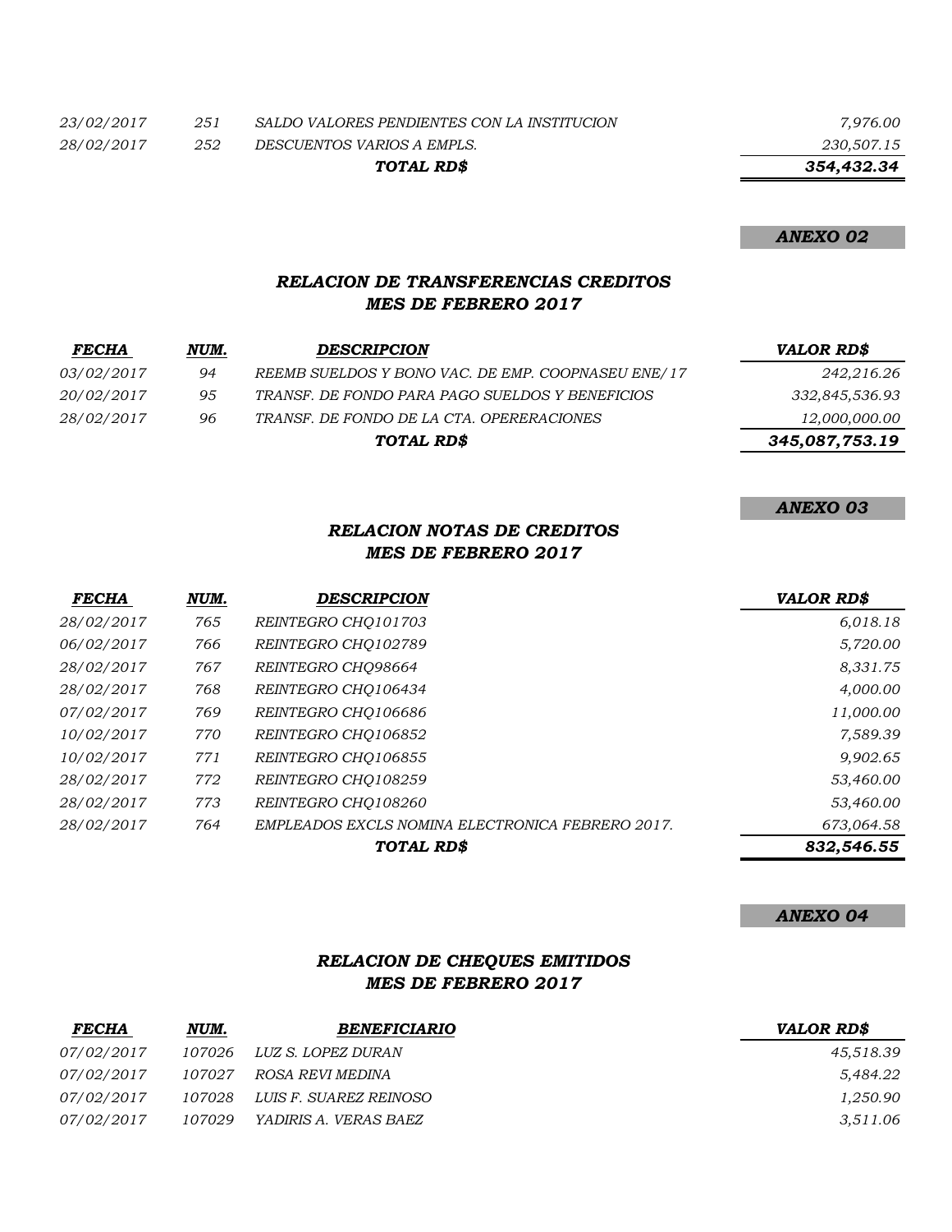| | | | |
|---|---|---|---|
| *23/02/2017* | *251* | *SALDO VALORES PENDIENTES CON LA INSTITUCION* | *7,976.00* |
| *28/02/2017* | *252* | *DESCUENTOS VARIOS A EMPLS.* | *230,507.15* |
| | | ***TOTAL RD$*** | ***354,432.34*** |

***ANEXO 02***

### *RELACION DE TRANSFERENCIAS CREDITOS*
### *MES DE FEBRERO 2017*

| *FECHA* | *NUM.* | *DESCRIPCION* | *VALOR RD$* |
|---|---|---|---|
| *03/02/2017* | *94* | *REEMB SUELDOS Y BONO VAC. DE EMP. COOPNASEU ENE/17* | *242,216.26* |
| *20/02/2017* | *95* | *TRANSF. DE FONDO PARA PAGO SUELDOS Y BENEFICIOS* | *332,845,536.93* |
| *28/02/2017* | *96* | *TRANSF. DE FONDO DE LA CTA. OPERERACIONES* | *12,000,000.00* |
| | | ***TOTAL RD$*** | ***345,087,753.19*** |

***ANEXO 03***

### *RELACION NOTAS DE CREDITOS*
### *MES DE FEBRERO 2017*

| *FECHA* | *NUM.* | *DESCRIPCION* | *VALOR RD$* |
|---|---|---|---|
| *28/02/2017* | *765* | *REINTEGRO CHQ101703* | *6,018.18* |
| *06/02/2017* | *766* | *REINTEGRO CHQ102789* | *5,720.00* |
| *28/02/2017* | *767* | *REINTEGRO CHQ98664* | *8,331.75* |
| *28/02/2017* | *768* | *REINTEGRO CHQ106434* | *4,000.00* |
| *07/02/2017* | *769* | *REINTEGRO CHQ106686* | *11,000.00* |
| *10/02/2017* | *770* | *REINTEGRO CHQ106852* | *7,589.39* |
| *10/02/2017* | *771* | *REINTEGRO CHQ106855* | *9,902.65* |
| *28/02/2017* | *772* | *REINTEGRO CHQ108259* | *53,460.00* |
| *28/02/2017* | *773* | *REINTEGRO CHQ108260* | *53,460.00* |
| *28/02/2017* | *764* | *EMPLEADOS EXCLS NOMINA ELECTRONICA FEBRERO 2017.* | *673,064.58* |
| | | ***TOTAL RD$*** | ***832,546.55*** |

***ANEXO 04***

### *RELACION DE CHEQUES EMITIDOS*
### *MES DE FEBRERO 2017*

| *FECHA* | *NUM.* | *BENEFICIARIO* | *VALOR RD$* |
|---|---|---|---|
| *07/02/2017* | *107026* | *LUZ S. LOPEZ DURAN* | *45,518.39* |
| *07/02/2017* | *107027* | *ROSA REVI MEDINA* | *5,484.22* |
| *07/02/2017* | *107028* | *LUIS F. SUAREZ REINOSO* | *1,250.90* |
| *07/02/2017* | *107029* | *YADIRIS A. VERAS BAEZ* | *3,511.06* |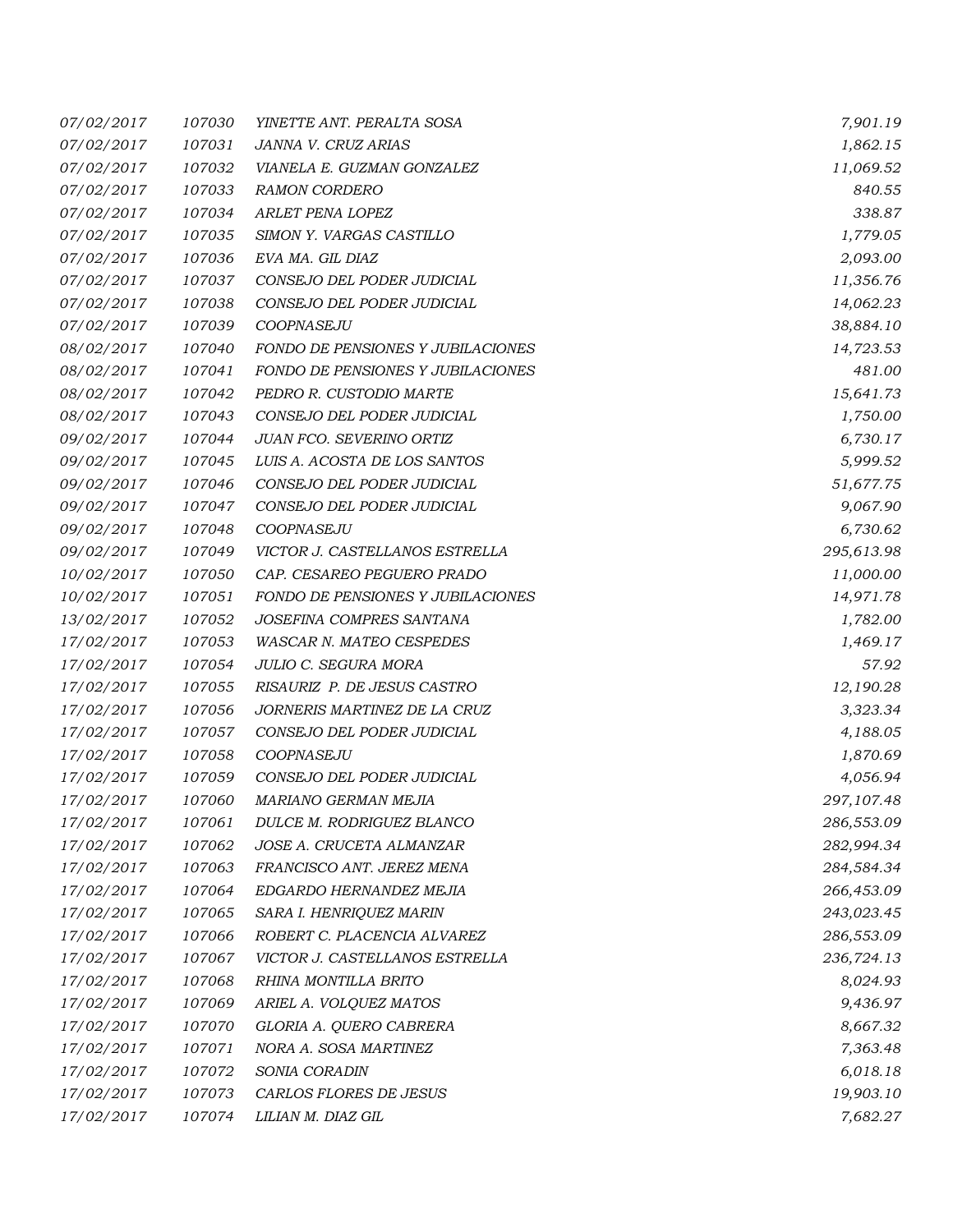| | | | |
|---|---|---|---|
| 07/02/2017 | 107030 | YINETTE ANT. PERALTA SOSA | 7,901.19 |
| 07/02/2017 | 107031 | JANNA V. CRUZ ARIAS | 1,862.15 |
| 07/02/2017 | 107032 | VIANELA E. GUZMAN GONZALEZ | 11,069.52 |
| 07/02/2017 | 107033 | RAMON CORDERO | 840.55 |
| 07/02/2017 | 107034 | ARLET PENA LOPEZ | 338.87 |
| 07/02/2017 | 107035 | SIMON Y. VARGAS CASTILLO | 1,779.05 |
| 07/02/2017 | 107036 | EVA MA. GIL DIAZ | 2,093.00 |
| 07/02/2017 | 107037 | CONSEJO DEL PODER JUDICIAL | 11,356.76 |
| 07/02/2017 | 107038 | CONSEJO DEL PODER JUDICIAL | 14,062.23 |
| 07/02/2017 | 107039 | COOPNASEJU | 38,884.10 |
| 08/02/2017 | 107040 | FONDO DE PENSIONES Y JUBILACIONES | 14,723.53 |
| 08/02/2017 | 107041 | FONDO DE PENSIONES Y JUBILACIONES | 481.00 |
| 08/02/2017 | 107042 | PEDRO R. CUSTODIO MARTE | 15,641.73 |
| 08/02/2017 | 107043 | CONSEJO DEL PODER JUDICIAL | 1,750.00 |
| 09/02/2017 | 107044 | JUAN FCO. SEVERINO ORTIZ | 6,730.17 |
| 09/02/2017 | 107045 | LUIS A. ACOSTA DE LOS SANTOS | 5,999.52 |
| 09/02/2017 | 107046 | CONSEJO DEL PODER JUDICIAL | 51,677.75 |
| 09/02/2017 | 107047 | CONSEJO DEL PODER JUDICIAL | 9,067.90 |
| 09/02/2017 | 107048 | COOPNASEJU | 6,730.62 |
| 09/02/2017 | 107049 | VICTOR J. CASTELLANOS ESTRELLA | 295,613.98 |
| 10/02/2017 | 107050 | CAP. CESAREO PEGUERO PRADO | 11,000.00 |
| 10/02/2017 | 107051 | FONDO DE PENSIONES Y JUBILACIONES | 14,971.78 |
| 13/02/2017 | 107052 | JOSEFINA COMPRES SANTANA | 1,782.00 |
| 17/02/2017 | 107053 | WASCAR N. MATEO CESPEDES | 1,469.17 |
| 17/02/2017 | 107054 | JULIO C. SEGURA MORA | 57.92 |
| 17/02/2017 | 107055 | RISAURIZ P. DE JESUS CASTRO | 12,190.28 |
| 17/02/2017 | 107056 | JORNERIS MARTINEZ DE LA CRUZ | 3,323.34 |
| 17/02/2017 | 107057 | CONSEJO DEL PODER JUDICIAL | 4,188.05 |
| 17/02/2017 | 107058 | COOPNASEJU | 1,870.69 |
| 17/02/2017 | 107059 | CONSEJO DEL PODER JUDICIAL | 4,056.94 |
| 17/02/2017 | 107060 | MARIANO GERMAN MEJIA | 297,107.48 |
| 17/02/2017 | 107061 | DULCE M. RODRIGUEZ BLANCO | 286,553.09 |
| 17/02/2017 | 107062 | JOSE A. CRUCETA ALMANZAR | 282,994.34 |
| 17/02/2017 | 107063 | FRANCISCO ANT. JEREZ MENA | 284,584.34 |
| 17/02/2017 | 107064 | EDGARDO HERNANDEZ MEJIA | 266,453.09 |
| 17/02/2017 | 107065 | SARA I. HENRIQUEZ MARIN | 243,023.45 |
| 17/02/2017 | 107066 | ROBERT C. PLACENCIA ALVAREZ | 286,553.09 |
| 17/02/2017 | 107067 | VICTOR J. CASTELLANOS ESTRELLA | 236,724.13 |
| 17/02/2017 | 107068 | RHINA MONTILLA BRITO | 8,024.93 |
| 17/02/2017 | 107069 | ARIEL A. VOLQUEZ MATOS | 9,436.97 |
| 17/02/2017 | 107070 | GLORIA A. QUERO CABRERA | 8,667.32 |
| 17/02/2017 | 107071 | NORA A. SOSA MARTINEZ | 7,363.48 |
| 17/02/2017 | 107072 | SONIA CORADIN | 6,018.18 |
| 17/02/2017 | 107073 | CARLOS FLORES DE JESUS | 19,903.10 |
| 17/02/2017 | 107074 | LILIAN M. DIAZ GIL | 7,682.27 |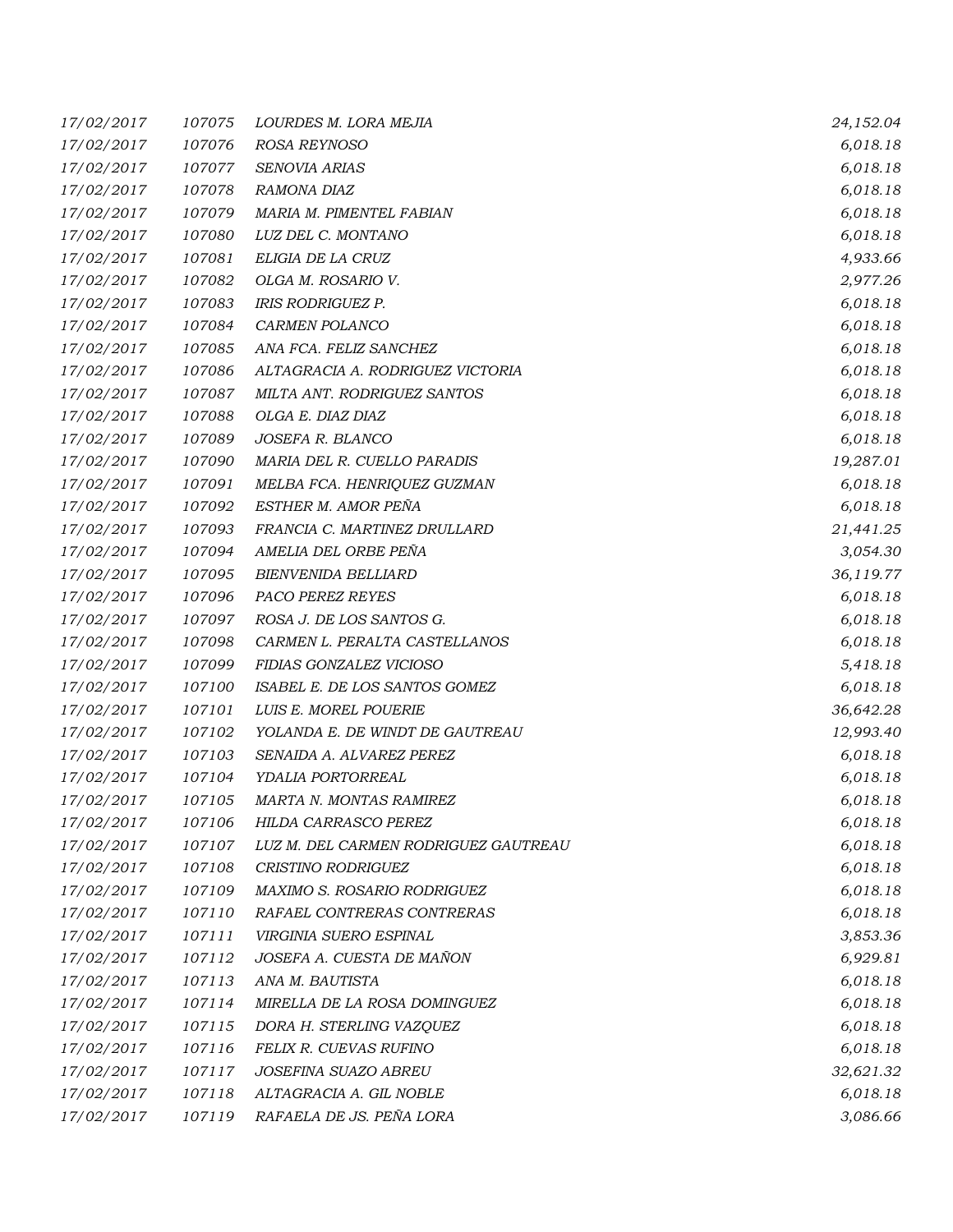| | | | |
|---|---|---|---|
| 17/02/2017 | 107075 | LOURDES M. LORA MEJIA | 24,152.04 |
| 17/02/2017 | 107076 | ROSA REYNOSO | 6,018.18 |
| 17/02/2017 | 107077 | SENOVIA ARIAS | 6,018.18 |
| 17/02/2017 | 107078 | RAMONA DIAZ | 6,018.18 |
| 17/02/2017 | 107079 | MARIA M. PIMENTEL FABIAN | 6,018.18 |
| 17/02/2017 | 107080 | LUZ DEL C. MONTANO | 6,018.18 |
| 17/02/2017 | 107081 | ELIGIA DE LA CRUZ | 4,933.66 |
| 17/02/2017 | 107082 | OLGA M. ROSARIO V. | 2,977.26 |
| 17/02/2017 | 107083 | IRIS RODRIGUEZ P. | 6,018.18 |
| 17/02/2017 | 107084 | CARMEN POLANCO | 6,018.18 |
| 17/02/2017 | 107085 | ANA FCA. FELIZ SANCHEZ | 6,018.18 |
| 17/02/2017 | 107086 | ALTAGRACIA A. RODRIGUEZ VICTORIA | 6,018.18 |
| 17/02/2017 | 107087 | MILTA ANT. RODRIGUEZ SANTOS | 6,018.18 |
| 17/02/2017 | 107088 | OLGA E. DIAZ DIAZ | 6,018.18 |
| 17/02/2017 | 107089 | JOSEFA R. BLANCO | 6,018.18 |
| 17/02/2017 | 107090 | MARIA DEL R. CUELLO PARADIS | 19,287.01 |
| 17/02/2017 | 107091 | MELBA FCA. HENRIQUEZ GUZMAN | 6,018.18 |
| 17/02/2017 | 107092 | ESTHER M. AMOR PEÑA | 6,018.18 |
| 17/02/2017 | 107093 | FRANCIA C. MARTINEZ DRULLARD | 21,441.25 |
| 17/02/2017 | 107094 | AMELIA DEL ORBE PEÑA | 3,054.30 |
| 17/02/2017 | 107095 | BIENVENIDA BELLIARD | 36,119.77 |
| 17/02/2017 | 107096 | PACO PEREZ REYES | 6,018.18 |
| 17/02/2017 | 107097 | ROSA J. DE LOS SANTOS G. | 6,018.18 |
| 17/02/2017 | 107098 | CARMEN L. PERALTA CASTELLANOS | 6,018.18 |
| 17/02/2017 | 107099 | FIDIAS GONZALEZ VICIOSO | 5,418.18 |
| 17/02/2017 | 107100 | ISABEL E. DE LOS SANTOS GOMEZ | 6,018.18 |
| 17/02/2017 | 107101 | LUIS E. MOREL POUERIE | 36,642.28 |
| 17/02/2017 | 107102 | YOLANDA E. DE WINDT DE GAUTREAU | 12,993.40 |
| 17/02/2017 | 107103 | SENAIDA A. ALVAREZ PEREZ | 6,018.18 |
| 17/02/2017 | 107104 | YDALIA PORTORREAL | 6,018.18 |
| 17/02/2017 | 107105 | MARTA N. MONTAS RAMIREZ | 6,018.18 |
| 17/02/2017 | 107106 | HILDA CARRASCO PEREZ | 6,018.18 |
| 17/02/2017 | 107107 | LUZ M. DEL CARMEN RODRIGUEZ GAUTREAU | 6,018.18 |
| 17/02/2017 | 107108 | CRISTINO RODRIGUEZ | 6,018.18 |
| 17/02/2017 | 107109 | MAXIMO S. ROSARIO RODRIGUEZ | 6,018.18 |
| 17/02/2017 | 107110 | RAFAEL CONTRERAS CONTRERAS | 6,018.18 |
| 17/02/2017 | 107111 | VIRGINIA SUERO ESPINAL | 3,853.36 |
| 17/02/2017 | 107112 | JOSEFA A. CUESTA DE MAÑON | 6,929.81 |
| 17/02/2017 | 107113 | ANA M. BAUTISTA | 6,018.18 |
| 17/02/2017 | 107114 | MIRELLA DE LA ROSA DOMINGUEZ | 6,018.18 |
| 17/02/2017 | 107115 | DORA H. STERLING VAZQUEZ | 6,018.18 |
| 17/02/2017 | 107116 | FELIX R. CUEVAS RUFINO | 6,018.18 |
| 17/02/2017 | 107117 | JOSEFINA SUAZO ABREU | 32,621.32 |
| 17/02/2017 | 107118 | ALTAGRACIA A. GIL NOBLE | 6,018.18 |
| 17/02/2017 | 107119 | RAFAELA DE JS. PEÑA LORA | 3,086.66 |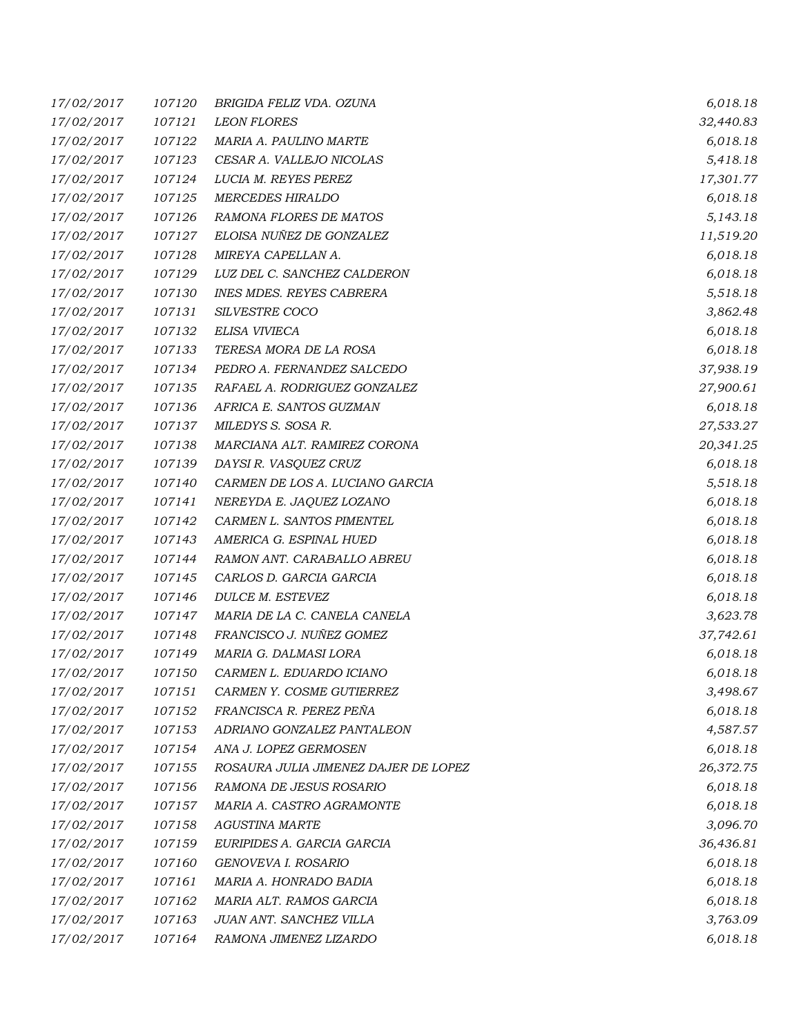| | | | |
|---|---|---|---|
| 17/02/2017 | 107120 | BRIGIDA FELIZ VDA. OZUNA | 6,018.18 |
| 17/02/2017 | 107121 | LEON FLORES | 32,440.83 |
| 17/02/2017 | 107122 | MARIA A. PAULINO MARTE | 6,018.18 |
| 17/02/2017 | 107123 | CESAR A. VALLEJO NICOLAS | 5,418.18 |
| 17/02/2017 | 107124 | LUCIA M. REYES PEREZ | 17,301.77 |
| 17/02/2017 | 107125 | MERCEDES HIRALDO | 6,018.18 |
| 17/02/2017 | 107126 | RAMONA FLORES DE MATOS | 5,143.18 |
| 17/02/2017 | 107127 | ELOISA NUÑEZ DE GONZALEZ | 11,519.20 |
| 17/02/2017 | 107128 | MIREYA CAPELLAN A. | 6,018.18 |
| 17/02/2017 | 107129 | LUZ DEL C. SANCHEZ CALDERON | 6,018.18 |
| 17/02/2017 | 107130 | INES MDES. REYES CABRERA | 5,518.18 |
| 17/02/2017 | 107131 | SILVESTRE COCO | 3,862.48 |
| 17/02/2017 | 107132 | ELISA VIVIECA | 6,018.18 |
| 17/02/2017 | 107133 | TERESA MORA DE LA ROSA | 6,018.18 |
| 17/02/2017 | 107134 | PEDRO A. FERNANDEZ SALCEDO | 37,938.19 |
| 17/02/2017 | 107135 | RAFAEL A. RODRIGUEZ GONZALEZ | 27,900.61 |
| 17/02/2017 | 107136 | AFRICA E. SANTOS GUZMAN | 6,018.18 |
| 17/02/2017 | 107137 | MILEDYS S. SOSA R. | 27,533.27 |
| 17/02/2017 | 107138 | MARCIANA ALT. RAMIREZ CORONA | 20,341.25 |
| 17/02/2017 | 107139 | DAYSI R. VASQUEZ CRUZ | 6,018.18 |
| 17/02/2017 | 107140 | CARMEN DE LOS A. LUCIANO GARCIA | 5,518.18 |
| 17/02/2017 | 107141 | NEREYDA E. JAQUEZ LOZANO | 6,018.18 |
| 17/02/2017 | 107142 | CARMEN L. SANTOS PIMENTEL | 6,018.18 |
| 17/02/2017 | 107143 | AMERICA G. ESPINAL HUED | 6,018.18 |
| 17/02/2017 | 107144 | RAMON ANT. CARABALLO ABREU | 6,018.18 |
| 17/02/2017 | 107145 | CARLOS D. GARCIA GARCIA | 6,018.18 |
| 17/02/2017 | 107146 | DULCE M. ESTEVEZ | 6,018.18 |
| 17/02/2017 | 107147 | MARIA DE LA C. CANELA CANELA | 3,623.78 |
| 17/02/2017 | 107148 | FRANCISCO J. NUÑEZ GOMEZ | 37,742.61 |
| 17/02/2017 | 107149 | MARIA G. DALMASI LORA | 6,018.18 |
| 17/02/2017 | 107150 | CARMEN L. EDUARDO ICIANO | 6,018.18 |
| 17/02/2017 | 107151 | CARMEN Y. COSME GUTIERREZ | 3,498.67 |
| 17/02/2017 | 107152 | FRANCISCA R. PEREZ PEÑA | 6,018.18 |
| 17/02/2017 | 107153 | ADRIANO GONZALEZ PANTALEON | 4,587.57 |
| 17/02/2017 | 107154 | ANA J. LOPEZ GERMOSEN | 6,018.18 |
| 17/02/2017 | 107155 | ROSAURA JULIA JIMENEZ DAJER DE LOPEZ | 26,372.75 |
| 17/02/2017 | 107156 | RAMONA DE JESUS ROSARIO | 6,018.18 |
| 17/02/2017 | 107157 | MARIA A. CASTRO AGRAMONTE | 6,018.18 |
| 17/02/2017 | 107158 | AGUSTINA MARTE | 3,096.70 |
| 17/02/2017 | 107159 | EURIPIDES A. GARCIA GARCIA | 36,436.81 |
| 17/02/2017 | 107160 | GENOVEVA I. ROSARIO | 6,018.18 |
| 17/02/2017 | 107161 | MARIA A. HONRADO BADIA | 6,018.18 |
| 17/02/2017 | 107162 | MARIA ALT. RAMOS GARCIA | 6,018.18 |
| 17/02/2017 | 107163 | JUAN ANT. SANCHEZ VILLA | 3,763.09 |
| 17/02/2017 | 107164 | RAMONA JIMENEZ LIZARDO | 6,018.18 |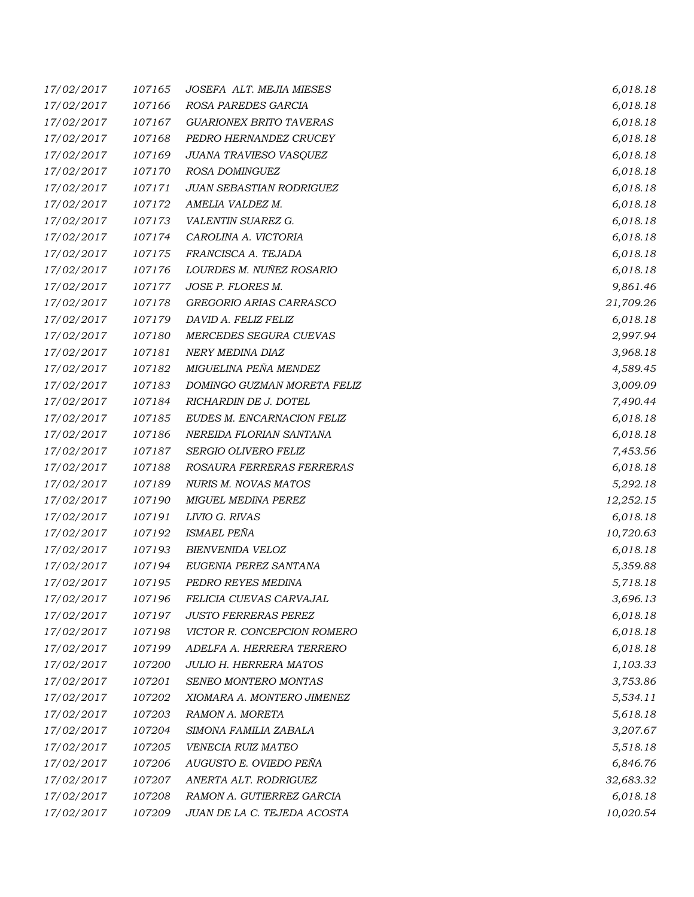| | | | |
|---|---|---|---|
| 17/02/2017 | 107165 | JOSEFA ALT. MEJIA MIESES | 6,018.18 |
| 17/02/2017 | 107166 | ROSA PAREDES GARCIA | 6,018.18 |
| 17/02/2017 | 107167 | GUARIONEX BRITO TAVERAS | 6,018.18 |
| 17/02/2017 | 107168 | PEDRO HERNANDEZ CRUCEY | 6,018.18 |
| 17/02/2017 | 107169 | JUANA TRAVIESO VASQUEZ | 6,018.18 |
| 17/02/2017 | 107170 | ROSA DOMINGUEZ | 6,018.18 |
| 17/02/2017 | 107171 | JUAN SEBASTIAN RODRIGUEZ | 6,018.18 |
| 17/02/2017 | 107172 | AMELIA VALDEZ M. | 6,018.18 |
| 17/02/2017 | 107173 | VALENTIN SUAREZ G. | 6,018.18 |
| 17/02/2017 | 107174 | CAROLINA A. VICTORIA | 6,018.18 |
| 17/02/2017 | 107175 | FRANCISCA A. TEJADA | 6,018.18 |
| 17/02/2017 | 107176 | LOURDES M. NUÑEZ ROSARIO | 6,018.18 |
| 17/02/2017 | 107177 | JOSE P. FLORES M. | 9,861.46 |
| 17/02/2017 | 107178 | GREGORIO ARIAS CARRASCO | 21,709.26 |
| 17/02/2017 | 107179 | DAVID A. FELIZ FELIZ | 6,018.18 |
| 17/02/2017 | 107180 | MERCEDES SEGURA CUEVAS | 2,997.94 |
| 17/02/2017 | 107181 | NERY MEDINA DIAZ | 3,968.18 |
| 17/02/2017 | 107182 | MIGUELINA PEÑA MENDEZ | 4,589.45 |
| 17/02/2017 | 107183 | DOMINGO GUZMAN MORETA FELIZ | 3,009.09 |
| 17/02/2017 | 107184 | RICHARDIN DE J. DOTEL | 7,490.44 |
| 17/02/2017 | 107185 | EUDES M. ENCARNACION FELIZ | 6,018.18 |
| 17/02/2017 | 107186 | NEREIDA FLORIAN SANTANA | 6,018.18 |
| 17/02/2017 | 107187 | SERGIO OLIVERO FELIZ | 7,453.56 |
| 17/02/2017 | 107188 | ROSAURA FERRERAS FERRERAS | 6,018.18 |
| 17/02/2017 | 107189 | NURIS M. NOVAS MATOS | 5,292.18 |
| 17/02/2017 | 107190 | MIGUEL MEDINA PEREZ | 12,252.15 |
| 17/02/2017 | 107191 | LIVIO G. RIVAS | 6,018.18 |
| 17/02/2017 | 107192 | ISMAEL PEÑA | 10,720.63 |
| 17/02/2017 | 107193 | BIENVENIDA VELOZ | 6,018.18 |
| 17/02/2017 | 107194 | EUGENIA PEREZ SANTANA | 5,359.88 |
| 17/02/2017 | 107195 | PEDRO REYES MEDINA | 5,718.18 |
| 17/02/2017 | 107196 | FELICIA CUEVAS CARVAJAL | 3,696.13 |
| 17/02/2017 | 107197 | JUSTO FERRERAS PEREZ | 6,018.18 |
| 17/02/2017 | 107198 | VICTOR R. CONCEPCION ROMERO | 6,018.18 |
| 17/02/2017 | 107199 | ADELFA A. HERRERA TERRERO | 6,018.18 |
| 17/02/2017 | 107200 | JULIO H. HERRERA MATOS | 1,103.33 |
| 17/02/2017 | 107201 | SENEO MONTERO MONTAS | 3,753.86 |
| 17/02/2017 | 107202 | XIOMARA A. MONTERO JIMENEZ | 5,534.11 |
| 17/02/2017 | 107203 | RAMON A. MORETA | 5,618.18 |
| 17/02/2017 | 107204 | SIMONA FAMILIA ZABALA | 3,207.67 |
| 17/02/2017 | 107205 | VENECIA RUIZ MATEO | 5,518.18 |
| 17/02/2017 | 107206 | AUGUSTO E. OVIEDO PEÑA | 6,846.76 |
| 17/02/2017 | 107207 | ANERTA ALT. RODRIGUEZ | 32,683.32 |
| 17/02/2017 | 107208 | RAMON A. GUTIERREZ GARCIA | 6,018.18 |
| 17/02/2017 | 107209 | JUAN DE LA C. TEJEDA ACOSTA | 10,020.54 |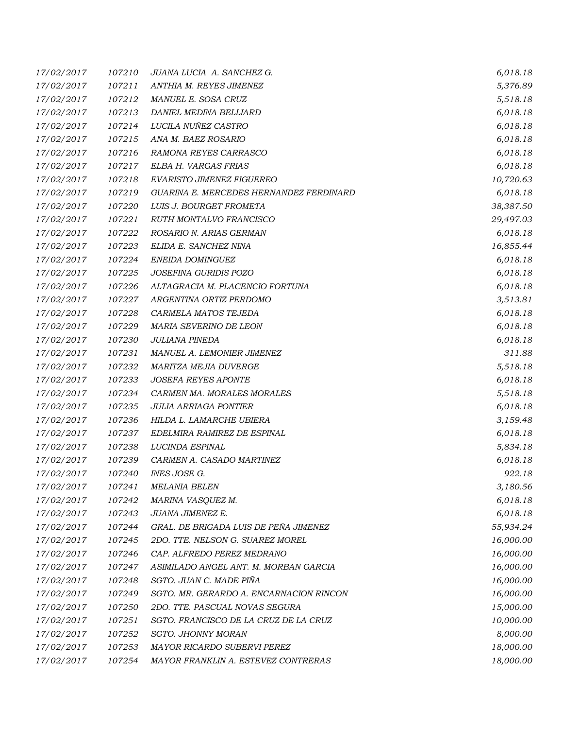| | | | |
|---|---|---|---|
| 17/02/2017 | 107210 | JUANA LUCIA A. SANCHEZ G. | 6,018.18 |
| 17/02/2017 | 107211 | ANTHIA M. REYES JIMENEZ | 5,376.89 |
| 17/02/2017 | 107212 | MANUEL E. SOSA CRUZ | 5,518.18 |
| 17/02/2017 | 107213 | DANIEL MEDINA BELLIARD | 6,018.18 |
| 17/02/2017 | 107214 | LUCILA NUÑEZ CASTRO | 6,018.18 |
| 17/02/2017 | 107215 | ANA M. BAEZ ROSARIO | 6,018.18 |
| 17/02/2017 | 107216 | RAMONA REYES CARRASCO | 6,018.18 |
| 17/02/2017 | 107217 | ELBA H. VARGAS FRIAS | 6,018.18 |
| 17/02/2017 | 107218 | EVARISTO JIMENEZ FIGUEREO | 10,720.63 |
| 17/02/2017 | 107219 | GUARINA E. MERCEDES HERNANDEZ FERDINARD | 6,018.18 |
| 17/02/2017 | 107220 | LUIS J. BOURGET FROMETA | 38,387.50 |
| 17/02/2017 | 107221 | RUTH MONTALVO FRANCISCO | 29,497.03 |
| 17/02/2017 | 107222 | ROSARIO N. ARIAS GERMAN | 6,018.18 |
| 17/02/2017 | 107223 | ELIDA E. SANCHEZ NINA | 16,855.44 |
| 17/02/2017 | 107224 | ENEIDA DOMINGUEZ | 6,018.18 |
| 17/02/2017 | 107225 | JOSEFINA GURIDIS POZO | 6,018.18 |
| 17/02/2017 | 107226 | ALTAGRACIA M. PLACENCIO FORTUNA | 6,018.18 |
| 17/02/2017 | 107227 | ARGENTINA ORTIZ PERDOMO | 3,513.81 |
| 17/02/2017 | 107228 | CARMELA MATOS TEJEDA | 6,018.18 |
| 17/02/2017 | 107229 | MARIA SEVERINO DE LEON | 6,018.18 |
| 17/02/2017 | 107230 | JULIANA PINEDA | 6,018.18 |
| 17/02/2017 | 107231 | MANUEL A. LEMONIER JIMENEZ | 311.88 |
| 17/02/2017 | 107232 | MARITZA MEJIA DUVERGE | 5,518.18 |
| 17/02/2017 | 107233 | JOSEFA REYES APONTE | 6,018.18 |
| 17/02/2017 | 107234 | CARMEN MA. MORALES MORALES | 5,518.18 |
| 17/02/2017 | 107235 | JULIA ARRIAGA PONTIER | 6,018.18 |
| 17/02/2017 | 107236 | HILDA L. LAMARCHE UBIERA | 3,159.48 |
| 17/02/2017 | 107237 | EDELMIRA RAMIREZ DE ESPINAL | 6,018.18 |
| 17/02/2017 | 107238 | LUCINDA ESPINAL | 5,834.18 |
| 17/02/2017 | 107239 | CARMEN A. CASADO MARTINEZ | 6,018.18 |
| 17/02/2017 | 107240 | INES JOSE G. | 922.18 |
| 17/02/2017 | 107241 | MELANIA BELEN | 3,180.56 |
| 17/02/2017 | 107242 | MARINA VASQUEZ M. | 6,018.18 |
| 17/02/2017 | 107243 | JUANA JIMENEZ E. | 6,018.18 |
| 17/02/2017 | 107244 | GRAL. DE BRIGADA LUIS DE PEÑA JIMENEZ | 55,934.24 |
| 17/02/2017 | 107245 | 2DO. TTE. NELSON G. SUAREZ MOREL | 16,000.00 |
| 17/02/2017 | 107246 | CAP. ALFREDO PEREZ MEDRANO | 16,000.00 |
| 17/02/2017 | 107247 | ASIMILADO ANGEL ANT. M. MORBAN GARCIA | 16,000.00 |
| 17/02/2017 | 107248 | SGTO. JUAN C. MADE PIÑA | 16,000.00 |
| 17/02/2017 | 107249 | SGTO. MR. GERARDO A. ENCARNACION RINCON | 16,000.00 |
| 17/02/2017 | 107250 | 2DO. TTE. PASCUAL NOVAS SEGURA | 15,000.00 |
| 17/02/2017 | 107251 | SGTO. FRANCISCO DE LA CRUZ DE LA CRUZ | 10,000.00 |
| 17/02/2017 | 107252 | SGTO. JHONNY MORAN | 8,000.00 |
| 17/02/2017 | 107253 | MAYOR RICARDO SUBERVI PEREZ | 18,000.00 |
| 17/02/2017 | 107254 | MAYOR FRANKLIN A. ESTEVEZ CONTRERAS | 18,000.00 |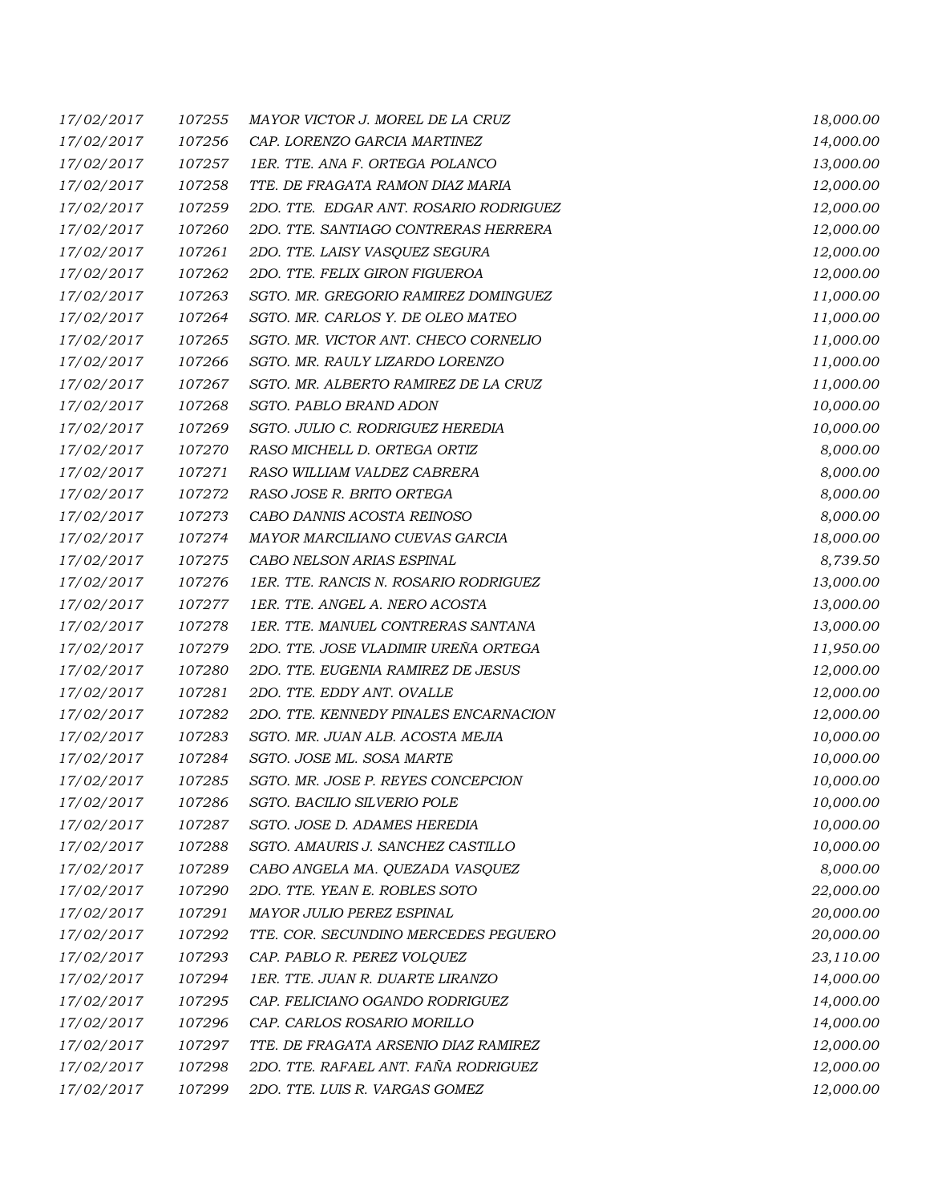| | | | |
|---|---|---|---|
| 17/02/2017 | 107255 | MAYOR VICTOR J. MOREL DE LA CRUZ | 18,000.00 |
| 17/02/2017 | 107256 | CAP. LORENZO GARCIA MARTINEZ | 14,000.00 |
| 17/02/2017 | 107257 | 1ER. TTE. ANA F. ORTEGA POLANCO | 13,000.00 |
| 17/02/2017 | 107258 | TTE. DE FRAGATA RAMON DIAZ MARIA | 12,000.00 |
| 17/02/2017 | 107259 | 2DO. TTE. EDGAR ANT. ROSARIO RODRIGUEZ | 12,000.00 |
| 17/02/2017 | 107260 | 2DO. TTE. SANTIAGO CONTRERAS HERRERA | 12,000.00 |
| 17/02/2017 | 107261 | 2DO. TTE. LAISY VASQUEZ SEGURA | 12,000.00 |
| 17/02/2017 | 107262 | 2DO. TTE. FELIX GIRON FIGUEROA | 12,000.00 |
| 17/02/2017 | 107263 | SGTO. MR. GREGORIO RAMIREZ DOMINGUEZ | 11,000.00 |
| 17/02/2017 | 107264 | SGTO. MR. CARLOS Y. DE OLEO MATEO | 11,000.00 |
| 17/02/2017 | 107265 | SGTO. MR. VICTOR ANT. CHECO CORNELIO | 11,000.00 |
| 17/02/2017 | 107266 | SGTO. MR. RAULY LIZARDO LORENZO | 11,000.00 |
| 17/02/2017 | 107267 | SGTO. MR. ALBERTO RAMIREZ DE LA CRUZ | 11,000.00 |
| 17/02/2017 | 107268 | SGTO. PABLO BRAND ADON | 10,000.00 |
| 17/02/2017 | 107269 | SGTO. JULIO C. RODRIGUEZ HEREDIA | 10,000.00 |
| 17/02/2017 | 107270 | RASO MICHELL D. ORTEGA ORTIZ | 8,000.00 |
| 17/02/2017 | 107271 | RASO WILLIAM VALDEZ CABRERA | 8,000.00 |
| 17/02/2017 | 107272 | RASO JOSE R. BRITO ORTEGA | 8,000.00 |
| 17/02/2017 | 107273 | CABO DANNIS ACOSTA REINOSO | 8,000.00 |
| 17/02/2017 | 107274 | MAYOR MARCILIANO CUEVAS GARCIA | 18,000.00 |
| 17/02/2017 | 107275 | CABO NELSON ARIAS ESPINAL | 8,739.50 |
| 17/02/2017 | 107276 | 1ER. TTE. RANCIS N. ROSARIO RODRIGUEZ | 13,000.00 |
| 17/02/2017 | 107277 | 1ER. TTE. ANGEL A. NERO ACOSTA | 13,000.00 |
| 17/02/2017 | 107278 | 1ER. TTE. MANUEL CONTRERAS SANTANA | 13,000.00 |
| 17/02/2017 | 107279 | 2DO. TTE. JOSE VLADIMIR UREÑA ORTEGA | 11,950.00 |
| 17/02/2017 | 107280 | 2DO. TTE. EUGENIA RAMIREZ DE JESUS | 12,000.00 |
| 17/02/2017 | 107281 | 2DO. TTE. EDDY ANT. OVALLE | 12,000.00 |
| 17/02/2017 | 107282 | 2DO. TTE. KENNEDY PINALES ENCARNACION | 12,000.00 |
| 17/02/2017 | 107283 | SGTO. MR. JUAN ALB. ACOSTA MEJIA | 10,000.00 |
| 17/02/2017 | 107284 | SGTO. JOSE ML. SOSA MARTE | 10,000.00 |
| 17/02/2017 | 107285 | SGTO. MR. JOSE P. REYES CONCEPCION | 10,000.00 |
| 17/02/2017 | 107286 | SGTO. BACILIO SILVERIO POLE | 10,000.00 |
| 17/02/2017 | 107287 | SGTO. JOSE D. ADAMES HEREDIA | 10,000.00 |
| 17/02/2017 | 107288 | SGTO. AMAURIS J. SANCHEZ CASTILLO | 10,000.00 |
| 17/02/2017 | 107289 | CABO ANGELA MA. QUEZADA VASQUEZ | 8,000.00 |
| 17/02/2017 | 107290 | 2DO. TTE. YEAN E. ROBLES SOTO | 22,000.00 |
| 17/02/2017 | 107291 | MAYOR JULIO PEREZ ESPINAL | 20,000.00 |
| 17/02/2017 | 107292 | TTE. COR. SECUNDINO MERCEDES PEGUERO | 20,000.00 |
| 17/02/2017 | 107293 | CAP. PABLO R. PEREZ VOLQUEZ | 23,110.00 |
| 17/02/2017 | 107294 | 1ER. TTE. JUAN R. DUARTE LIRANZO | 14,000.00 |
| 17/02/2017 | 107295 | CAP. FELICIANO OGANDO RODRIGUEZ | 14,000.00 |
| 17/02/2017 | 107296 | CAP. CARLOS ROSARIO MORILLO | 14,000.00 |
| 17/02/2017 | 107297 | TTE. DE FRAGATA ARSENIO DIAZ RAMIREZ | 12,000.00 |
| 17/02/2017 | 107298 | 2DO. TTE. RAFAEL ANT. FAÑA RODRIGUEZ | 12,000.00 |
| 17/02/2017 | 107299 | 2DO. TTE. LUIS R. VARGAS GOMEZ | 12,000.00 |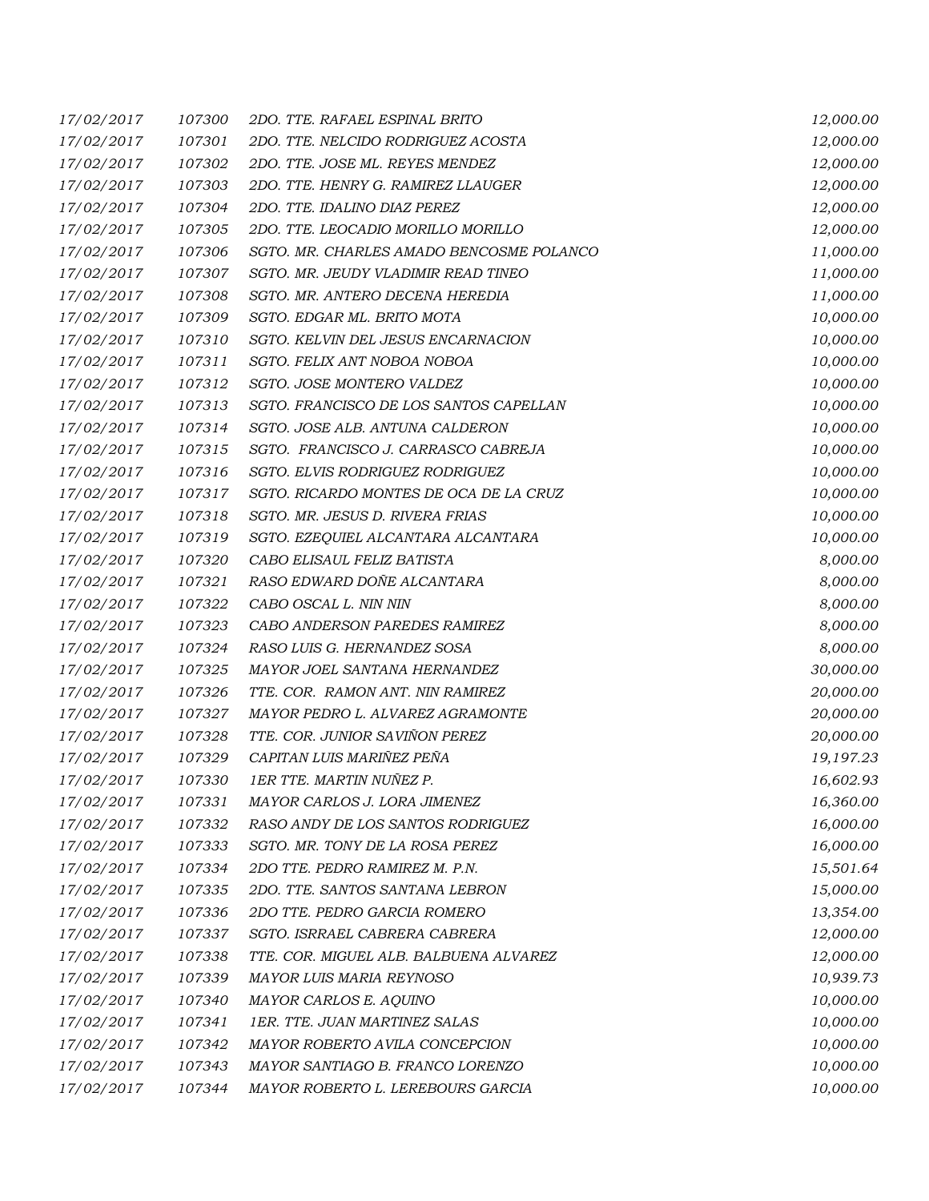| | | | |
|---|---|---|---|
| 17/02/2017 | 107300 | 2DO. TTE. RAFAEL ESPINAL BRITO | 12,000.00 |
| 17/02/2017 | 107301 | 2DO. TTE. NELCIDO RODRIGUEZ ACOSTA | 12,000.00 |
| 17/02/2017 | 107302 | 2DO. TTE. JOSE ML. REYES MENDEZ | 12,000.00 |
| 17/02/2017 | 107303 | 2DO. TTE. HENRY G. RAMIREZ LLAUGER | 12,000.00 |
| 17/02/2017 | 107304 | 2DO. TTE. IDALINO DIAZ PEREZ | 12,000.00 |
| 17/02/2017 | 107305 | 2DO. TTE. LEOCADIO MORILLO MORILLO | 12,000.00 |
| 17/02/2017 | 107306 | SGTO. MR. CHARLES AMADO BENCOSME POLANCO | 11,000.00 |
| 17/02/2017 | 107307 | SGTO. MR. JEUDY VLADIMIR READ TINEO | 11,000.00 |
| 17/02/2017 | 107308 | SGTO. MR. ANTERO DECENA HEREDIA | 11,000.00 |
| 17/02/2017 | 107309 | SGTO. EDGAR ML. BRITO MOTA | 10,000.00 |
| 17/02/2017 | 107310 | SGTO. KELVIN DEL JESUS ENCARNACION | 10,000.00 |
| 17/02/2017 | 107311 | SGTO. FELIX ANT NOBOA NOBOA | 10,000.00 |
| 17/02/2017 | 107312 | SGTO. JOSE MONTERO VALDEZ | 10,000.00 |
| 17/02/2017 | 107313 | SGTO. FRANCISCO DE LOS SANTOS CAPELLAN | 10,000.00 |
| 17/02/2017 | 107314 | SGTO. JOSE ALB. ANTUNA CALDERON | 10,000.00 |
| 17/02/2017 | 107315 | SGTO. FRANCISCO J. CARRASCO CABREJA | 10,000.00 |
| 17/02/2017 | 107316 | SGTO. ELVIS RODRIGUEZ RODRIGUEZ | 10,000.00 |
| 17/02/2017 | 107317 | SGTO. RICARDO MONTES DE OCA DE LA CRUZ | 10,000.00 |
| 17/02/2017 | 107318 | SGTO. MR. JESUS D. RIVERA FRIAS | 10,000.00 |
| 17/02/2017 | 107319 | SGTO. EZEQUIEL ALCANTARA ALCANTARA | 10,000.00 |
| 17/02/2017 | 107320 | CABO ELISAUL FELIZ BATISTA | 8,000.00 |
| 17/02/2017 | 107321 | RASO EDWARD DOÑE ALCANTARA | 8,000.00 |
| 17/02/2017 | 107322 | CABO OSCAL L. NIN NIN | 8,000.00 |
| 17/02/2017 | 107323 | CABO ANDERSON PAREDES RAMIREZ | 8,000.00 |
| 17/02/2017 | 107324 | RASO LUIS G. HERNANDEZ SOSA | 8,000.00 |
| 17/02/2017 | 107325 | MAYOR JOEL SANTANA HERNANDEZ | 30,000.00 |
| 17/02/2017 | 107326 | TTE. COR. RAMON ANT. NIN RAMIREZ | 20,000.00 |
| 17/02/2017 | 107327 | MAYOR PEDRO L. ALVAREZ AGRAMONTE | 20,000.00 |
| 17/02/2017 | 107328 | TTE. COR. JUNIOR SAVIÑON PEREZ | 20,000.00 |
| 17/02/2017 | 107329 | CAPITAN LUIS MARIÑEZ PEÑA | 19,197.23 |
| 17/02/2017 | 107330 | 1ER TTE. MARTIN NUÑEZ P. | 16,602.93 |
| 17/02/2017 | 107331 | MAYOR CARLOS J. LORA JIMENEZ | 16,360.00 |
| 17/02/2017 | 107332 | RASO ANDY DE LOS SANTOS RODRIGUEZ | 16,000.00 |
| 17/02/2017 | 107333 | SGTO. MR. TONY DE LA ROSA PEREZ | 16,000.00 |
| 17/02/2017 | 107334 | 2DO TTE. PEDRO RAMIREZ M. P.N. | 15,501.64 |
| 17/02/2017 | 107335 | 2DO. TTE. SANTOS SANTANA LEBRON | 15,000.00 |
| 17/02/2017 | 107336 | 2DO TTE. PEDRO GARCIA ROMERO | 13,354.00 |
| 17/02/2017 | 107337 | SGTO. ISRRAEL CABRERA CABRERA | 12,000.00 |
| 17/02/2017 | 107338 | TTE. COR. MIGUEL ALB. BALBUENA ALVAREZ | 12,000.00 |
| 17/02/2017 | 107339 | MAYOR LUIS MARIA REYNOSO | 10,939.73 |
| 17/02/2017 | 107340 | MAYOR CARLOS E. AQUINO | 10,000.00 |
| 17/02/2017 | 107341 | 1ER. TTE. JUAN MARTINEZ SALAS | 10,000.00 |
| 17/02/2017 | 107342 | MAYOR ROBERTO AVILA CONCEPCION | 10,000.00 |
| 17/02/2017 | 107343 | MAYOR SANTIAGO B. FRANCO LORENZO | 10,000.00 |
| 17/02/2017 | 107344 | MAYOR ROBERTO L. LEREBOURS GARCIA | 10,000.00 |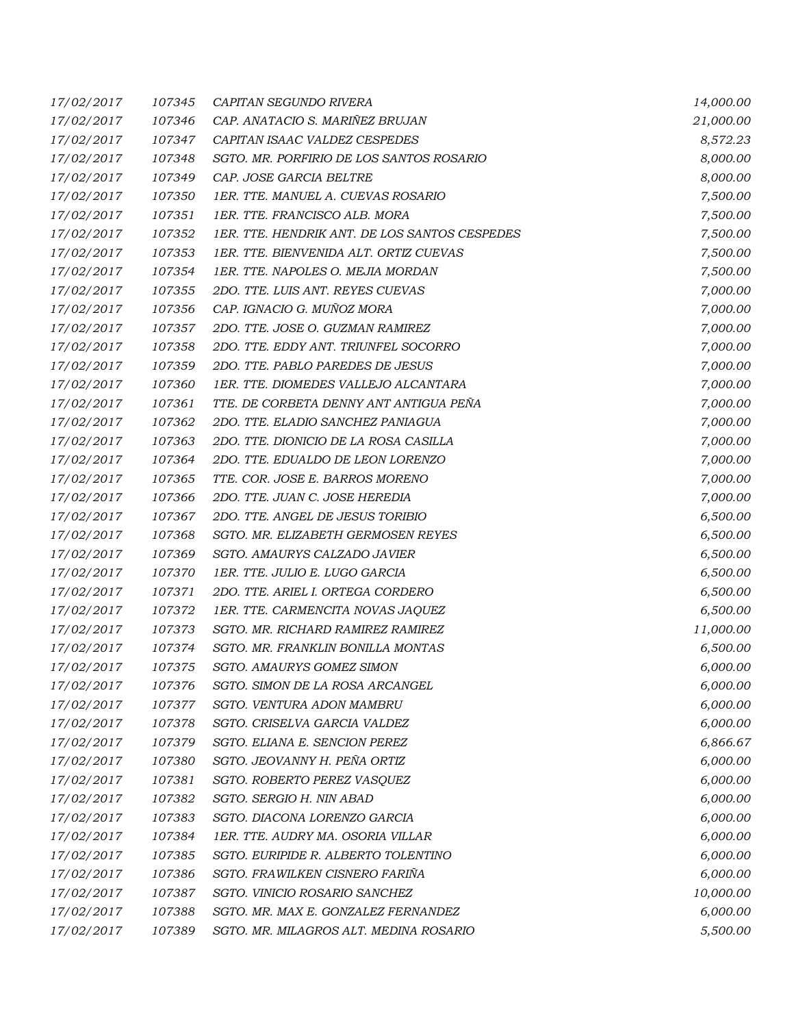| | | | |
|---|---|---|---|
| 17/02/2017 | 107345 | CAPITAN SEGUNDO RIVERA | 14,000.00 |
| 17/02/2017 | 107346 | CAP. ANATACIO S. MARIÑEZ BRUJAN | 21,000.00 |
| 17/02/2017 | 107347 | CAPITAN ISAAC VALDEZ CESPEDES | 8,572.23 |
| 17/02/2017 | 107348 | SGTO. MR. PORFIRIO DE LOS SANTOS ROSARIO | 8,000.00 |
| 17/02/2017 | 107349 | CAP. JOSE GARCIA BELTRE | 8,000.00 |
| 17/02/2017 | 107350 | 1ER. TTE. MANUEL A. CUEVAS ROSARIO | 7,500.00 |
| 17/02/2017 | 107351 | 1ER. TTE. FRANCISCO ALB. MORA | 7,500.00 |
| 17/02/2017 | 107352 | 1ER. TTE. HENDRIK ANT. DE LOS SANTOS CESPEDES | 7,500.00 |
| 17/02/2017 | 107353 | 1ER. TTE. BIENVENIDA ALT. ORTIZ CUEVAS | 7,500.00 |
| 17/02/2017 | 107354 | 1ER. TTE. NAPOLES O. MEJIA MORDAN | 7,500.00 |
| 17/02/2017 | 107355 | 2DO. TTE. LUIS ANT. REYES CUEVAS | 7,000.00 |
| 17/02/2017 | 107356 | CAP. IGNACIO G. MUÑOZ MORA | 7,000.00 |
| 17/02/2017 | 107357 | 2DO. TTE. JOSE O. GUZMAN RAMIREZ | 7,000.00 |
| 17/02/2017 | 107358 | 2DO. TTE. EDDY ANT. TRIUNFEL SOCORRO | 7,000.00 |
| 17/02/2017 | 107359 | 2DO. TTE. PABLO PAREDES DE JESUS | 7,000.00 |
| 17/02/2017 | 107360 | 1ER. TTE. DIOMEDES VALLEJO ALCANTARA | 7,000.00 |
| 17/02/2017 | 107361 | TTE. DE CORBETA DENNY ANT ANTIGUA PEÑA | 7,000.00 |
| 17/02/2017 | 107362 | 2DO. TTE. ELADIO SANCHEZ PANIAGUA | 7,000.00 |
| 17/02/2017 | 107363 | 2DO. TTE. DIONICIO DE LA ROSA CASILLA | 7,000.00 |
| 17/02/2017 | 107364 | 2DO. TTE. EDUALDO DE LEON LORENZO | 7,000.00 |
| 17/02/2017 | 107365 | TTE. COR. JOSE E. BARROS MORENO | 7,000.00 |
| 17/02/2017 | 107366 | 2DO. TTE. JUAN C. JOSE HEREDIA | 7,000.00 |
| 17/02/2017 | 107367 | 2DO. TTE. ANGEL DE JESUS TORIBIO | 6,500.00 |
| 17/02/2017 | 107368 | SGTO. MR. ELIZABETH GERMOSEN REYES | 6,500.00 |
| 17/02/2017 | 107369 | SGTO. AMAURYS CALZADO JAVIER | 6,500.00 |
| 17/02/2017 | 107370 | 1ER. TTE. JULIO E. LUGO GARCIA | 6,500.00 |
| 17/02/2017 | 107371 | 2DO. TTE. ARIEL I. ORTEGA CORDERO | 6,500.00 |
| 17/02/2017 | 107372 | 1ER. TTE. CARMENCITA NOVAS JAQUEZ | 6,500.00 |
| 17/02/2017 | 107373 | SGTO. MR. RICHARD RAMIREZ RAMIREZ | 11,000.00 |
| 17/02/2017 | 107374 | SGTO. MR. FRANKLIN BONILLA MONTAS | 6,500.00 |
| 17/02/2017 | 107375 | SGTO. AMAURYS GOMEZ SIMON | 6,000.00 |
| 17/02/2017 | 107376 | SGTO. SIMON DE LA ROSA ARCANGEL | 6,000.00 |
| 17/02/2017 | 107377 | SGTO. VENTURA ADON MAMBRU | 6,000.00 |
| 17/02/2017 | 107378 | SGTO. CRISELVA GARCIA VALDEZ | 6,000.00 |
| 17/02/2017 | 107379 | SGTO. ELIANA E. SENCION PEREZ | 6,866.67 |
| 17/02/2017 | 107380 | SGTO. JEOVANNY H. PEÑA ORTIZ | 6,000.00 |
| 17/02/2017 | 107381 | SGTO. ROBERTO PEREZ VASQUEZ | 6,000.00 |
| 17/02/2017 | 107382 | SGTO. SERGIO H. NIN ABAD | 6,000.00 |
| 17/02/2017 | 107383 | SGTO. DIACONA LORENZO GARCIA | 6,000.00 |
| 17/02/2017 | 107384 | 1ER. TTE. AUDRY MA. OSORIA VILLAR | 6,000.00 |
| 17/02/2017 | 107385 | SGTO. EURIPIDE R. ALBERTO TOLENTINO | 6,000.00 |
| 17/02/2017 | 107386 | SGTO. FRAWILKEN CISNERO FARIÑA | 6,000.00 |
| 17/02/2017 | 107387 | SGTO. VINICIO ROSARIO SANCHEZ | 10,000.00 |
| 17/02/2017 | 107388 | SGTO. MR. MAX E. GONZALEZ FERNANDEZ | 6,000.00 |
| 17/02/2017 | 107389 | SGTO. MR. MILAGROS ALT. MEDINA ROSARIO | 5,500.00 |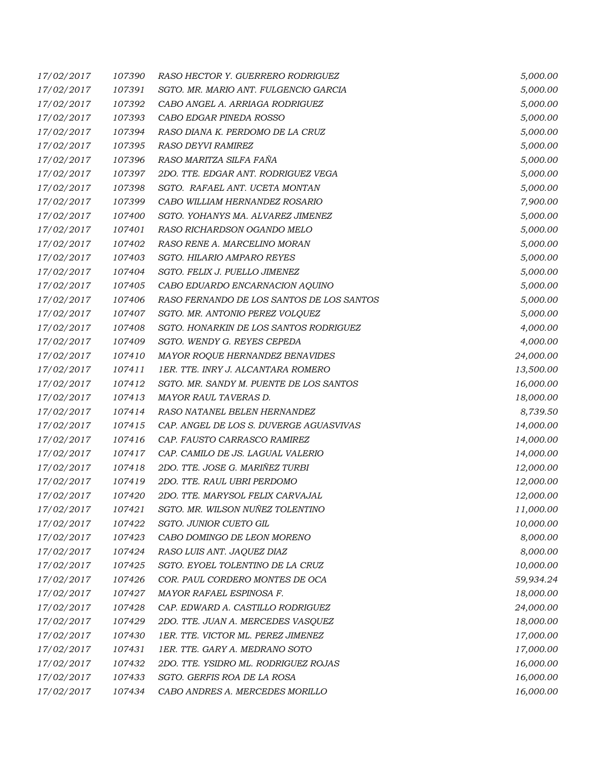| | | | |
|---|---|---|---|
| 17/02/2017 | 107390 | RASO HECTOR Y. GUERRERO RODRIGUEZ | 5,000.00 |
| 17/02/2017 | 107391 | SGTO. MR. MARIO ANT. FULGENCIO GARCIA | 5,000.00 |
| 17/02/2017 | 107392 | CABO ANGEL A. ARRIAGA RODRIGUEZ | 5,000.00 |
| 17/02/2017 | 107393 | CABO EDGAR PINEDA ROSSO | 5,000.00 |
| 17/02/2017 | 107394 | RASO DIANA K. PERDOMO DE LA CRUZ | 5,000.00 |
| 17/02/2017 | 107395 | RASO DEYVI RAMIREZ | 5,000.00 |
| 17/02/2017 | 107396 | RASO MARITZA SILFA FAÑA | 5,000.00 |
| 17/02/2017 | 107397 | 2DO. TTE. EDGAR ANT. RODRIGUEZ VEGA | 5,000.00 |
| 17/02/2017 | 107398 | SGTO. RAFAEL ANT. UCETA MONTAN | 5,000.00 |
| 17/02/2017 | 107399 | CABO WILLIAM HERNANDEZ ROSARIO | 7,900.00 |
| 17/02/2017 | 107400 | SGTO. YOHANYS MA. ALVAREZ JIMENEZ | 5,000.00 |
| 17/02/2017 | 107401 | RASO RICHARDSON OGANDO MELO | 5,000.00 |
| 17/02/2017 | 107402 | RASO RENE A. MARCELINO MORAN | 5,000.00 |
| 17/02/2017 | 107403 | SGTO. HILARIO AMPARO REYES | 5,000.00 |
| 17/02/2017 | 107404 | SGTO. FELIX J. PUELLO JIMENEZ | 5,000.00 |
| 17/02/2017 | 107405 | CABO EDUARDO ENCARNACION AQUINO | 5,000.00 |
| 17/02/2017 | 107406 | RASO FERNANDO DE LOS SANTOS DE LOS SANTOS | 5,000.00 |
| 17/02/2017 | 107407 | SGTO. MR. ANTONIO PEREZ VOLQUEZ | 5,000.00 |
| 17/02/2017 | 107408 | SGTO. HONARKIN DE LOS SANTOS RODRIGUEZ | 4,000.00 |
| 17/02/2017 | 107409 | SGTO. WENDY G. REYES CEPEDA | 4,000.00 |
| 17/02/2017 | 107410 | MAYOR ROQUE HERNANDEZ BENAVIDES | 24,000.00 |
| 17/02/2017 | 107411 | 1ER. TTE. INRY J. ALCANTARA ROMERO | 13,500.00 |
| 17/02/2017 | 107412 | SGTO. MR. SANDY M. PUENTE DE LOS SANTOS | 16,000.00 |
| 17/02/2017 | 107413 | MAYOR RAUL TAVERAS D. | 18,000.00 |
| 17/02/2017 | 107414 | RASO NATANEL BELEN HERNANDEZ | 8,739.50 |
| 17/02/2017 | 107415 | CAP. ANGEL DE LOS S. DUVERGE AGUASVIVAS | 14,000.00 |
| 17/02/2017 | 107416 | CAP. FAUSTO CARRASCO RAMIREZ | 14,000.00 |
| 17/02/2017 | 107417 | CAP. CAMILO DE JS. LAGUAL VALERIO | 14,000.00 |
| 17/02/2017 | 107418 | 2DO. TTE. JOSE G. MARIÑEZ TURBI | 12,000.00 |
| 17/02/2017 | 107419 | 2DO. TTE. RAUL UBRI PERDOMO | 12,000.00 |
| 17/02/2017 | 107420 | 2DO. TTE. MARYSOL FELIX CARVAJAL | 12,000.00 |
| 17/02/2017 | 107421 | SGTO. MR. WILSON NUÑEZ TOLENTINO | 11,000.00 |
| 17/02/2017 | 107422 | SGTO. JUNIOR CUETO GIL | 10,000.00 |
| 17/02/2017 | 107423 | CABO DOMINGO DE LEON MORENO | 8,000.00 |
| 17/02/2017 | 107424 | RASO LUIS ANT. JAQUEZ DIAZ | 8,000.00 |
| 17/02/2017 | 107425 | SGTO. EYOEL TOLENTINO DE LA CRUZ | 10,000.00 |
| 17/02/2017 | 107426 | COR. PAUL CORDERO MONTES DE OCA | 59,934.24 |
| 17/02/2017 | 107427 | MAYOR RAFAEL ESPINOSA F. | 18,000.00 |
| 17/02/2017 | 107428 | CAP. EDWARD A. CASTILLO RODRIGUEZ | 24,000.00 |
| 17/02/2017 | 107429 | 2DO. TTE. JUAN A. MERCEDES VASQUEZ | 18,000.00 |
| 17/02/2017 | 107430 | 1ER. TTE. VICTOR ML. PEREZ JIMENEZ | 17,000.00 |
| 17/02/2017 | 107431 | 1ER. TTE. GARY A. MEDRANO SOTO | 17,000.00 |
| 17/02/2017 | 107432 | 2DO. TTE. YSIDRO ML. RODRIGUEZ ROJAS | 16,000.00 |
| 17/02/2017 | 107433 | SGTO. GERFIS ROA DE LA ROSA | 16,000.00 |
| 17/02/2017 | 107434 | CABO ANDRES A. MERCEDES MORILLO | 16,000.00 |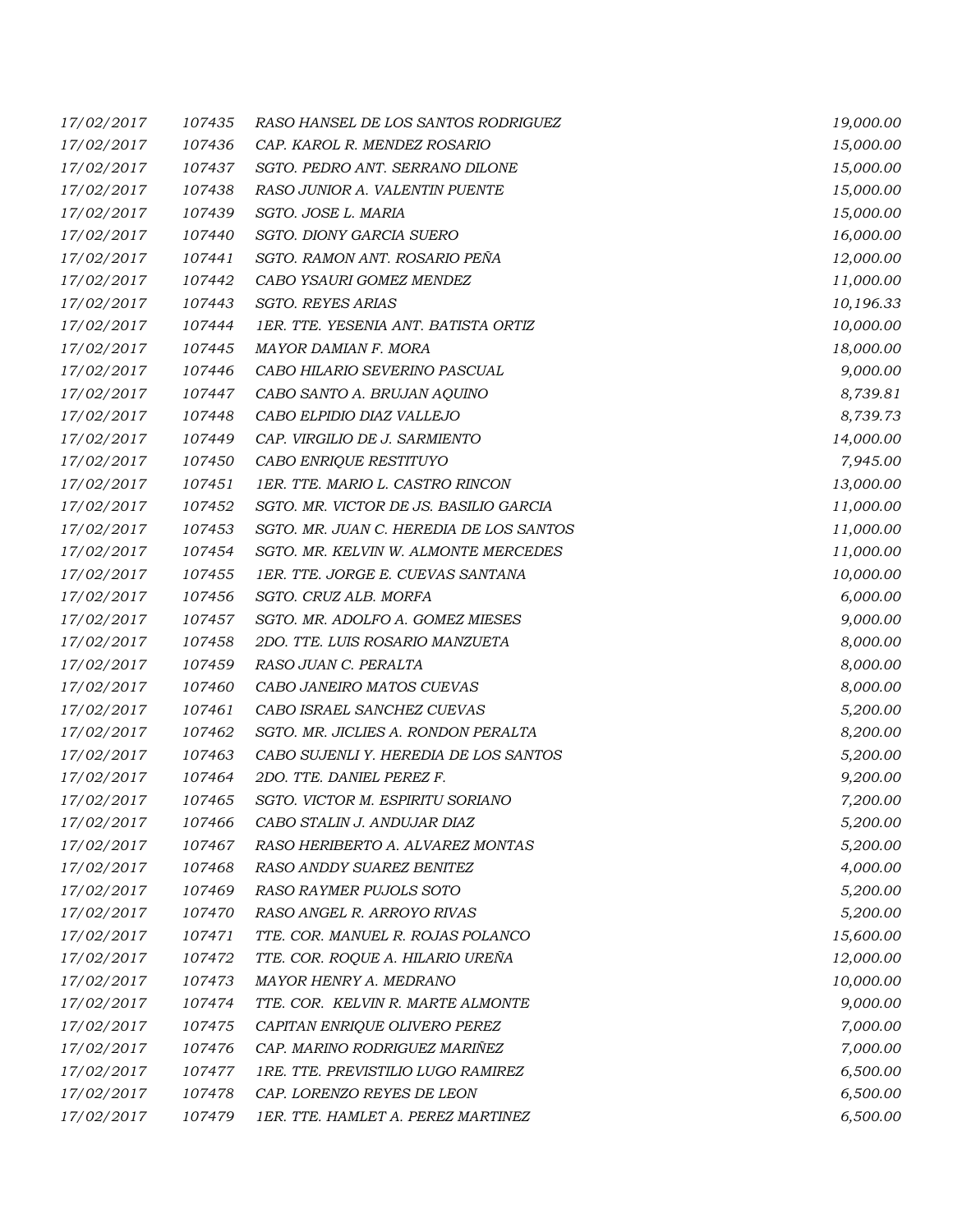| | | | |
|---|---|---|---|
| 17/02/2017 | 107435 | RASO HANSEL DE LOS SANTOS RODRIGUEZ | 19,000.00 |
| 17/02/2017 | 107436 | CAP. KAROL R. MENDEZ ROSARIO | 15,000.00 |
| 17/02/2017 | 107437 | SGTO. PEDRO ANT. SERRANO DILONE | 15,000.00 |
| 17/02/2017 | 107438 | RASO JUNIOR A. VALENTIN PUENTE | 15,000.00 |
| 17/02/2017 | 107439 | SGTO. JOSE L. MARIA | 15,000.00 |
| 17/02/2017 | 107440 | SGTO. DIONY GARCIA SUERO | 16,000.00 |
| 17/02/2017 | 107441 | SGTO. RAMON ANT. ROSARIO PEÑA | 12,000.00 |
| 17/02/2017 | 107442 | CABO YSAURI GOMEZ MENDEZ | 11,000.00 |
| 17/02/2017 | 107443 | SGTO. REYES ARIAS | 10,196.33 |
| 17/02/2017 | 107444 | 1ER. TTE. YESENIA ANT. BATISTA ORTIZ | 10,000.00 |
| 17/02/2017 | 107445 | MAYOR DAMIAN F. MORA | 18,000.00 |
| 17/02/2017 | 107446 | CABO HILARIO SEVERINO PASCUAL | 9,000.00 |
| 17/02/2017 | 107447 | CABO SANTO A. BRUJAN AQUINO | 8,739.81 |
| 17/02/2017 | 107448 | CABO ELPIDIO DIAZ VALLEJO | 8,739.73 |
| 17/02/2017 | 107449 | CAP. VIRGILIO DE J. SARMIENTO | 14,000.00 |
| 17/02/2017 | 107450 | CABO ENRIQUE RESTITUYO | 7,945.00 |
| 17/02/2017 | 107451 | 1ER. TTE. MARIO L. CASTRO RINCON | 13,000.00 |
| 17/02/2017 | 107452 | SGTO. MR. VICTOR DE JS. BASILIO GARCIA | 11,000.00 |
| 17/02/2017 | 107453 | SGTO. MR. JUAN C. HEREDIA DE LOS SANTOS | 11,000.00 |
| 17/02/2017 | 107454 | SGTO. MR. KELVIN W. ALMONTE MERCEDES | 11,000.00 |
| 17/02/2017 | 107455 | 1ER. TTE. JORGE E. CUEVAS SANTANA | 10,000.00 |
| 17/02/2017 | 107456 | SGTO. CRUZ ALB. MORFA | 6,000.00 |
| 17/02/2017 | 107457 | SGTO. MR. ADOLFO A. GOMEZ MIESES | 9,000.00 |
| 17/02/2017 | 107458 | 2DO. TTE. LUIS ROSARIO MANZUETA | 8,000.00 |
| 17/02/2017 | 107459 | RASO JUAN C. PERALTA | 8,000.00 |
| 17/02/2017 | 107460 | CABO JANEIRO MATOS CUEVAS | 8,000.00 |
| 17/02/2017 | 107461 | CABO ISRAEL SANCHEZ CUEVAS | 5,200.00 |
| 17/02/2017 | 107462 | SGTO. MR. JICLIES A. RONDON PERALTA | 8,200.00 |
| 17/02/2017 | 107463 | CABO SUJENLI Y. HEREDIA DE LOS SANTOS | 5,200.00 |
| 17/02/2017 | 107464 | 2DO. TTE. DANIEL PEREZ F. | 9,200.00 |
| 17/02/2017 | 107465 | SGTO. VICTOR M. ESPIRITU SORIANO | 7,200.00 |
| 17/02/2017 | 107466 | CABO STALIN J. ANDUJAR DIAZ | 5,200.00 |
| 17/02/2017 | 107467 | RASO HERIBERTO A. ALVAREZ MONTAS | 5,200.00 |
| 17/02/2017 | 107468 | RASO ANDDY SUAREZ BENITEZ | 4,000.00 |
| 17/02/2017 | 107469 | RASO RAYMER PUJOLS SOTO | 5,200.00 |
| 17/02/2017 | 107470 | RASO ANGEL R. ARROYO RIVAS | 5,200.00 |
| 17/02/2017 | 107471 | TTE. COR. MANUEL R. ROJAS POLANCO | 15,600.00 |
| 17/02/2017 | 107472 | TTE. COR. ROQUE A. HILARIO UREÑA | 12,000.00 |
| 17/02/2017 | 107473 | MAYOR HENRY A. MEDRANO | 10,000.00 |
| 17/02/2017 | 107474 | TTE. COR. KELVIN R. MARTE ALMONTE | 9,000.00 |
| 17/02/2017 | 107475 | CAPITAN ENRIQUE OLIVERO PEREZ | 7,000.00 |
| 17/02/2017 | 107476 | CAP. MARINO RODRIGUEZ MARIÑEZ | 7,000.00 |
| 17/02/2017 | 107477 | 1RE. TTE. PREVISTILIO LUGO RAMIREZ | 6,500.00 |
| 17/02/2017 | 107478 | CAP. LORENZO REYES DE LEON | 6,500.00 |
| 17/02/2017 | 107479 | 1ER. TTE. HAMLET A. PEREZ MARTINEZ | 6,500.00 |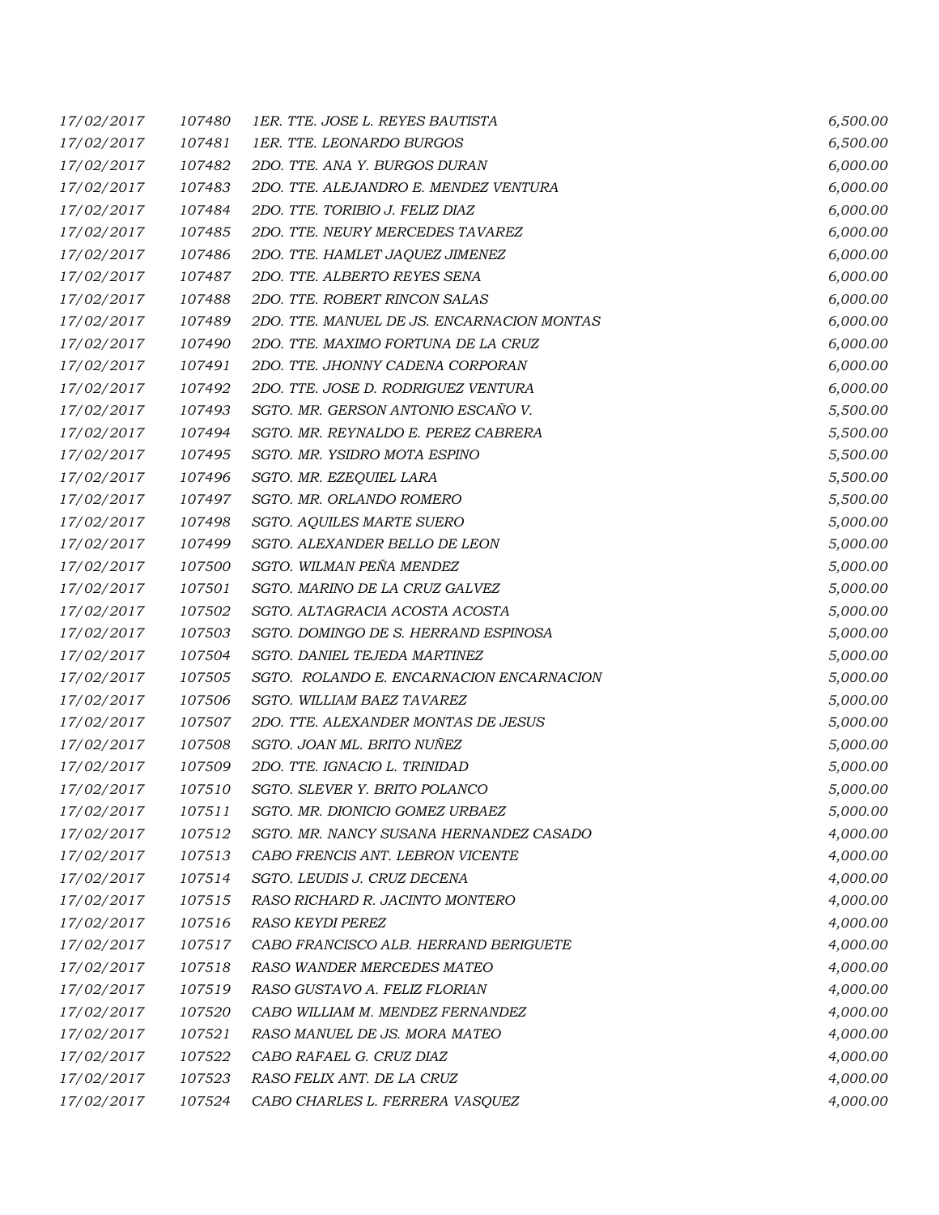| | | | |
|---|---|---|---|
| 17/02/2017 | 107480 | 1ER. TTE. JOSE L. REYES BAUTISTA | 6,500.00 |
| 17/02/2017 | 107481 | 1ER. TTE. LEONARDO BURGOS | 6,500.00 |
| 17/02/2017 | 107482 | 2DO. TTE. ANA Y. BURGOS DURAN | 6,000.00 |
| 17/02/2017 | 107483 | 2DO. TTE. ALEJANDRO E. MENDEZ VENTURA | 6,000.00 |
| 17/02/2017 | 107484 | 2DO. TTE. TORIBIO J. FELIZ DIAZ | 6,000.00 |
| 17/02/2017 | 107485 | 2DO. TTE. NEURY MERCEDES TAVAREZ | 6,000.00 |
| 17/02/2017 | 107486 | 2DO. TTE. HAMLET JAQUEZ JIMENEZ | 6,000.00 |
| 17/02/2017 | 107487 | 2DO. TTE. ALBERTO REYES SENA | 6,000.00 |
| 17/02/2017 | 107488 | 2DO. TTE. ROBERT RINCON SALAS | 6,000.00 |
| 17/02/2017 | 107489 | 2DO. TTE. MANUEL DE JS. ENCARNACION MONTAS | 6,000.00 |
| 17/02/2017 | 107490 | 2DO. TTE. MAXIMO FORTUNA DE LA CRUZ | 6,000.00 |
| 17/02/2017 | 107491 | 2DO. TTE. JHONNY CADENA CORPORAN | 6,000.00 |
| 17/02/2017 | 107492 | 2DO. TTE. JOSE D. RODRIGUEZ VENTURA | 6,000.00 |
| 17/02/2017 | 107493 | SGTO. MR. GERSON ANTONIO ESCAÑO V. | 5,500.00 |
| 17/02/2017 | 107494 | SGTO. MR. REYNALDO E. PEREZ CABRERA | 5,500.00 |
| 17/02/2017 | 107495 | SGTO. MR. YSIDRO MOTA ESPINO | 5,500.00 |
| 17/02/2017 | 107496 | SGTO. MR. EZEQUIEL LARA | 5,500.00 |
| 17/02/2017 | 107497 | SGTO. MR. ORLANDO ROMERO | 5,500.00 |
| 17/02/2017 | 107498 | SGTO. AQUILES MARTE SUERO | 5,000.00 |
| 17/02/2017 | 107499 | SGTO. ALEXANDER BELLO DE LEON | 5,000.00 |
| 17/02/2017 | 107500 | SGTO. WILMAN PEÑA MENDEZ | 5,000.00 |
| 17/02/2017 | 107501 | SGTO. MARINO DE LA CRUZ GALVEZ | 5,000.00 |
| 17/02/2017 | 107502 | SGTO. ALTAGRACIA ACOSTA ACOSTA | 5,000.00 |
| 17/02/2017 | 107503 | SGTO. DOMINGO DE S. HERRAND ESPINOSA | 5,000.00 |
| 17/02/2017 | 107504 | SGTO. DANIEL TEJEDA MARTINEZ | 5,000.00 |
| 17/02/2017 | 107505 | SGTO. ROLANDO E. ENCARNACION ENCARNACION | 5,000.00 |
| 17/02/2017 | 107506 | SGTO. WILLIAM BAEZ TAVAREZ | 5,000.00 |
| 17/02/2017 | 107507 | 2DO. TTE. ALEXANDER MONTAS DE JESUS | 5,000.00 |
| 17/02/2017 | 107508 | SGTO. JOAN ML. BRITO NUÑEZ | 5,000.00 |
| 17/02/2017 | 107509 | 2DO. TTE. IGNACIO L. TRINIDAD | 5,000.00 |
| 17/02/2017 | 107510 | SGTO. SLEVER Y. BRITO POLANCO | 5,000.00 |
| 17/02/2017 | 107511 | SGTO. MR. DIONICIO GOMEZ URBAEZ | 5,000.00 |
| 17/02/2017 | 107512 | SGTO. MR. NANCY SUSANA HERNANDEZ CASADO | 4,000.00 |
| 17/02/2017 | 107513 | CABO FRENCIS ANT. LEBRON VICENTE | 4,000.00 |
| 17/02/2017 | 107514 | SGTO. LEUDIS J. CRUZ DECENA | 4,000.00 |
| 17/02/2017 | 107515 | RASO RICHARD R. JACINTO MONTERO | 4,000.00 |
| 17/02/2017 | 107516 | RASO KEYDI PEREZ | 4,000.00 |
| 17/02/2017 | 107517 | CABO FRANCISCO ALB. HERRAND BERIGUETE | 4,000.00 |
| 17/02/2017 | 107518 | RASO WANDER MERCEDES MATEO | 4,000.00 |
| 17/02/2017 | 107519 | RASO GUSTAVO A. FELIZ FLORIAN | 4,000.00 |
| 17/02/2017 | 107520 | CABO WILLIAM M. MENDEZ FERNANDEZ | 4,000.00 |
| 17/02/2017 | 107521 | RASO MANUEL DE JS. MORA MATEO | 4,000.00 |
| 17/02/2017 | 107522 | CABO RAFAEL G. CRUZ DIAZ | 4,000.00 |
| 17/02/2017 | 107523 | RASO FELIX ANT. DE LA CRUZ | 4,000.00 |
| 17/02/2017 | 107524 | CABO CHARLES L. FERRERA VASQUEZ | 4,000.00 |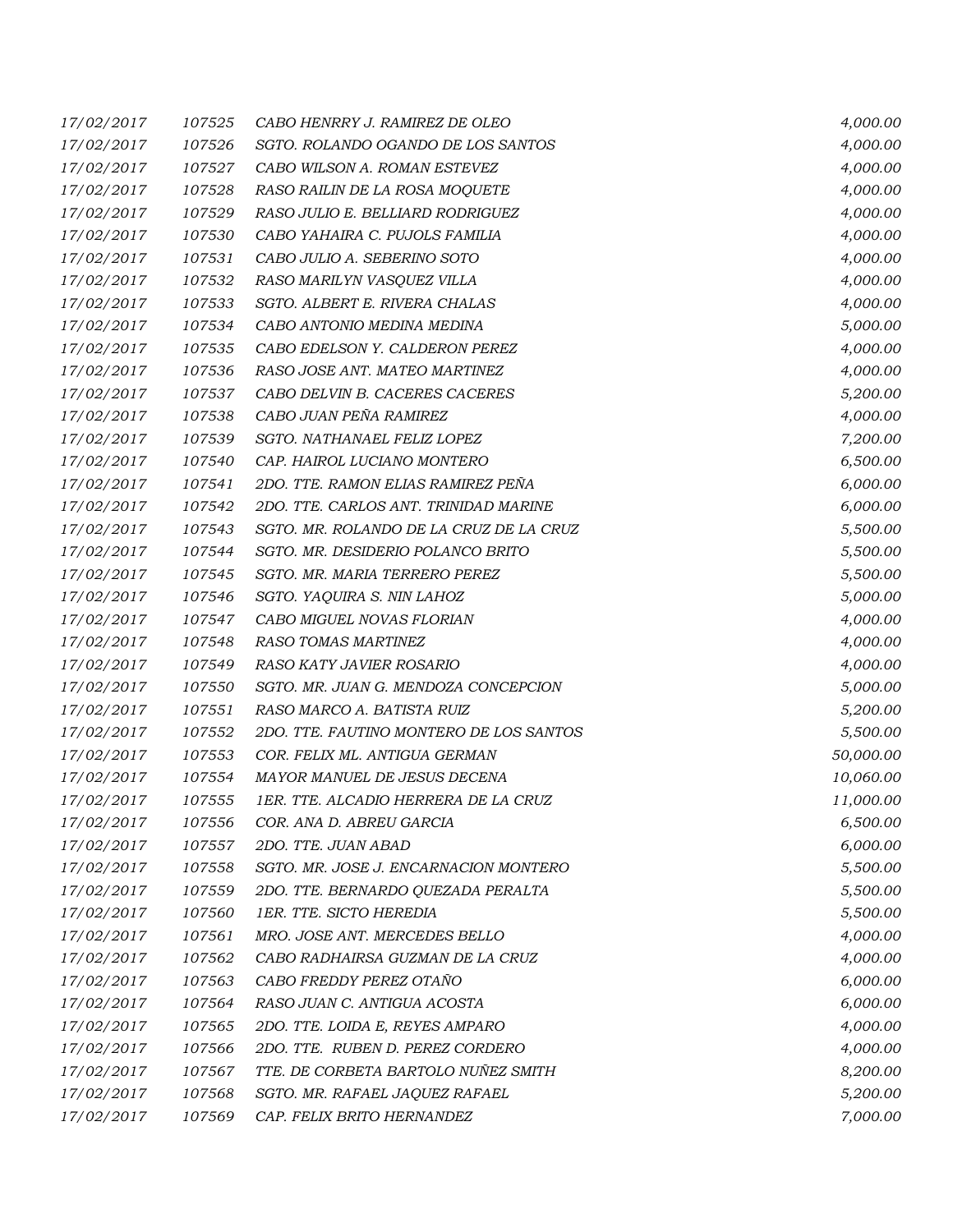| | | | |
|---|---|---|---|
| 17/02/2017 | 107525 | CABO HENRRY J. RAMIREZ DE OLEO | 4,000.00 |
| 17/02/2017 | 107526 | SGTO. ROLANDO OGANDO DE LOS SANTOS | 4,000.00 |
| 17/02/2017 | 107527 | CABO WILSON A. ROMAN ESTEVEZ | 4,000.00 |
| 17/02/2017 | 107528 | RASO RAILIN DE LA ROSA MOQUETE | 4,000.00 |
| 17/02/2017 | 107529 | RASO JULIO E. BELLIARD RODRIGUEZ | 4,000.00 |
| 17/02/2017 | 107530 | CABO YAHAIRA C. PUJOLS FAMILIA | 4,000.00 |
| 17/02/2017 | 107531 | CABO JULIO A. SEBERINO SOTO | 4,000.00 |
| 17/02/2017 | 107532 | RASO MARILYN VASQUEZ VILLA | 4,000.00 |
| 17/02/2017 | 107533 | SGTO. ALBERT E. RIVERA CHALAS | 4,000.00 |
| 17/02/2017 | 107534 | CABO ANTONIO MEDINA MEDINA | 5,000.00 |
| 17/02/2017 | 107535 | CABO EDELSON Y. CALDERON PEREZ | 4,000.00 |
| 17/02/2017 | 107536 | RASO JOSE ANT. MATEO MARTINEZ | 4,000.00 |
| 17/02/2017 | 107537 | CABO DELVIN B. CACERES CACERES | 5,200.00 |
| 17/02/2017 | 107538 | CABO JUAN PEÑA RAMIREZ | 4,000.00 |
| 17/02/2017 | 107539 | SGTO. NATHANAEL FELIZ LOPEZ | 7,200.00 |
| 17/02/2017 | 107540 | CAP. HAIROL LUCIANO MONTERO | 6,500.00 |
| 17/02/2017 | 107541 | 2DO. TTE. RAMON ELIAS RAMIREZ PEÑA | 6,000.00 |
| 17/02/2017 | 107542 | 2DO. TTE. CARLOS ANT. TRINIDAD MARINE | 6,000.00 |
| 17/02/2017 | 107543 | SGTO. MR. ROLANDO DE LA CRUZ DE LA CRUZ | 5,500.00 |
| 17/02/2017 | 107544 | SGTO. MR. DESIDERIO POLANCO BRITO | 5,500.00 |
| 17/02/2017 | 107545 | SGTO. MR. MARIA TERRERO PEREZ | 5,500.00 |
| 17/02/2017 | 107546 | SGTO. YAQUIRA S. NIN LAHOZ | 5,000.00 |
| 17/02/2017 | 107547 | CABO MIGUEL NOVAS FLORIAN | 4,000.00 |
| 17/02/2017 | 107548 | RASO TOMAS MARTINEZ | 4,000.00 |
| 17/02/2017 | 107549 | RASO KATY JAVIER ROSARIO | 4,000.00 |
| 17/02/2017 | 107550 | SGTO. MR. JUAN G. MENDOZA CONCEPCION | 5,000.00 |
| 17/02/2017 | 107551 | RASO MARCO A. BATISTA RUIZ | 5,200.00 |
| 17/02/2017 | 107552 | 2DO. TTE. FAUTINO MONTERO DE LOS SANTOS | 5,500.00 |
| 17/02/2017 | 107553 | COR. FELIX ML. ANTIGUA GERMAN | 50,000.00 |
| 17/02/2017 | 107554 | MAYOR MANUEL DE JESUS DECENA | 10,060.00 |
| 17/02/2017 | 107555 | 1ER. TTE. ALCADIO HERRERA DE LA CRUZ | 11,000.00 |
| 17/02/2017 | 107556 | COR. ANA D. ABREU GARCIA | 6,500.00 |
| 17/02/2017 | 107557 | 2DO. TTE. JUAN ABAD | 6,000.00 |
| 17/02/2017 | 107558 | SGTO. MR. JOSE J. ENCARNACION MONTERO | 5,500.00 |
| 17/02/2017 | 107559 | 2DO. TTE. BERNARDO QUEZADA PERALTA | 5,500.00 |
| 17/02/2017 | 107560 | 1ER. TTE. SICTO HEREDIA | 5,500.00 |
| 17/02/2017 | 107561 | MRO. JOSE ANT. MERCEDES BELLO | 4,000.00 |
| 17/02/2017 | 107562 | CABO RADHAIRSA GUZMAN DE LA CRUZ | 4,000.00 |
| 17/02/2017 | 107563 | CABO FREDDY PEREZ OTAÑO | 6,000.00 |
| 17/02/2017 | 107564 | RASO JUAN C. ANTIGUA ACOSTA | 6,000.00 |
| 17/02/2017 | 107565 | 2DO. TTE. LOIDA E, REYES AMPARO | 4,000.00 |
| 17/02/2017 | 107566 | 2DO. TTE. RUBEN D. PEREZ CORDERO | 4,000.00 |
| 17/02/2017 | 107567 | TTE. DE CORBETA BARTOLO NUÑEZ SMITH | 8,200.00 |
| 17/02/2017 | 107568 | SGTO. MR. RAFAEL JAQUEZ RAFAEL | 5,200.00 |
| 17/02/2017 | 107569 | CAP. FELIX BRITO HERNANDEZ | 7,000.00 |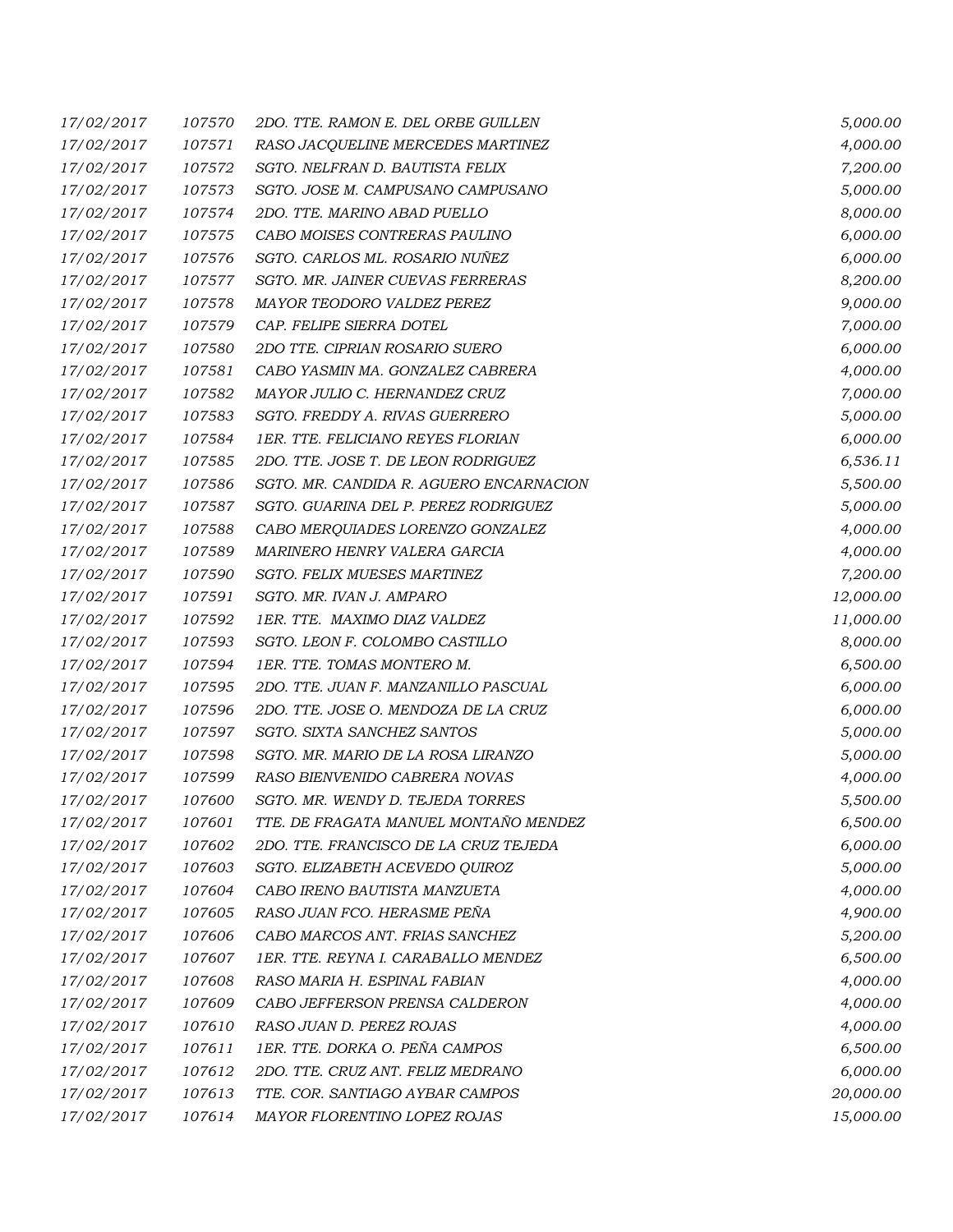| | | | |
|---|---|---|---|
| 17/02/2017 | 107570 | 2DO. TTE. RAMON E. DEL ORBE GUILLEN | 5,000.00 |
| 17/02/2017 | 107571 | RASO JACQUELINE MERCEDES MARTINEZ | 4,000.00 |
| 17/02/2017 | 107572 | SGTO. NELFRAN D. BAUTISTA FELIX | 7,200.00 |
| 17/02/2017 | 107573 | SGTO. JOSE M. CAMPUSANO CAMPUSANO | 5,000.00 |
| 17/02/2017 | 107574 | 2DO. TTE. MARINO ABAD PUELLO | 8,000.00 |
| 17/02/2017 | 107575 | CABO MOISES CONTRERAS PAULINO | 6,000.00 |
| 17/02/2017 | 107576 | SGTO. CARLOS ML. ROSARIO NUÑEZ | 6,000.00 |
| 17/02/2017 | 107577 | SGTO. MR. JAINER CUEVAS FERRERAS | 8,200.00 |
| 17/02/2017 | 107578 | MAYOR TEODORO VALDEZ PEREZ | 9,000.00 |
| 17/02/2017 | 107579 | CAP. FELIPE SIERRA DOTEL | 7,000.00 |
| 17/02/2017 | 107580 | 2DO TTE. CIPRIAN ROSARIO SUERO | 6,000.00 |
| 17/02/2017 | 107581 | CABO YASMIN MA. GONZALEZ CABRERA | 4,000.00 |
| 17/02/2017 | 107582 | MAYOR JULIO C. HERNANDEZ CRUZ | 7,000.00 |
| 17/02/2017 | 107583 | SGTO. FREDDY A. RIVAS GUERRERO | 5,000.00 |
| 17/02/2017 | 107584 | 1ER. TTE. FELICIANO REYES FLORIAN | 6,000.00 |
| 17/02/2017 | 107585 | 2DO. TTE. JOSE T. DE LEON RODRIGUEZ | 6,536.11 |
| 17/02/2017 | 107586 | SGTO. MR. CANDIDA R. AGUERO ENCARNACION | 5,500.00 |
| 17/02/2017 | 107587 | SGTO. GUARINA DEL P. PEREZ RODRIGUEZ | 5,000.00 |
| 17/02/2017 | 107588 | CABO MERQUIADES LORENZO GONZALEZ | 4,000.00 |
| 17/02/2017 | 107589 | MARINERO HENRY VALERA GARCIA | 4,000.00 |
| 17/02/2017 | 107590 | SGTO. FELIX MUESES MARTINEZ | 7,200.00 |
| 17/02/2017 | 107591 | SGTO. MR. IVAN J. AMPARO | 12,000.00 |
| 17/02/2017 | 107592 | 1ER. TTE. MAXIMO DIAZ VALDEZ | 11,000.00 |
| 17/02/2017 | 107593 | SGTO. LEON F. COLOMBO CASTILLO | 8,000.00 |
| 17/02/2017 | 107594 | 1ER. TTE. TOMAS MONTERO M. | 6,500.00 |
| 17/02/2017 | 107595 | 2DO. TTE. JUAN F. MANZANILLO PASCUAL | 6,000.00 |
| 17/02/2017 | 107596 | 2DO. TTE. JOSE O. MENDOZA DE LA CRUZ | 6,000.00 |
| 17/02/2017 | 107597 | SGTO. SIXTA SANCHEZ SANTOS | 5,000.00 |
| 17/02/2017 | 107598 | SGTO. MR. MARIO DE LA ROSA LIRANZO | 5,000.00 |
| 17/02/2017 | 107599 | RASO BIENVENIDO CABRERA NOVAS | 4,000.00 |
| 17/02/2017 | 107600 | SGTO. MR. WENDY D. TEJEDA TORRES | 5,500.00 |
| 17/02/2017 | 107601 | TTE. DE FRAGATA MANUEL MONTAÑO MENDEZ | 6,500.00 |
| 17/02/2017 | 107602 | 2DO. TTE. FRANCISCO DE LA CRUZ TEJEDA | 6,000.00 |
| 17/02/2017 | 107603 | SGTO. ELIZABETH ACEVEDO QUIROZ | 5,000.00 |
| 17/02/2017 | 107604 | CABO IRENO BAUTISTA MANZUETA | 4,000.00 |
| 17/02/2017 | 107605 | RASO JUAN FCO. HERASME PEÑA | 4,900.00 |
| 17/02/2017 | 107606 | CABO MARCOS ANT. FRIAS SANCHEZ | 5,200.00 |
| 17/02/2017 | 107607 | 1ER. TTE. REYNA I. CARABALLO MENDEZ | 6,500.00 |
| 17/02/2017 | 107608 | RASO MARIA H. ESPINAL FABIAN | 4,000.00 |
| 17/02/2017 | 107609 | CABO JEFFERSON PRENSA CALDERON | 4,000.00 |
| 17/02/2017 | 107610 | RASO JUAN D. PEREZ ROJAS | 4,000.00 |
| 17/02/2017 | 107611 | 1ER. TTE. DORKA O. PEÑA CAMPOS | 6,500.00 |
| 17/02/2017 | 107612 | 2DO. TTE. CRUZ ANT. FELIZ MEDRANO | 6,000.00 |
| 17/02/2017 | 107613 | TTE. COR. SANTIAGO AYBAR CAMPOS | 20,000.00 |
| 17/02/2017 | 107614 | MAYOR FLORENTINO LOPEZ ROJAS | 15,000.00 |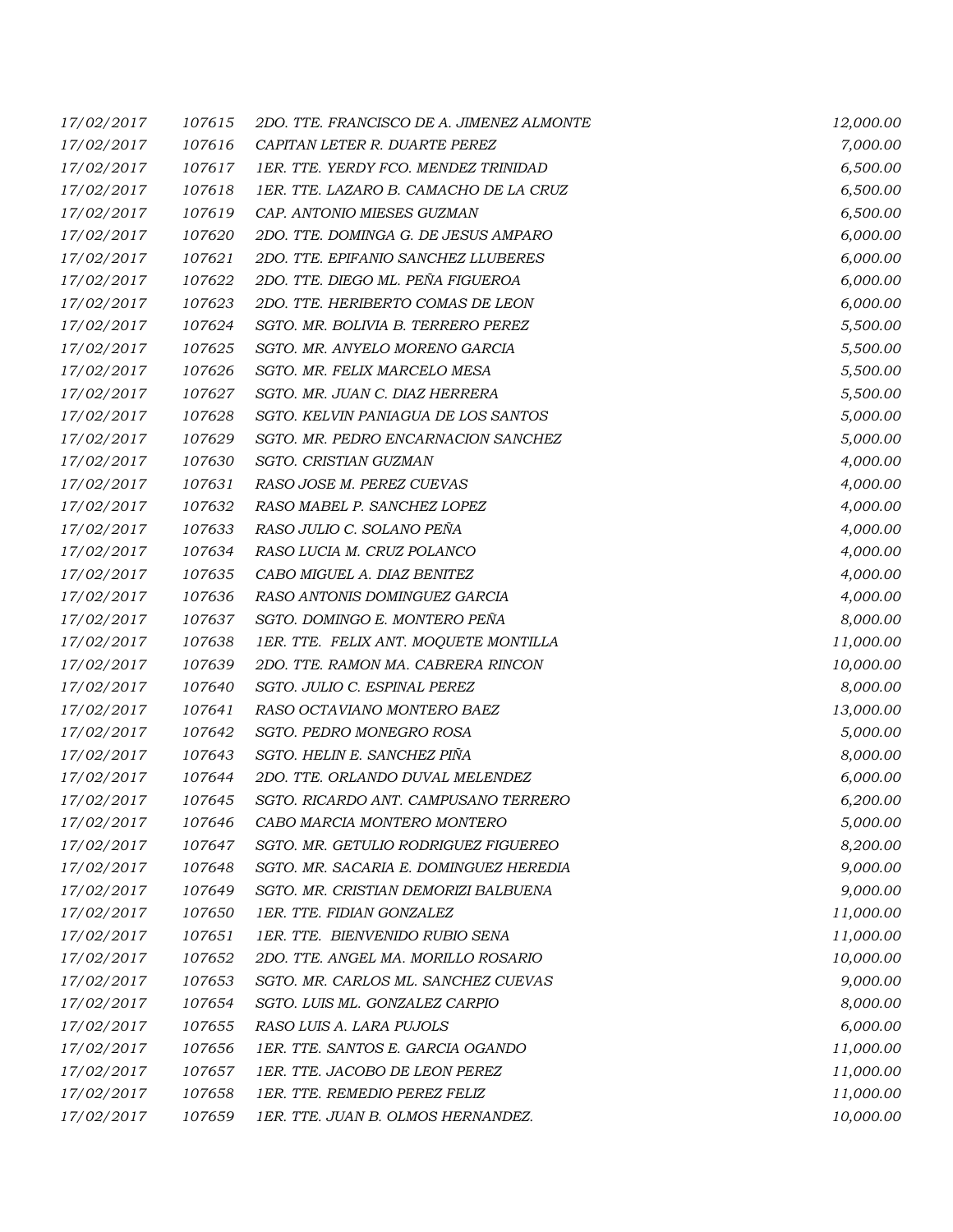| | | | |
|---|---|---|---|
| 17/02/2017 | 107615 | 2DO. TTE. FRANCISCO DE A. JIMENEZ ALMONTE | 12,000.00 |
| 17/02/2017 | 107616 | CAPITAN LETER R. DUARTE PEREZ | 7,000.00 |
| 17/02/2017 | 107617 | 1ER. TTE. YERDY FCO. MENDEZ TRINIDAD | 6,500.00 |
| 17/02/2017 | 107618 | 1ER. TTE. LAZARO B. CAMACHO DE LA CRUZ | 6,500.00 |
| 17/02/2017 | 107619 | CAP. ANTONIO MIESES GUZMAN | 6,500.00 |
| 17/02/2017 | 107620 | 2DO. TTE. DOMINGA G. DE JESUS AMPARO | 6,000.00 |
| 17/02/2017 | 107621 | 2DO. TTE. EPIFANIO SANCHEZ LLUBERES | 6,000.00 |
| 17/02/2017 | 107622 | 2DO. TTE. DIEGO ML. PEÑA FIGUEROA | 6,000.00 |
| 17/02/2017 | 107623 | 2DO. TTE. HERIBERTO COMAS DE LEON | 6,000.00 |
| 17/02/2017 | 107624 | SGTO. MR. BOLIVIA B. TERRERO PEREZ | 5,500.00 |
| 17/02/2017 | 107625 | SGTO. MR. ANYELO MORENO GARCIA | 5,500.00 |
| 17/02/2017 | 107626 | SGTO. MR. FELIX MARCELO MESA | 5,500.00 |
| 17/02/2017 | 107627 | SGTO. MR. JUAN C. DIAZ HERRERA | 5,500.00 |
| 17/02/2017 | 107628 | SGTO. KELVIN PANIAGUA DE LOS SANTOS | 5,000.00 |
| 17/02/2017 | 107629 | SGTO. MR. PEDRO ENCARNACION SANCHEZ | 5,000.00 |
| 17/02/2017 | 107630 | SGTO. CRISTIAN GUZMAN | 4,000.00 |
| 17/02/2017 | 107631 | RASO JOSE M. PEREZ CUEVAS | 4,000.00 |
| 17/02/2017 | 107632 | RASO MABEL P. SANCHEZ LOPEZ | 4,000.00 |
| 17/02/2017 | 107633 | RASO JULIO C. SOLANO PEÑA | 4,000.00 |
| 17/02/2017 | 107634 | RASO LUCIA M. CRUZ POLANCO | 4,000.00 |
| 17/02/2017 | 107635 | CABO MIGUEL A. DIAZ BENITEZ | 4,000.00 |
| 17/02/2017 | 107636 | RASO ANTONIS DOMINGUEZ GARCIA | 4,000.00 |
| 17/02/2017 | 107637 | SGTO. DOMINGO E. MONTERO PEÑA | 8,000.00 |
| 17/02/2017 | 107638 | 1ER. TTE. FELIX ANT. MOQUETE MONTILLA | 11,000.00 |
| 17/02/2017 | 107639 | 2DO. TTE. RAMON MA. CABRERA RINCON | 10,000.00 |
| 17/02/2017 | 107640 | SGTO. JULIO C. ESPINAL PEREZ | 8,000.00 |
| 17/02/2017 | 107641 | RASO OCTAVIANO MONTERO BAEZ | 13,000.00 |
| 17/02/2017 | 107642 | SGTO. PEDRO MONEGRO ROSA | 5,000.00 |
| 17/02/2017 | 107643 | SGTO. HELIN E. SANCHEZ PIÑA | 8,000.00 |
| 17/02/2017 | 107644 | 2DO. TTE. ORLANDO DUVAL MELENDEZ | 6,000.00 |
| 17/02/2017 | 107645 | SGTO. RICARDO ANT. CAMPUSANO TERRERO | 6,200.00 |
| 17/02/2017 | 107646 | CABO MARCIA MONTERO MONTERO | 5,000.00 |
| 17/02/2017 | 107647 | SGTO. MR. GETULIO RODRIGUEZ FIGUEREO | 8,200.00 |
| 17/02/2017 | 107648 | SGTO. MR. SACARIA E. DOMINGUEZ HEREDIA | 9,000.00 |
| 17/02/2017 | 107649 | SGTO. MR. CRISTIAN DEMORIZI BALBUENA | 9,000.00 |
| 17/02/2017 | 107650 | 1ER. TTE. FIDIAN GONZALEZ | 11,000.00 |
| 17/02/2017 | 107651 | 1ER. TTE. BIENVENIDO RUBIO SENA | 11,000.00 |
| 17/02/2017 | 107652 | 2DO. TTE. ANGEL MA. MORILLO ROSARIO | 10,000.00 |
| 17/02/2017 | 107653 | SGTO. MR. CARLOS ML. SANCHEZ CUEVAS | 9,000.00 |
| 17/02/2017 | 107654 | SGTO. LUIS ML. GONZALEZ CARPIO | 8,000.00 |
| 17/02/2017 | 107655 | RASO LUIS A. LARA PUJOLS | 6,000.00 |
| 17/02/2017 | 107656 | 1ER. TTE. SANTOS E. GARCIA OGANDO | 11,000.00 |
| 17/02/2017 | 107657 | 1ER. TTE. JACOBO DE LEON PEREZ | 11,000.00 |
| 17/02/2017 | 107658 | 1ER. TTE. REMEDIO PEREZ FELIZ | 11,000.00 |
| 17/02/2017 | 107659 | 1ER. TTE. JUAN B. OLMOS HERNANDEZ. | 10,000.00 |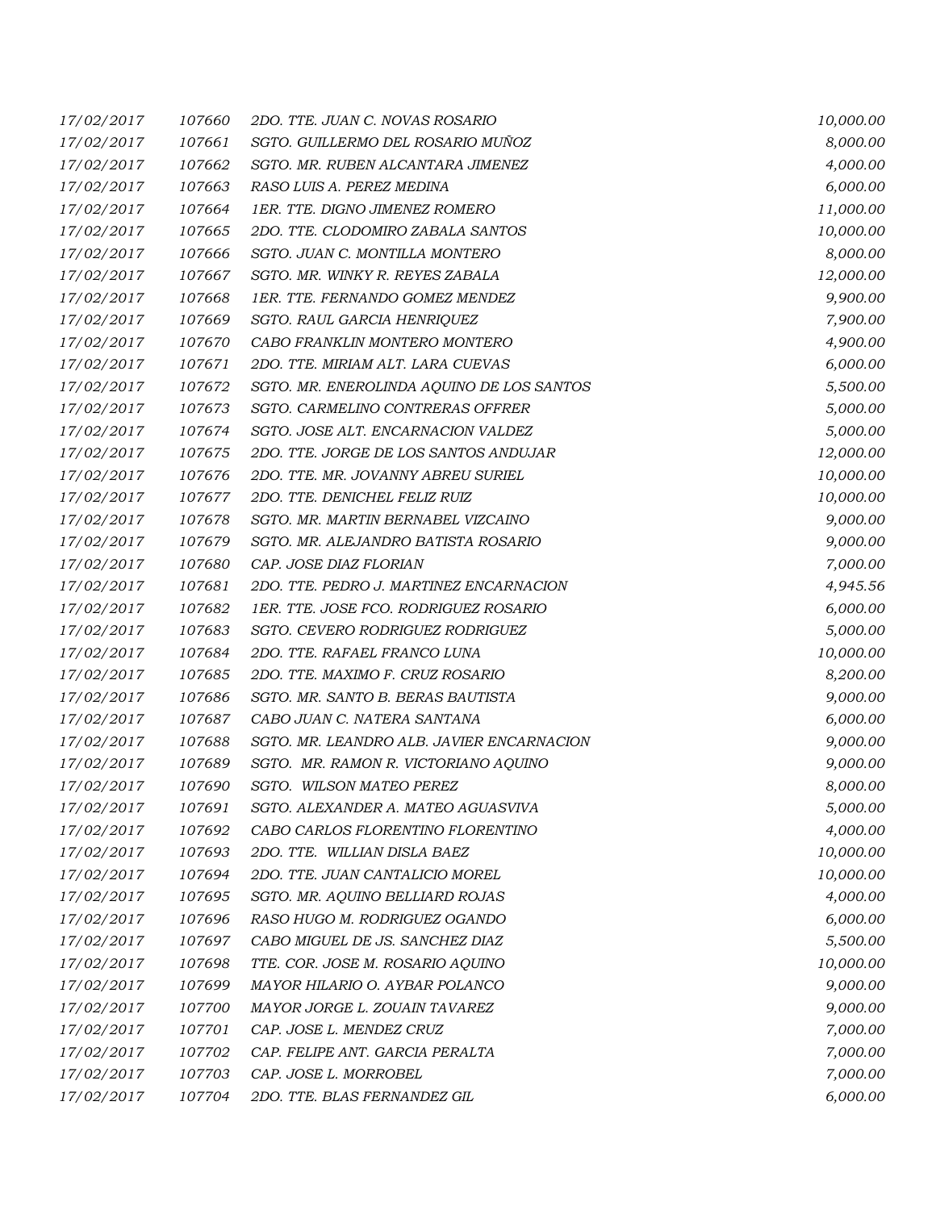| | | | |
|---|---|---|---|
| 17/02/2017 | 107660 | 2DO. TTE. JUAN C. NOVAS ROSARIO | 10,000.00 |
| 17/02/2017 | 107661 | SGTO. GUILLERMO DEL ROSARIO MUÑOZ | 8,000.00 |
| 17/02/2017 | 107662 | SGTO. MR. RUBEN ALCANTARA JIMENEZ | 4,000.00 |
| 17/02/2017 | 107663 | RASO LUIS A. PEREZ MEDINA | 6,000.00 |
| 17/02/2017 | 107664 | 1ER. TTE. DIGNO JIMENEZ ROMERO | 11,000.00 |
| 17/02/2017 | 107665 | 2DO. TTE. CLODOMIRO ZABALA SANTOS | 10,000.00 |
| 17/02/2017 | 107666 | SGTO. JUAN C. MONTILLA MONTERO | 8,000.00 |
| 17/02/2017 | 107667 | SGTO. MR. WINKY R. REYES ZABALA | 12,000.00 |
| 17/02/2017 | 107668 | 1ER. TTE. FERNANDO GOMEZ MENDEZ | 9,900.00 |
| 17/02/2017 | 107669 | SGTO. RAUL GARCIA HENRIQUEZ | 7,900.00 |
| 17/02/2017 | 107670 | CABO FRANKLIN MONTERO MONTERO | 4,900.00 |
| 17/02/2017 | 107671 | 2DO. TTE. MIRIAM ALT. LARA CUEVAS | 6,000.00 |
| 17/02/2017 | 107672 | SGTO. MR. ENEROLINDA AQUINO DE LOS SANTOS | 5,500.00 |
| 17/02/2017 | 107673 | SGTO. CARMELINO CONTRERAS OFFRER | 5,000.00 |
| 17/02/2017 | 107674 | SGTO. JOSE ALT. ENCARNACION VALDEZ | 5,000.00 |
| 17/02/2017 | 107675 | 2DO. TTE. JORGE DE LOS SANTOS ANDUJAR | 12,000.00 |
| 17/02/2017 | 107676 | 2DO. TTE. MR. JOVANNY ABREU SURIEL | 10,000.00 |
| 17/02/2017 | 107677 | 2DO. TTE. DENICHEL FELIZ RUIZ | 10,000.00 |
| 17/02/2017 | 107678 | SGTO. MR. MARTIN BERNABEL VIZCAINO | 9,000.00 |
| 17/02/2017 | 107679 | SGTO. MR. ALEJANDRO BATISTA ROSARIO | 9,000.00 |
| 17/02/2017 | 107680 | CAP. JOSE DIAZ FLORIAN | 7,000.00 |
| 17/02/2017 | 107681 | 2DO. TTE. PEDRO J. MARTINEZ ENCARNACION | 4,945.56 |
| 17/02/2017 | 107682 | 1ER. TTE. JOSE FCO. RODRIGUEZ ROSARIO | 6,000.00 |
| 17/02/2017 | 107683 | SGTO. CEVERO RODRIGUEZ RODRIGUEZ | 5,000.00 |
| 17/02/2017 | 107684 | 2DO. TTE. RAFAEL FRANCO LUNA | 10,000.00 |
| 17/02/2017 | 107685 | 2DO. TTE. MAXIMO F. CRUZ ROSARIO | 8,200.00 |
| 17/02/2017 | 107686 | SGTO. MR. SANTO B. BERAS BAUTISTA | 9,000.00 |
| 17/02/2017 | 107687 | CABO JUAN C. NATERA SANTANA | 6,000.00 |
| 17/02/2017 | 107688 | SGTO. MR. LEANDRO ALB. JAVIER ENCARNACION | 9,000.00 |
| 17/02/2017 | 107689 | SGTO. MR. RAMON R. VICTORIANO AQUINO | 9,000.00 |
| 17/02/2017 | 107690 | SGTO. WILSON MATEO PEREZ | 8,000.00 |
| 17/02/2017 | 107691 | SGTO. ALEXANDER A. MATEO AGUASVIVA | 5,000.00 |
| 17/02/2017 | 107692 | CABO CARLOS FLORENTINO FLORENTINO | 4,000.00 |
| 17/02/2017 | 107693 | 2DO. TTE. WILLIAN DISLA BAEZ | 10,000.00 |
| 17/02/2017 | 107694 | 2DO. TTE. JUAN CANTALICIO MOREL | 10,000.00 |
| 17/02/2017 | 107695 | SGTO. MR. AQUINO BELLIARD ROJAS | 4,000.00 |
| 17/02/2017 | 107696 | RASO HUGO M. RODRIGUEZ OGANDO | 6,000.00 |
| 17/02/2017 | 107697 | CABO MIGUEL DE JS. SANCHEZ DIAZ | 5,500.00 |
| 17/02/2017 | 107698 | TTE. COR. JOSE M. ROSARIO AQUINO | 10,000.00 |
| 17/02/2017 | 107699 | MAYOR HILARIO O. AYBAR POLANCO | 9,000.00 |
| 17/02/2017 | 107700 | MAYOR JORGE L. ZOUAIN TAVAREZ | 9,000.00 |
| 17/02/2017 | 107701 | CAP. JOSE L. MENDEZ CRUZ | 7,000.00 |
| 17/02/2017 | 107702 | CAP. FELIPE ANT. GARCIA PERALTA | 7,000.00 |
| 17/02/2017 | 107703 | CAP. JOSE L. MORROBEL | 7,000.00 |
| 17/02/2017 | 107704 | 2DO. TTE. BLAS FERNANDEZ GIL | 6,000.00 |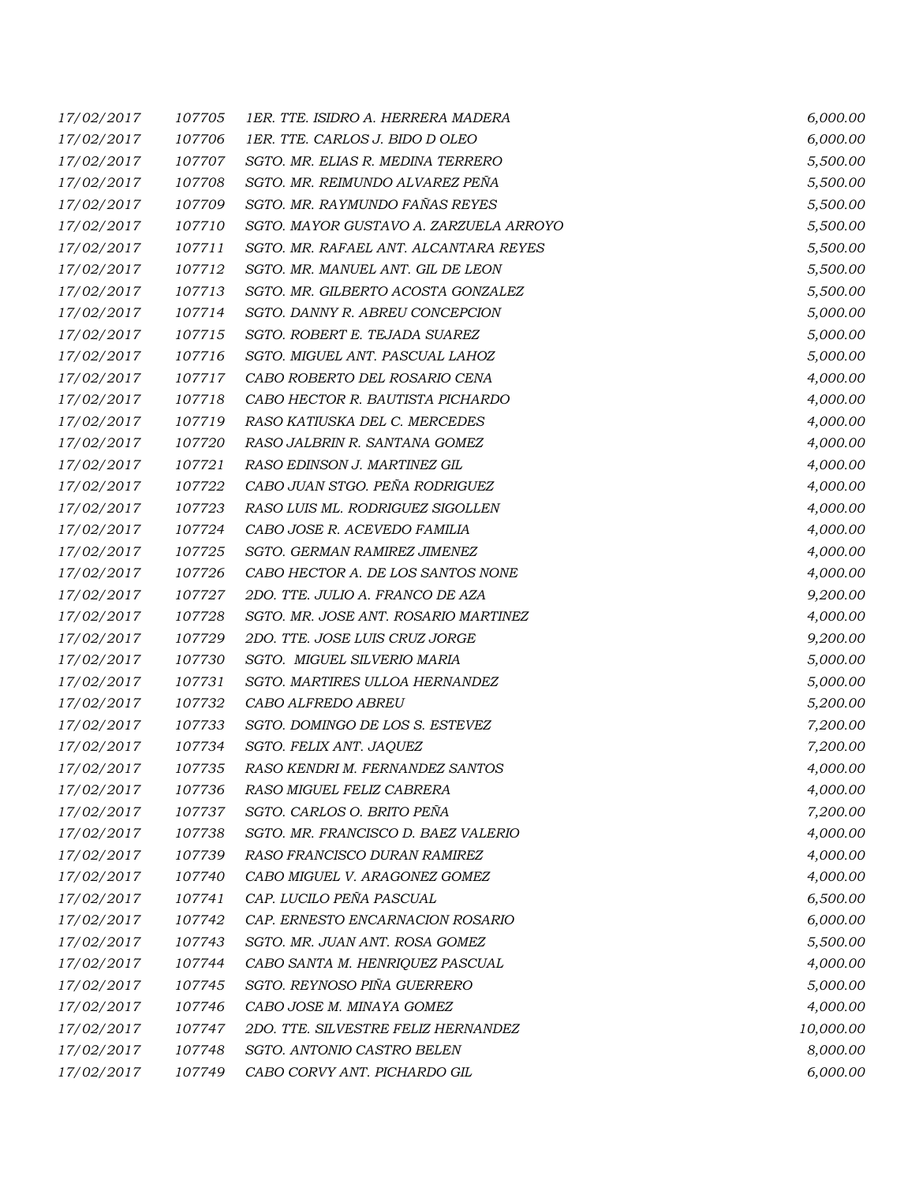| | | | |
|---|---|---|---|
| 17/02/2017 | 107705 | 1ER. TTE. ISIDRO A. HERRERA MADERA | 6,000.00 |
| 17/02/2017 | 107706 | 1ER. TTE. CARLOS J. BIDO D OLEO | 6,000.00 |
| 17/02/2017 | 107707 | SGTO. MR. ELIAS R. MEDINA TERRERO | 5,500.00 |
| 17/02/2017 | 107708 | SGTO. MR. REIMUNDO ALVAREZ PEÑA | 5,500.00 |
| 17/02/2017 | 107709 | SGTO. MR. RAYMUNDO FAÑAS REYES | 5,500.00 |
| 17/02/2017 | 107710 | SGTO. MAYOR GUSTAVO A. ZARZUELA ARROYO | 5,500.00 |
| 17/02/2017 | 107711 | SGTO. MR. RAFAEL ANT. ALCANTARA REYES | 5,500.00 |
| 17/02/2017 | 107712 | SGTO. MR. MANUEL ANT. GIL DE LEON | 5,500.00 |
| 17/02/2017 | 107713 | SGTO. MR. GILBERTO ACOSTA GONZALEZ | 5,500.00 |
| 17/02/2017 | 107714 | SGTO. DANNY R. ABREU CONCEPCION | 5,000.00 |
| 17/02/2017 | 107715 | SGTO. ROBERT E. TEJADA SUAREZ | 5,000.00 |
| 17/02/2017 | 107716 | SGTO. MIGUEL ANT. PASCUAL LAHOZ | 5,000.00 |
| 17/02/2017 | 107717 | CABO ROBERTO DEL ROSARIO CENA | 4,000.00 |
| 17/02/2017 | 107718 | CABO HECTOR R. BAUTISTA PICHARDO | 4,000.00 |
| 17/02/2017 | 107719 | RASO KATIUSKA DEL C. MERCEDES | 4,000.00 |
| 17/02/2017 | 107720 | RASO JALBRIN R. SANTANA GOMEZ | 4,000.00 |
| 17/02/2017 | 107721 | RASO EDINSON J. MARTINEZ GIL | 4,000.00 |
| 17/02/2017 | 107722 | CABO JUAN STGO. PEÑA RODRIGUEZ | 4,000.00 |
| 17/02/2017 | 107723 | RASO LUIS ML. RODRIGUEZ SIGOLLEN | 4,000.00 |
| 17/02/2017 | 107724 | CABO JOSE R. ACEVEDO FAMILIA | 4,000.00 |
| 17/02/2017 | 107725 | SGTO. GERMAN RAMIREZ JIMENEZ | 4,000.00 |
| 17/02/2017 | 107726 | CABO HECTOR A. DE LOS SANTOS NONE | 4,000.00 |
| 17/02/2017 | 107727 | 2DO. TTE. JULIO A. FRANCO DE AZA | 9,200.00 |
| 17/02/2017 | 107728 | SGTO. MR. JOSE ANT. ROSARIO MARTINEZ | 4,000.00 |
| 17/02/2017 | 107729 | 2DO. TTE. JOSE LUIS CRUZ JORGE | 9,200.00 |
| 17/02/2017 | 107730 | SGTO. MIGUEL SILVERIO MARIA | 5,000.00 |
| 17/02/2017 | 107731 | SGTO. MARTIRES ULLOA HERNANDEZ | 5,000.00 |
| 17/02/2017 | 107732 | CABO ALFREDO ABREU | 5,200.00 |
| 17/02/2017 | 107733 | SGTO. DOMINGO DE LOS S. ESTEVEZ | 7,200.00 |
| 17/02/2017 | 107734 | SGTO. FELIX ANT. JAQUEZ | 7,200.00 |
| 17/02/2017 | 107735 | RASO KENDRI M. FERNANDEZ SANTOS | 4,000.00 |
| 17/02/2017 | 107736 | RASO MIGUEL FELIZ CABRERA | 4,000.00 |
| 17/02/2017 | 107737 | SGTO. CARLOS O. BRITO PEÑA | 7,200.00 |
| 17/02/2017 | 107738 | SGTO. MR. FRANCISCO D. BAEZ VALERIO | 4,000.00 |
| 17/02/2017 | 107739 | RASO FRANCISCO DURAN RAMIREZ | 4,000.00 |
| 17/02/2017 | 107740 | CABO MIGUEL V. ARAGONEZ GOMEZ | 4,000.00 |
| 17/02/2017 | 107741 | CAP. LUCILO PEÑA PASCUAL | 6,500.00 |
| 17/02/2017 | 107742 | CAP. ERNESTO ENCARNACION ROSARIO | 6,000.00 |
| 17/02/2017 | 107743 | SGTO. MR. JUAN ANT. ROSA GOMEZ | 5,500.00 |
| 17/02/2017 | 107744 | CABO SANTA M. HENRIQUEZ PASCUAL | 4,000.00 |
| 17/02/2017 | 107745 | SGTO. REYNOSO PIÑA GUERRERO | 5,000.00 |
| 17/02/2017 | 107746 | CABO JOSE M. MINAYA GOMEZ | 4,000.00 |
| 17/02/2017 | 107747 | 2DO. TTE. SILVESTRE FELIZ HERNANDEZ | 10,000.00 |
| 17/02/2017 | 107748 | SGTO. ANTONIO CASTRO BELEN | 8,000.00 |
| 17/02/2017 | 107749 | CABO CORVY ANT. PICHARDO GIL | 6,000.00 |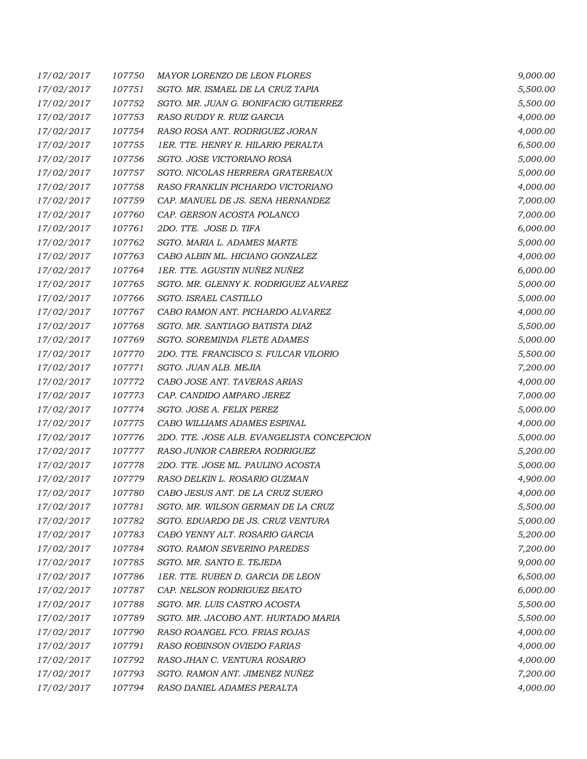| | | | |
|---|---|---|---|
| *17/02/2017* | *107750* | *MAYOR LORENZO DE LEON FLORES* | *9,000.00* |
| *17/02/2017* | *107751* | *SGTO. MR. ISMAEL DE LA CRUZ TAPIA* | *5,500.00* |
| *17/02/2017* | *107752* | *SGTO. MR. JUAN G. BONIFACIO GUTIERREZ* | *5,500.00* |
| *17/02/2017* | *107753* | *RASO RUDDY R. RUIZ GARCIA* | *4,000.00* |
| *17/02/2017* | *107754* | *RASO ROSA ANT. RODRIGUEZ JORAN* | *4,000.00* |
| *17/02/2017* | *107755* | *1ER. TTE. HENRY R. HILARIO PERALTA* | *6,500.00* |
| *17/02/2017* | *107756* | *SGTO. JOSE VICTORIANO ROSA* | *5,000.00* |
| *17/02/2017* | *107757* | *SGTO. NICOLAS HERRERA GRATEREAUX* | *5,000.00* |
| *17/02/2017* | *107758* | *RASO FRANKLIN PICHARDO VICTORIANO* | *4,000.00* |
| *17/02/2017* | *107759* | *CAP. MANUEL DE JS. SENA HERNANDEZ* | *7,000.00* |
| *17/02/2017* | *107760* | *CAP. GERSON ACOSTA POLANCO* | *7,000.00* |
| *17/02/2017* | *107761* | *2DO. TTE. JOSE D. TIFA* | *6,000.00* |
| *17/02/2017* | *107762* | *SGTO. MARIA L. ADAMES MARTE* | *5,000.00* |
| *17/02/2017* | *107763* | *CABO ALBIN ML. HICIANO GONZALEZ* | *4,000.00* |
| *17/02/2017* | *107764* | *1ER. TTE. AGUSTIN NUÑEZ NUÑEZ* | *6,000.00* |
| *17/02/2017* | *107765* | *SGTO. MR. GLENNY K. RODRIGUEZ ALVAREZ* | *5,000.00* |
| *17/02/2017* | *107766* | *SGTO. ISRAEL CASTILLO* | *5,000.00* |
| *17/02/2017* | *107767* | *CABO RAMON ANT. PICHARDO ALVAREZ* | *4,000.00* |
| *17/02/2017* | *107768* | *SGTO. MR. SANTIAGO BATISTA DIAZ* | *5,500.00* |
| *17/02/2017* | *107769* | *SGTO. SOREMINDA FLETE ADAMES* | *5,000.00* |
| *17/02/2017* | *107770* | *2DO. TTE. FRANCISCO S. FULCAR VILORIO* | *5,500.00* |
| *17/02/2017* | *107771* | *SGTO. JUAN ALB. MEJIA* | *7,200.00* |
| *17/02/2017* | *107772* | *CABO JOSE ANT. TAVERAS ARIAS* | *4,000.00* |
| *17/02/2017* | *107773* | *CAP. CANDIDO AMPARO JEREZ* | *7,000.00* |
| *17/02/2017* | *107774* | *SGTO. JOSE A. FELIX PEREZ* | *5,000.00* |
| *17/02/2017* | *107775* | *CABO WILLIAMS ADAMES ESPINAL* | *4,000.00* |
| *17/02/2017* | *107776* | *2DO. TTE. JOSE ALB. EVANGELISTA CONCEPCION* | *5,000.00* |
| *17/02/2017* | *107777* | *RASO JUNIOR CABRERA RODRIGUEZ* | *5,200.00* |
| *17/02/2017* | *107778* | *2DO. TTE. JOSE ML. PAULINO ACOSTA* | *5,000.00* |
| *17/02/2017* | *107779* | *RASO DELKIN L. ROSARIO GUZMAN* | *4,900.00* |
| *17/02/2017* | *107780* | *CABO JESUS ANT. DE LA CRUZ SUERO* | *4,000.00* |
| *17/02/2017* | *107781* | *SGTO. MR. WILSON GERMAN DE LA CRUZ* | *5,500.00* |
| *17/02/2017* | *107782* | *SGTO. EDUARDO DE JS. CRUZ VENTURA* | *5,000.00* |
| *17/02/2017* | *107783* | *CABO YENNY ALT. ROSARIO GARCIA* | *5,200.00* |
| *17/02/2017* | *107784* | *SGTO. RAMON SEVERINO PAREDES* | *7,200.00* |
| *17/02/2017* | *107785* | *SGTO. MR. SANTO E. TEJEDA* | *9,000.00* |
| *17/02/2017* | *107786* | *1ER. TTE. RUBEN D. GARCIA DE LEON* | *6,500.00* |
| *17/02/2017* | *107787* | *CAP. NELSON RODRIGUEZ BEATO* | *6,000.00* |
| *17/02/2017* | *107788* | *SGTO. MR. LUIS CASTRO ACOSTA* | *5,500.00* |
| *17/02/2017* | *107789* | *SGTO. MR. JACOBO ANT. HURTADO MARIA* | *5,500.00* |
| *17/02/2017* | *107790* | *RASO ROANGEL FCO. FRIAS ROJAS* | *4,000.00* |
| *17/02/2017* | *107791* | *RASO ROBINSON OVIEDO FARIAS* | *4,000.00* |
| *17/02/2017* | *107792* | *RASO JHAN C. VENTURA ROSARIO* | *4,000.00* |
| *17/02/2017* | *107793* | *SGTO. RAMON ANT. JIMENEZ NUÑEZ* | *7,200.00* |
| *17/02/2017* | *107794* | *RASO DANIEL ADAMES PERALTA* | *4,000.00* |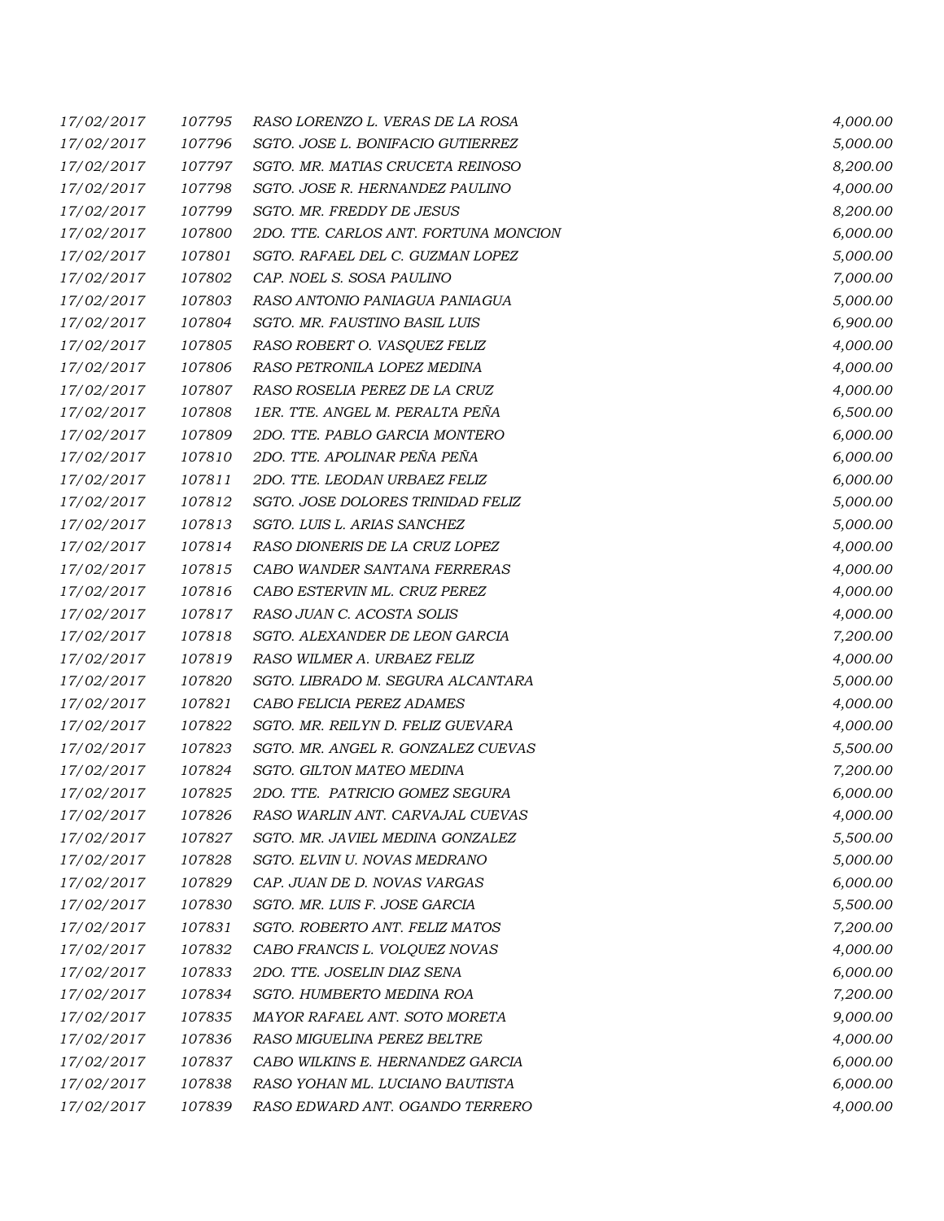| | | | |
|---|---|---|---|
| 17/02/2017 | 107795 | RASO LORENZO L. VERAS DE LA ROSA | 4,000.00 |
| 17/02/2017 | 107796 | SGTO. JOSE L. BONIFACIO GUTIERREZ | 5,000.00 |
| 17/02/2017 | 107797 | SGTO. MR. MATIAS CRUCETA REINOSO | 8,200.00 |
| 17/02/2017 | 107798 | SGTO. JOSE R. HERNANDEZ PAULINO | 4,000.00 |
| 17/02/2017 | 107799 | SGTO. MR. FREDDY DE JESUS | 8,200.00 |
| 17/02/2017 | 107800 | 2DO. TTE. CARLOS ANT. FORTUNA MONCION | 6,000.00 |
| 17/02/2017 | 107801 | SGTO. RAFAEL DEL C. GUZMAN LOPEZ | 5,000.00 |
| 17/02/2017 | 107802 | CAP. NOEL S. SOSA PAULINO | 7,000.00 |
| 17/02/2017 | 107803 | RASO ANTONIO PANIAGUA PANIAGUA | 5,000.00 |
| 17/02/2017 | 107804 | SGTO. MR. FAUSTINO BASIL LUIS | 6,900.00 |
| 17/02/2017 | 107805 | RASO ROBERT O. VASQUEZ FELIZ | 4,000.00 |
| 17/02/2017 | 107806 | RASO PETRONILA LOPEZ MEDINA | 4,000.00 |
| 17/02/2017 | 107807 | RASO ROSELIA PEREZ DE LA CRUZ | 4,000.00 |
| 17/02/2017 | 107808 | 1ER. TTE. ANGEL M. PERALTA PEÑA | 6,500.00 |
| 17/02/2017 | 107809 | 2DO. TTE. PABLO GARCIA MONTERO | 6,000.00 |
| 17/02/2017 | 107810 | 2DO. TTE. APOLINAR PEÑA PEÑA | 6,000.00 |
| 17/02/2017 | 107811 | 2DO. TTE. LEODAN URBAEZ FELIZ | 6,000.00 |
| 17/02/2017 | 107812 | SGTO. JOSE DOLORES TRINIDAD FELIZ | 5,000.00 |
| 17/02/2017 | 107813 | SGTO. LUIS L. ARIAS SANCHEZ | 5,000.00 |
| 17/02/2017 | 107814 | RASO DIONERIS DE LA CRUZ LOPEZ | 4,000.00 |
| 17/02/2017 | 107815 | CABO WANDER SANTANA FERRERAS | 4,000.00 |
| 17/02/2017 | 107816 | CABO ESTERVIN ML. CRUZ PEREZ | 4,000.00 |
| 17/02/2017 | 107817 | RASO JUAN C. ACOSTA SOLIS | 4,000.00 |
| 17/02/2017 | 107818 | SGTO. ALEXANDER DE LEON GARCIA | 7,200.00 |
| 17/02/2017 | 107819 | RASO WILMER A. URBAEZ FELIZ | 4,000.00 |
| 17/02/2017 | 107820 | SGTO. LIBRADO M. SEGURA ALCANTARA | 5,000.00 |
| 17/02/2017 | 107821 | CABO FELICIA PEREZ ADAMES | 4,000.00 |
| 17/02/2017 | 107822 | SGTO. MR. REILYN D. FELIZ GUEVARA | 4,000.00 |
| 17/02/2017 | 107823 | SGTO. MR. ANGEL R. GONZALEZ CUEVAS | 5,500.00 |
| 17/02/2017 | 107824 | SGTO. GILTON MATEO MEDINA | 7,200.00 |
| 17/02/2017 | 107825 | 2DO. TTE. PATRICIO GOMEZ SEGURA | 6,000.00 |
| 17/02/2017 | 107826 | RASO WARLIN ANT. CARVAJAL CUEVAS | 4,000.00 |
| 17/02/2017 | 107827 | SGTO. MR. JAVIEL MEDINA GONZALEZ | 5,500.00 |
| 17/02/2017 | 107828 | SGTO. ELVIN U. NOVAS MEDRANO | 5,000.00 |
| 17/02/2017 | 107829 | CAP. JUAN DE D. NOVAS VARGAS | 6,000.00 |
| 17/02/2017 | 107830 | SGTO. MR. LUIS F. JOSE GARCIA | 5,500.00 |
| 17/02/2017 | 107831 | SGTO. ROBERTO ANT. FELIZ MATOS | 7,200.00 |
| 17/02/2017 | 107832 | CABO FRANCIS L. VOLQUEZ NOVAS | 4,000.00 |
| 17/02/2017 | 107833 | 2DO. TTE. JOSELIN DIAZ SENA | 6,000.00 |
| 17/02/2017 | 107834 | SGTO. HUMBERTO MEDINA ROA | 7,200.00 |
| 17/02/2017 | 107835 | MAYOR RAFAEL ANT. SOTO MORETA | 9,000.00 |
| 17/02/2017 | 107836 | RASO MIGUELINA PEREZ BELTRE | 4,000.00 |
| 17/02/2017 | 107837 | CABO WILKINS E. HERNANDEZ GARCIA | 6,000.00 |
| 17/02/2017 | 107838 | RASO YOHAN ML. LUCIANO BAUTISTA | 6,000.00 |
| 17/02/2017 | 107839 | RASO EDWARD ANT. OGANDO TERRERO | 4,000.00 |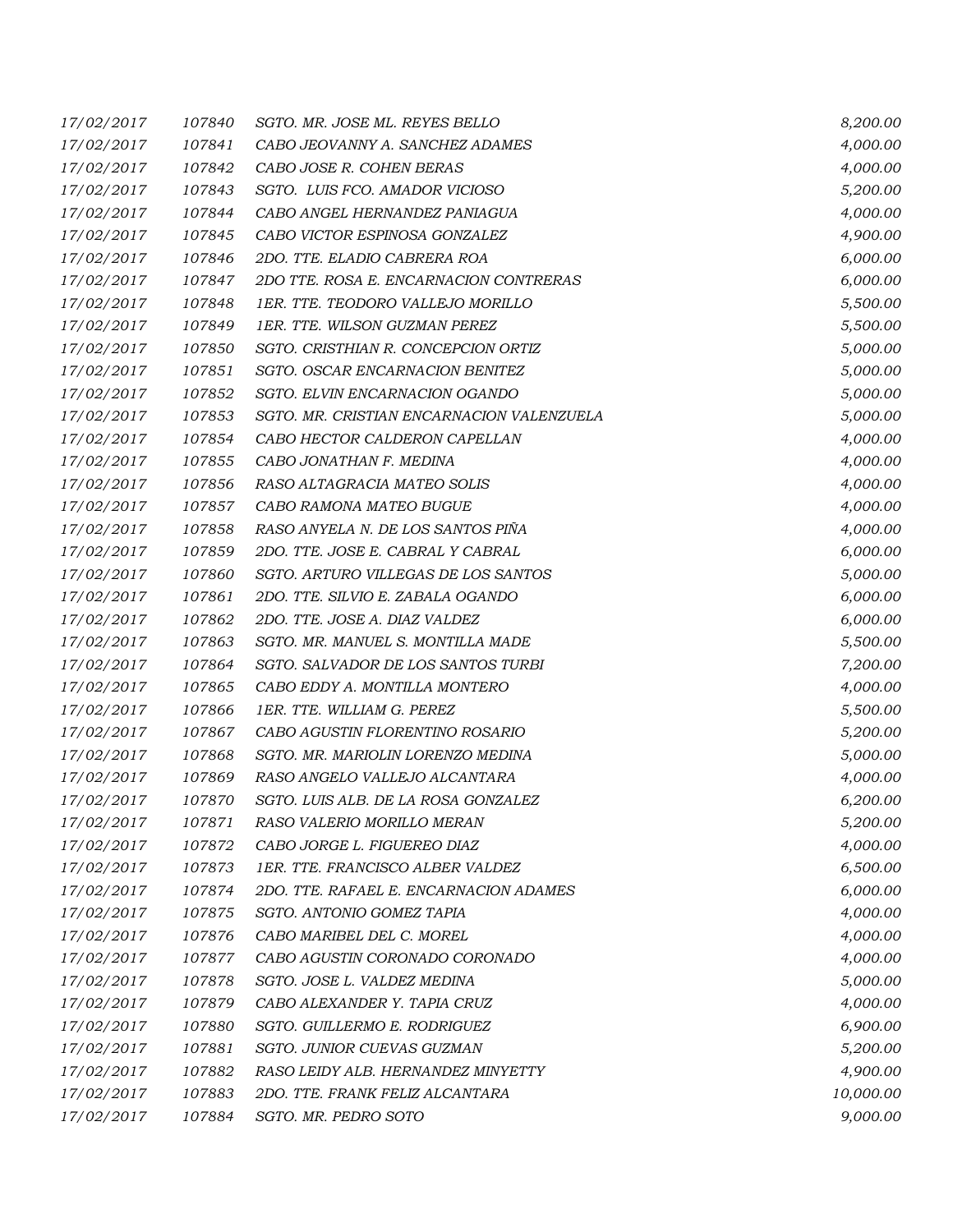| | | | |
|---|---|---|---|
| 17/02/2017 | 107840 | SGTO. MR. JOSE ML. REYES BELLO | 8,200.00 |
| 17/02/2017 | 107841 | CABO JEOVANNY A. SANCHEZ ADAMES | 4,000.00 |
| 17/02/2017 | 107842 | CABO JOSE R. COHEN BERAS | 4,000.00 |
| 17/02/2017 | 107843 | SGTO. LUIS FCO. AMADOR VICIOSO | 5,200.00 |
| 17/02/2017 | 107844 | CABO ANGEL HERNANDEZ PANIAGUA | 4,000.00 |
| 17/02/2017 | 107845 | CABO VICTOR ESPINOSA GONZALEZ | 4,900.00 |
| 17/02/2017 | 107846 | 2DO. TTE. ELADIO CABRERA ROA | 6,000.00 |
| 17/02/2017 | 107847 | 2DO TTE. ROSA E. ENCARNACION CONTRERAS | 6,000.00 |
| 17/02/2017 | 107848 | 1ER. TTE. TEODORO VALLEJO MORILLO | 5,500.00 |
| 17/02/2017 | 107849 | 1ER. TTE. WILSON GUZMAN PEREZ | 5,500.00 |
| 17/02/2017 | 107850 | SGTO. CRISTHIAN R. CONCEPCION ORTIZ | 5,000.00 |
| 17/02/2017 | 107851 | SGTO. OSCAR ENCARNACION BENITEZ | 5,000.00 |
| 17/02/2017 | 107852 | SGTO. ELVIN ENCARNACION OGANDO | 5,000.00 |
| 17/02/2017 | 107853 | SGTO. MR. CRISTIAN ENCARNACION VALENZUELA | 5,000.00 |
| 17/02/2017 | 107854 | CABO HECTOR CALDERON CAPELLAN | 4,000.00 |
| 17/02/2017 | 107855 | CABO JONATHAN F. MEDINA | 4,000.00 |
| 17/02/2017 | 107856 | RASO ALTAGRACIA MATEO SOLIS | 4,000.00 |
| 17/02/2017 | 107857 | CABO RAMONA MATEO BUGUE | 4,000.00 |
| 17/02/2017 | 107858 | RASO ANYELA N. DE LOS SANTOS PIÑA | 4,000.00 |
| 17/02/2017 | 107859 | 2DO. TTE. JOSE E. CABRAL Y CABRAL | 6,000.00 |
| 17/02/2017 | 107860 | SGTO. ARTURO VILLEGAS DE LOS SANTOS | 5,000.00 |
| 17/02/2017 | 107861 | 2DO. TTE. SILVIO E. ZABALA OGANDO | 6,000.00 |
| 17/02/2017 | 107862 | 2DO. TTE. JOSE A. DIAZ VALDEZ | 6,000.00 |
| 17/02/2017 | 107863 | SGTO. MR. MANUEL S. MONTILLA MADE | 5,500.00 |
| 17/02/2017 | 107864 | SGTO. SALVADOR DE LOS SANTOS TURBI | 7,200.00 |
| 17/02/2017 | 107865 | CABO EDDY A. MONTILLA MONTERO | 4,000.00 |
| 17/02/2017 | 107866 | 1ER. TTE. WILLIAM G. PEREZ | 5,500.00 |
| 17/02/2017 | 107867 | CABO AGUSTIN FLORENTINO ROSARIO | 5,200.00 |
| 17/02/2017 | 107868 | SGTO. MR. MARIOLIN LORENZO MEDINA | 5,000.00 |
| 17/02/2017 | 107869 | RASO ANGELO VALLEJO ALCANTARA | 4,000.00 |
| 17/02/2017 | 107870 | SGTO. LUIS ALB. DE LA ROSA GONZALEZ | 6,200.00 |
| 17/02/2017 | 107871 | RASO VALERIO MORILLO MERAN | 5,200.00 |
| 17/02/2017 | 107872 | CABO JORGE L. FIGUEREO DIAZ | 4,000.00 |
| 17/02/2017 | 107873 | 1ER. TTE. FRANCISCO ALBER VALDEZ | 6,500.00 |
| 17/02/2017 | 107874 | 2DO. TTE. RAFAEL E. ENCARNACION ADAMES | 6,000.00 |
| 17/02/2017 | 107875 | SGTO. ANTONIO GOMEZ TAPIA | 4,000.00 |
| 17/02/2017 | 107876 | CABO MARIBEL DEL C. MOREL | 4,000.00 |
| 17/02/2017 | 107877 | CABO AGUSTIN CORONADO CORONADO | 4,000.00 |
| 17/02/2017 | 107878 | SGTO. JOSE L. VALDEZ MEDINA | 5,000.00 |
| 17/02/2017 | 107879 | CABO ALEXANDER Y. TAPIA CRUZ | 4,000.00 |
| 17/02/2017 | 107880 | SGTO. GUILLERMO E. RODRIGUEZ | 6,900.00 |
| 17/02/2017 | 107881 | SGTO. JUNIOR CUEVAS GUZMAN | 5,200.00 |
| 17/02/2017 | 107882 | RASO LEIDY ALB. HERNANDEZ MINYETTY | 4,900.00 |
| 17/02/2017 | 107883 | 2DO. TTE. FRANK FELIZ ALCANTARA | 10,000.00 |
| 17/02/2017 | 107884 | SGTO. MR. PEDRO SOTO | 9,000.00 |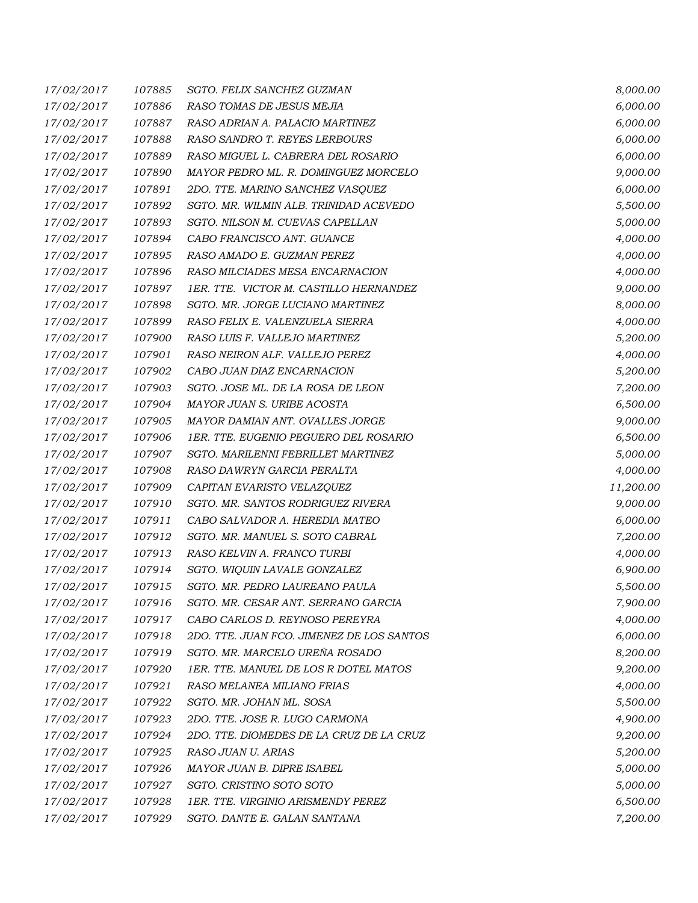| | | | |
|---|---|---|---|
| 17/02/2017 | 107885 | SGTO. FELIX SANCHEZ GUZMAN | 8,000.00 |
| 17/02/2017 | 107886 | RASO TOMAS DE JESUS MEJIA | 6,000.00 |
| 17/02/2017 | 107887 | RASO ADRIAN A. PALACIO MARTINEZ | 6,000.00 |
| 17/02/2017 | 107888 | RASO SANDRO T. REYES LERBOURS | 6,000.00 |
| 17/02/2017 | 107889 | RASO MIGUEL L. CABRERA DEL ROSARIO | 6,000.00 |
| 17/02/2017 | 107890 | MAYOR PEDRO ML. R. DOMINGUEZ MORCELO | 9,000.00 |
| 17/02/2017 | 107891 | 2DO. TTE. MARINO SANCHEZ VASQUEZ | 6,000.00 |
| 17/02/2017 | 107892 | SGTO. MR. WILMIN ALB. TRINIDAD ACEVEDO | 5,500.00 |
| 17/02/2017 | 107893 | SGTO. NILSON M. CUEVAS CAPELLAN | 5,000.00 |
| 17/02/2017 | 107894 | CABO FRANCISCO ANT. GUANCE | 4,000.00 |
| 17/02/2017 | 107895 | RASO AMADO E. GUZMAN PEREZ | 4,000.00 |
| 17/02/2017 | 107896 | RASO MILCIADES MESA ENCARNACION | 4,000.00 |
| 17/02/2017 | 107897 | 1ER. TTE. VICTOR M. CASTILLO HERNANDEZ | 9,000.00 |
| 17/02/2017 | 107898 | SGTO. MR. JORGE LUCIANO MARTINEZ | 8,000.00 |
| 17/02/2017 | 107899 | RASO FELIX E. VALENZUELA SIERRA | 4,000.00 |
| 17/02/2017 | 107900 | RASO LUIS F. VALLEJO MARTINEZ | 5,200.00 |
| 17/02/2017 | 107901 | RASO NEIRON ALF. VALLEJO PEREZ | 4,000.00 |
| 17/02/2017 | 107902 | CABO JUAN DIAZ ENCARNACION | 5,200.00 |
| 17/02/2017 | 107903 | SGTO. JOSE ML. DE LA ROSA DE LEON | 7,200.00 |
| 17/02/2017 | 107904 | MAYOR JUAN S. URIBE ACOSTA | 6,500.00 |
| 17/02/2017 | 107905 | MAYOR DAMIAN ANT. OVALLES JORGE | 9,000.00 |
| 17/02/2017 | 107906 | 1ER. TTE. EUGENIO PEGUERO DEL ROSARIO | 6,500.00 |
| 17/02/2017 | 107907 | SGTO. MARILENNI FEBRILLET MARTINEZ | 5,000.00 |
| 17/02/2017 | 107908 | RASO DAWRYN GARCIA PERALTA | 4,000.00 |
| 17/02/2017 | 107909 | CAPITAN EVARISTO VELAZQUEZ | 11,200.00 |
| 17/02/2017 | 107910 | SGTO. MR. SANTOS RODRIGUEZ RIVERA | 9,000.00 |
| 17/02/2017 | 107911 | CABO SALVADOR A. HEREDIA MATEO | 6,000.00 |
| 17/02/2017 | 107912 | SGTO. MR. MANUEL S. SOTO CABRAL | 7,200.00 |
| 17/02/2017 | 107913 | RASO KELVIN A. FRANCO TURBI | 4,000.00 |
| 17/02/2017 | 107914 | SGTO. WIQUIN LAVALE GONZALEZ | 6,900.00 |
| 17/02/2017 | 107915 | SGTO. MR. PEDRO LAUREANO PAULA | 5,500.00 |
| 17/02/2017 | 107916 | SGTO. MR. CESAR ANT. SERRANO GARCIA | 7,900.00 |
| 17/02/2017 | 107917 | CABO CARLOS D. REYNOSO PEREYRA | 4,000.00 |
| 17/02/2017 | 107918 | 2DO. TTE. JUAN FCO. JIMENEZ DE LOS SANTOS | 6,000.00 |
| 17/02/2017 | 107919 | SGTO. MR. MARCELO UREÑA ROSADO | 8,200.00 |
| 17/02/2017 | 107920 | 1ER. TTE. MANUEL DE LOS R DOTEL MATOS | 9,200.00 |
| 17/02/2017 | 107921 | RASO MELANEA MILIANO FRIAS | 4,000.00 |
| 17/02/2017 | 107922 | SGTO. MR. JOHAN ML. SOSA | 5,500.00 |
| 17/02/2017 | 107923 | 2DO. TTE. JOSE R. LUGO CARMONA | 4,900.00 |
| 17/02/2017 | 107924 | 2DO. TTE. DIOMEDES DE LA CRUZ DE LA CRUZ | 9,200.00 |
| 17/02/2017 | 107925 | RASO JUAN U. ARIAS | 5,200.00 |
| 17/02/2017 | 107926 | MAYOR JUAN B. DIPRE ISABEL | 5,000.00 |
| 17/02/2017 | 107927 | SGTO. CRISTINO SOTO SOTO | 5,000.00 |
| 17/02/2017 | 107928 | 1ER. TTE. VIRGINIO ARISMENDY PEREZ | 6,500.00 |
| 17/02/2017 | 107929 | SGTO. DANTE E. GALAN SANTANA | 7,200.00 |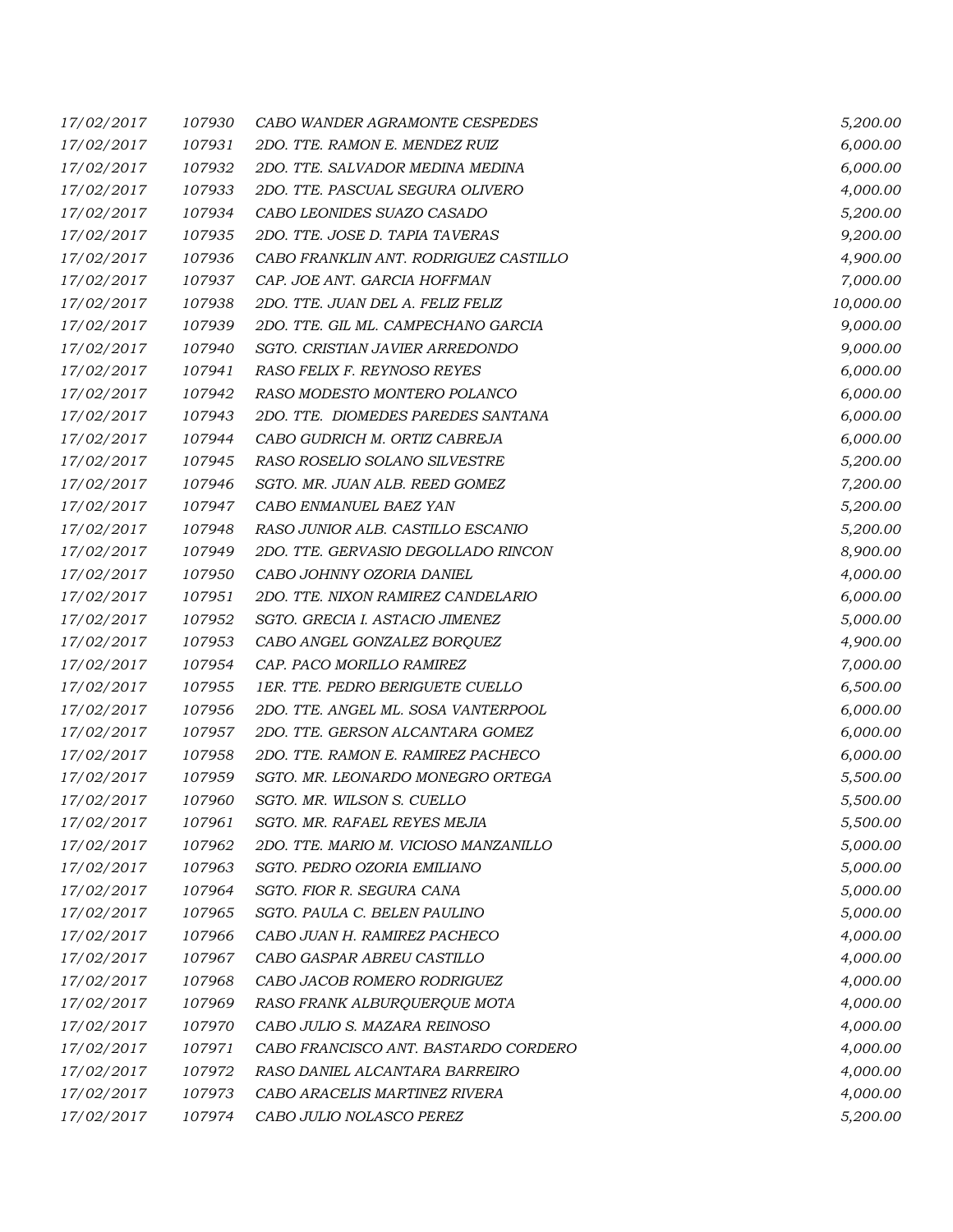| | | | |
|---|---|---|---|
| 17/02/2017 | 107930 | CABO WANDER AGRAMONTE CESPEDES | 5,200.00 |
| 17/02/2017 | 107931 | 2DO. TTE. RAMON E. MENDEZ RUIZ | 6,000.00 |
| 17/02/2017 | 107932 | 2DO. TTE. SALVADOR MEDINA MEDINA | 6,000.00 |
| 17/02/2017 | 107933 | 2DO. TTE. PASCUAL SEGURA OLIVERO | 4,000.00 |
| 17/02/2017 | 107934 | CABO LEONIDES SUAZO CASADO | 5,200.00 |
| 17/02/2017 | 107935 | 2DO. TTE. JOSE D. TAPIA TAVERAS | 9,200.00 |
| 17/02/2017 | 107936 | CABO FRANKLIN ANT. RODRIGUEZ CASTILLO | 4,900.00 |
| 17/02/2017 | 107937 | CAP. JOE ANT. GARCIA HOFFMAN | 7,000.00 |
| 17/02/2017 | 107938 | 2DO. TTE. JUAN DEL A. FELIZ FELIZ | 10,000.00 |
| 17/02/2017 | 107939 | 2DO. TTE. GIL ML. CAMPECHANO GARCIA | 9,000.00 |
| 17/02/2017 | 107940 | SGTO. CRISTIAN JAVIER ARREDONDO | 9,000.00 |
| 17/02/2017 | 107941 | RASO FELIX F. REYNOSO REYES | 6,000.00 |
| 17/02/2017 | 107942 | RASO MODESTO MONTERO POLANCO | 6,000.00 |
| 17/02/2017 | 107943 | 2DO. TTE. DIOMEDES PAREDES SANTANA | 6,000.00 |
| 17/02/2017 | 107944 | CABO GUDRICH M. ORTIZ CABREJA | 6,000.00 |
| 17/02/2017 | 107945 | RASO ROSELIO SOLANO SILVESTRE | 5,200.00 |
| 17/02/2017 | 107946 | SGTO. MR. JUAN ALB. REED GOMEZ | 7,200.00 |
| 17/02/2017 | 107947 | CABO ENMANUEL BAEZ YAN | 5,200.00 |
| 17/02/2017 | 107948 | RASO JUNIOR ALB. CASTILLO ESCANIO | 5,200.00 |
| 17/02/2017 | 107949 | 2DO. TTE. GERVASIO DEGOLLADO RINCON | 8,900.00 |
| 17/02/2017 | 107950 | CABO JOHNNY OZORIA DANIEL | 4,000.00 |
| 17/02/2017 | 107951 | 2DO. TTE. NIXON RAMIREZ CANDELARIO | 6,000.00 |
| 17/02/2017 | 107952 | SGTO. GRECIA I. ASTACIO JIMENEZ | 5,000.00 |
| 17/02/2017 | 107953 | CABO ANGEL GONZALEZ BORQUEZ | 4,900.00 |
| 17/02/2017 | 107954 | CAP. PACO MORILLO RAMIREZ | 7,000.00 |
| 17/02/2017 | 107955 | 1ER. TTE. PEDRO BERIGUETE CUELLO | 6,500.00 |
| 17/02/2017 | 107956 | 2DO. TTE. ANGEL ML. SOSA VANTERPOOL | 6,000.00 |
| 17/02/2017 | 107957 | 2DO. TTE. GERSON ALCANTARA GOMEZ | 6,000.00 |
| 17/02/2017 | 107958 | 2DO. TTE. RAMON E. RAMIREZ PACHECO | 6,000.00 |
| 17/02/2017 | 107959 | SGTO. MR. LEONARDO MONEGRO ORTEGA | 5,500.00 |
| 17/02/2017 | 107960 | SGTO. MR. WILSON S. CUELLO | 5,500.00 |
| 17/02/2017 | 107961 | SGTO. MR. RAFAEL REYES MEJIA | 5,500.00 |
| 17/02/2017 | 107962 | 2DO. TTE. MARIO M. VICIOSO MANZANILLO | 5,000.00 |
| 17/02/2017 | 107963 | SGTO. PEDRO OZORIA EMILIANO | 5,000.00 |
| 17/02/2017 | 107964 | SGTO. FIOR R. SEGURA CANA | 5,000.00 |
| 17/02/2017 | 107965 | SGTO. PAULA C. BELEN PAULINO | 5,000.00 |
| 17/02/2017 | 107966 | CABO JUAN H. RAMIREZ PACHECO | 4,000.00 |
| 17/02/2017 | 107967 | CABO GASPAR ABREU CASTILLO | 4,000.00 |
| 17/02/2017 | 107968 | CABO JACOB ROMERO RODRIGUEZ | 4,000.00 |
| 17/02/2017 | 107969 | RASO FRANK ALBURQUERQUE MOTA | 4,000.00 |
| 17/02/2017 | 107970 | CABO JULIO S. MAZARA REINOSO | 4,000.00 |
| 17/02/2017 | 107971 | CABO FRANCISCO ANT. BASTARDO CORDERO | 4,000.00 |
| 17/02/2017 | 107972 | RASO DANIEL ALCANTARA BARREIRO | 4,000.00 |
| 17/02/2017 | 107973 | CABO ARACELIS MARTINEZ RIVERA | 4,000.00 |
| 17/02/2017 | 107974 | CABO JULIO NOLASCO PEREZ | 5,200.00 |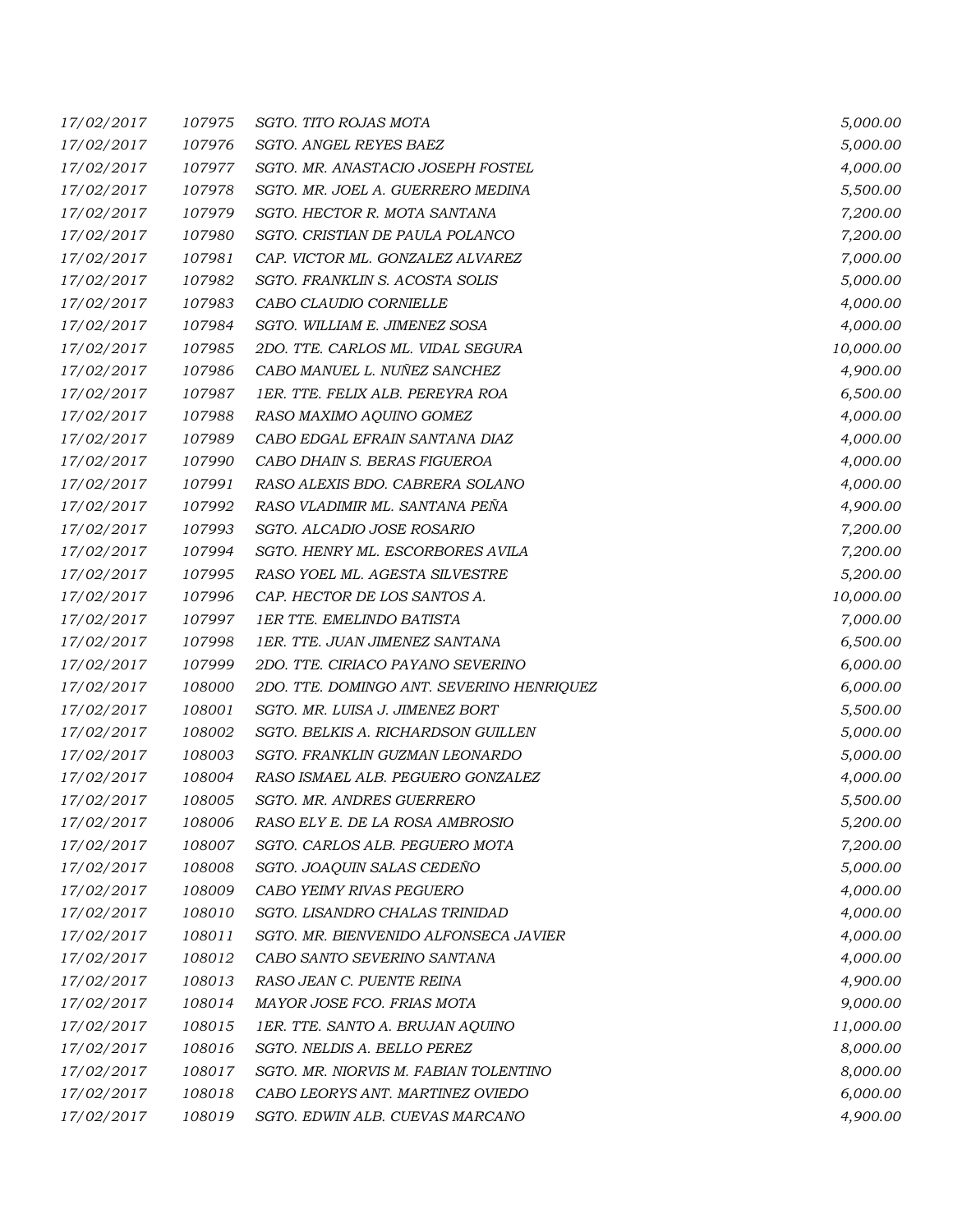| | | | |
|---|---|---|---|
| 17/02/2017 | 107975 | SGTO. TITO ROJAS MOTA | 5,000.00 |
| 17/02/2017 | 107976 | SGTO. ANGEL REYES BAEZ | 5,000.00 |
| 17/02/2017 | 107977 | SGTO. MR. ANASTACIO JOSEPH FOSTEL | 4,000.00 |
| 17/02/2017 | 107978 | SGTO. MR. JOEL A. GUERRERO MEDINA | 5,500.00 |
| 17/02/2017 | 107979 | SGTO. HECTOR R. MOTA SANTANA | 7,200.00 |
| 17/02/2017 | 107980 | SGTO. CRISTIAN DE PAULA POLANCO | 7,200.00 |
| 17/02/2017 | 107981 | CAP. VICTOR ML. GONZALEZ ALVAREZ | 7,000.00 |
| 17/02/2017 | 107982 | SGTO. FRANKLIN S. ACOSTA SOLIS | 5,000.00 |
| 17/02/2017 | 107983 | CABO CLAUDIO CORNIELLE | 4,000.00 |
| 17/02/2017 | 107984 | SGTO. WILLIAM E. JIMENEZ SOSA | 4,000.00 |
| 17/02/2017 | 107985 | 2DO. TTE. CARLOS ML. VIDAL SEGURA | 10,000.00 |
| 17/02/2017 | 107986 | CABO MANUEL L. NUÑEZ SANCHEZ | 4,900.00 |
| 17/02/2017 | 107987 | 1ER. TTE. FELIX ALB. PEREYRA ROA | 6,500.00 |
| 17/02/2017 | 107988 | RASO MAXIMO AQUINO GOMEZ | 4,000.00 |
| 17/02/2017 | 107989 | CABO EDGAL EFRAIN SANTANA DIAZ | 4,000.00 |
| 17/02/2017 | 107990 | CABO DHAIN S. BERAS FIGUEROA | 4,000.00 |
| 17/02/2017 | 107991 | RASO ALEXIS BDO. CABRERA SOLANO | 4,000.00 |
| 17/02/2017 | 107992 | RASO VLADIMIR ML. SANTANA PEÑA | 4,900.00 |
| 17/02/2017 | 107993 | SGTO. ALCADIO JOSE ROSARIO | 7,200.00 |
| 17/02/2017 | 107994 | SGTO. HENRY ML. ESCORBORES AVILA | 7,200.00 |
| 17/02/2017 | 107995 | RASO YOEL ML. AGESTA SILVESTRE | 5,200.00 |
| 17/02/2017 | 107996 | CAP. HECTOR DE LOS SANTOS A. | 10,000.00 |
| 17/02/2017 | 107997 | 1ER TTE. EMELINDO BATISTA | 7,000.00 |
| 17/02/2017 | 107998 | 1ER. TTE. JUAN JIMENEZ SANTANA | 6,500.00 |
| 17/02/2017 | 107999 | 2DO. TTE. CIRIACO PAYANO SEVERINO | 6,000.00 |
| 17/02/2017 | 108000 | 2DO. TTE. DOMINGO ANT. SEVERINO HENRIQUEZ | 6,000.00 |
| 17/02/2017 | 108001 | SGTO. MR. LUISA J. JIMENEZ BORT | 5,500.00 |
| 17/02/2017 | 108002 | SGTO. BELKIS A. RICHARDSON GUILLEN | 5,000.00 |
| 17/02/2017 | 108003 | SGTO. FRANKLIN GUZMAN LEONARDO | 5,000.00 |
| 17/02/2017 | 108004 | RASO ISMAEL ALB. PEGUERO GONZALEZ | 4,000.00 |
| 17/02/2017 | 108005 | SGTO. MR. ANDRES GUERRERO | 5,500.00 |
| 17/02/2017 | 108006 | RASO ELY E. DE LA ROSA AMBROSIO | 5,200.00 |
| 17/02/2017 | 108007 | SGTO. CARLOS ALB. PEGUERO MOTA | 7,200.00 |
| 17/02/2017 | 108008 | SGTO. JOAQUIN SALAS CEDEÑO | 5,000.00 |
| 17/02/2017 | 108009 | CABO YEIMY RIVAS PEGUERO | 4,000.00 |
| 17/02/2017 | 108010 | SGTO. LISANDRO CHALAS TRINIDAD | 4,000.00 |
| 17/02/2017 | 108011 | SGTO. MR. BIENVENIDO ALFONSECA JAVIER | 4,000.00 |
| 17/02/2017 | 108012 | CABO SANTO SEVERINO SANTANA | 4,000.00 |
| 17/02/2017 | 108013 | RASO JEAN C. PUENTE REINA | 4,900.00 |
| 17/02/2017 | 108014 | MAYOR JOSE FCO. FRIAS MOTA | 9,000.00 |
| 17/02/2017 | 108015 | 1ER. TTE. SANTO A. BRUJAN AQUINO | 11,000.00 |
| 17/02/2017 | 108016 | SGTO. NELDIS A. BELLO PEREZ | 8,000.00 |
| 17/02/2017 | 108017 | SGTO. MR. NIORVIS M. FABIAN TOLENTINO | 8,000.00 |
| 17/02/2017 | 108018 | CABO LEORYS ANT. MARTINEZ OVIEDO | 6,000.00 |
| 17/02/2017 | 108019 | SGTO. EDWIN ALB. CUEVAS MARCANO | 4,900.00 |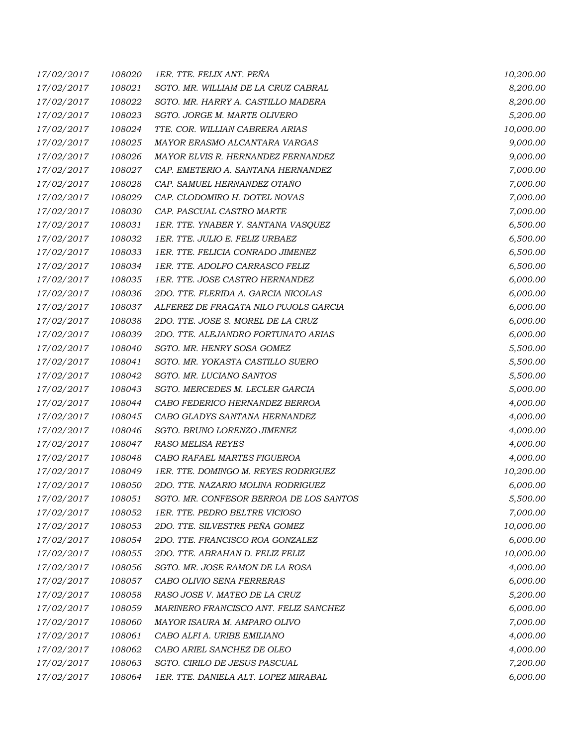| | | | |
|---|---|---|---|
| 17/02/2017 | 108020 | 1ER. TTE. FELIX ANT. PEÑA | 10,200.00 |
| 17/02/2017 | 108021 | SGTO. MR. WILLIAM DE LA CRUZ CABRAL | 8,200.00 |
| 17/02/2017 | 108022 | SGTO. MR. HARRY A. CASTILLO MADERA | 8,200.00 |
| 17/02/2017 | 108023 | SGTO. JORGE M. MARTE OLIVERO | 5,200.00 |
| 17/02/2017 | 108024 | TTE. COR. WILLIAN CABRERA ARIAS | 10,000.00 |
| 17/02/2017 | 108025 | MAYOR ERASMO ALCANTARA VARGAS | 9,000.00 |
| 17/02/2017 | 108026 | MAYOR ELVIS R. HERNANDEZ FERNANDEZ | 9,000.00 |
| 17/02/2017 | 108027 | CAP. EMETERIO A. SANTANA HERNANDEZ | 7,000.00 |
| 17/02/2017 | 108028 | CAP. SAMUEL HERNANDEZ OTAÑO | 7,000.00 |
| 17/02/2017 | 108029 | CAP. CLODOMIRO H. DOTEL NOVAS | 7,000.00 |
| 17/02/2017 | 108030 | CAP. PASCUAL CASTRO MARTE | 7,000.00 |
| 17/02/2017 | 108031 | 1ER. TTE. YNABER Y. SANTANA VASQUEZ | 6,500.00 |
| 17/02/2017 | 108032 | 1ER. TTE. JULIO E. FELIZ URBAEZ | 6,500.00 |
| 17/02/2017 | 108033 | 1ER. TTE. FELICIA CONRADO JIMENEZ | 6,500.00 |
| 17/02/2017 | 108034 | 1ER. TTE. ADOLFO CARRASCO FELIZ | 6,500.00 |
| 17/02/2017 | 108035 | 1ER. TTE. JOSE CASTRO HERNANDEZ | 6,000.00 |
| 17/02/2017 | 108036 | 2DO. TTE. FLERIDA A. GARCIA NICOLAS | 6,000.00 |
| 17/02/2017 | 108037 | ALFEREZ DE FRAGATA NILO PUJOLS GARCIA | 6,000.00 |
| 17/02/2017 | 108038 | 2DO. TTE. JOSE S. MOREL DE LA CRUZ | 6,000.00 |
| 17/02/2017 | 108039 | 2DO. TTE. ALEJANDRO FORTUNATO ARIAS | 6,000.00 |
| 17/02/2017 | 108040 | SGTO. MR. HENRY SOSA GOMEZ | 5,500.00 |
| 17/02/2017 | 108041 | SGTO. MR. YOKASTA CASTILLO SUERO | 5,500.00 |
| 17/02/2017 | 108042 | SGTO. MR. LUCIANO SANTOS | 5,500.00 |
| 17/02/2017 | 108043 | SGTO. MERCEDES M. LECLER GARCIA | 5,000.00 |
| 17/02/2017 | 108044 | CABO FEDERICO HERNANDEZ BERROA | 4,000.00 |
| 17/02/2017 | 108045 | CABO GLADYS SANTANA HERNANDEZ | 4,000.00 |
| 17/02/2017 | 108046 | SGTO. BRUNO LORENZO JIMENEZ | 4,000.00 |
| 17/02/2017 | 108047 | RASO MELISA REYES | 4,000.00 |
| 17/02/2017 | 108048 | CABO RAFAEL MARTES FIGUEROA | 4,000.00 |
| 17/02/2017 | 108049 | 1ER. TTE. DOMINGO M. REYES RODRIGUEZ | 10,200.00 |
| 17/02/2017 | 108050 | 2DO. TTE. NAZARIO MOLINA RODRIGUEZ | 6,000.00 |
| 17/02/2017 | 108051 | SGTO. MR. CONFESOR BERROA DE LOS SANTOS | 5,500.00 |
| 17/02/2017 | 108052 | 1ER. TTE. PEDRO BELTRE VICIOSO | 7,000.00 |
| 17/02/2017 | 108053 | 2DO. TTE. SILVESTRE PEÑA GOMEZ | 10,000.00 |
| 17/02/2017 | 108054 | 2DO. TTE. FRANCISCO ROA GONZALEZ | 6,000.00 |
| 17/02/2017 | 108055 | 2DO. TTE. ABRAHAN D. FELIZ FELIZ | 10,000.00 |
| 17/02/2017 | 108056 | SGTO. MR. JOSE RAMON DE LA ROSA | 4,000.00 |
| 17/02/2017 | 108057 | CABO OLIVIO SENA FERRERAS | 6,000.00 |
| 17/02/2017 | 108058 | RASO JOSE V. MATEO DE LA CRUZ | 5,200.00 |
| 17/02/2017 | 108059 | MARINERO FRANCISCO ANT. FELIZ SANCHEZ | 6,000.00 |
| 17/02/2017 | 108060 | MAYOR ISAURA M. AMPARO OLIVO | 7,000.00 |
| 17/02/2017 | 108061 | CABO ALFI A. URIBE EMILIANO | 4,000.00 |
| 17/02/2017 | 108062 | CABO ARIEL SANCHEZ DE OLEO | 4,000.00 |
| 17/02/2017 | 108063 | SGTO. CIRILO DE JESUS PASCUAL | 7,200.00 |
| 17/02/2017 | 108064 | 1ER. TTE. DANIELA ALT. LOPEZ MIRABAL | 6,000.00 |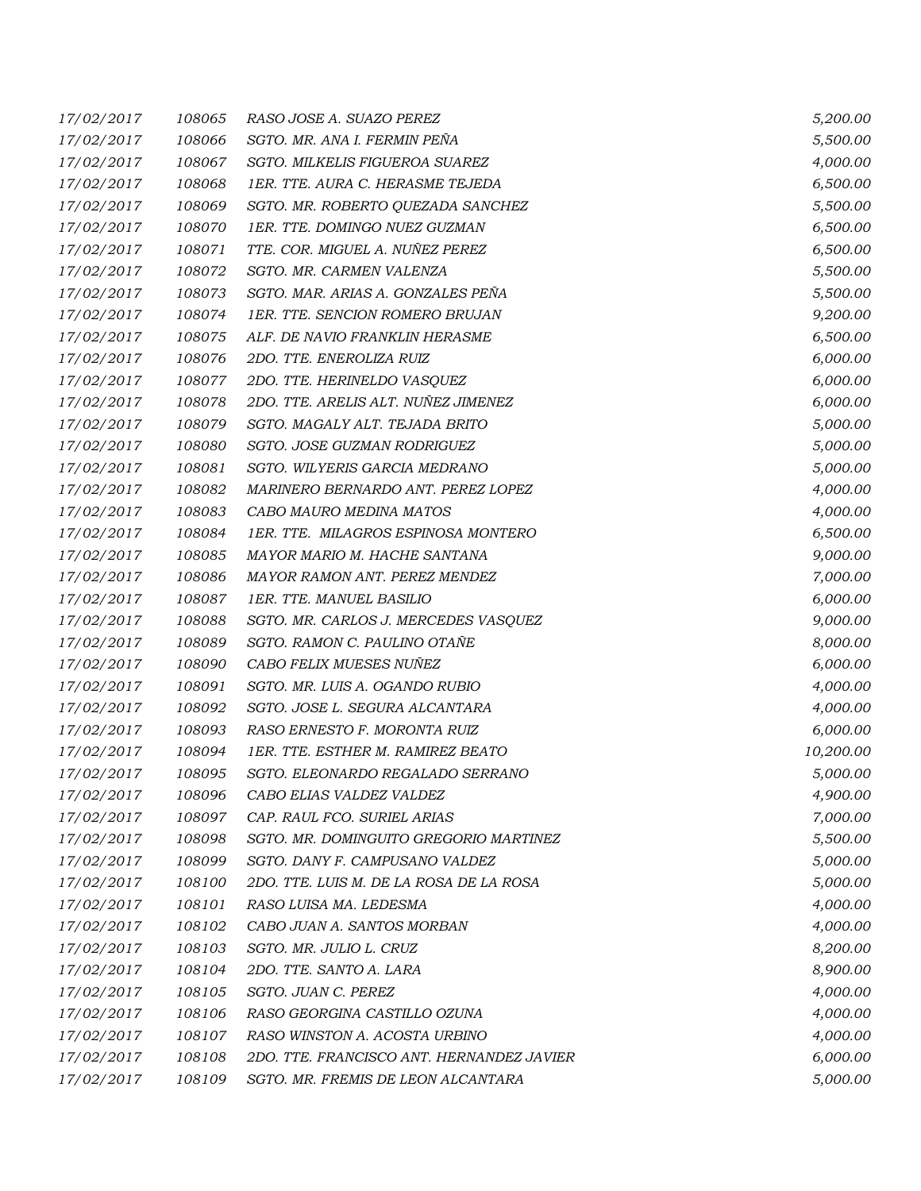| | | | |
|---|---|---|---|
| 17/02/2017 | 108065 | RASO JOSE A. SUAZO PEREZ | 5,200.00 |
| 17/02/2017 | 108066 | SGTO. MR. ANA I. FERMIN PEÑA | 5,500.00 |
| 17/02/2017 | 108067 | SGTO. MILKELIS FIGUEROA SUAREZ | 4,000.00 |
| 17/02/2017 | 108068 | 1ER. TTE. AURA C. HERASME TEJEDA | 6,500.00 |
| 17/02/2017 | 108069 | SGTO. MR. ROBERTO QUEZADA SANCHEZ | 5,500.00 |
| 17/02/2017 | 108070 | 1ER. TTE. DOMINGO NUEZ GUZMAN | 6,500.00 |
| 17/02/2017 | 108071 | TTE. COR. MIGUEL A. NUÑEZ PEREZ | 6,500.00 |
| 17/02/2017 | 108072 | SGTO. MR. CARMEN VALENZA | 5,500.00 |
| 17/02/2017 | 108073 | SGTO. MAR. ARIAS A. GONZALES PEÑA | 5,500.00 |
| 17/02/2017 | 108074 | 1ER. TTE. SENCION ROMERO BRUJAN | 9,200.00 |
| 17/02/2017 | 108075 | ALF. DE NAVIO FRANKLIN HERASME | 6,500.00 |
| 17/02/2017 | 108076 | 2DO. TTE. ENEROLIZA RUIZ | 6,000.00 |
| 17/02/2017 | 108077 | 2DO. TTE. HERINELDO VASQUEZ | 6,000.00 |
| 17/02/2017 | 108078 | 2DO. TTE. ARELIS ALT. NUÑEZ JIMENEZ | 6,000.00 |
| 17/02/2017 | 108079 | SGTO. MAGALY ALT. TEJADA BRITO | 5,000.00 |
| 17/02/2017 | 108080 | SGTO. JOSE GUZMAN RODRIGUEZ | 5,000.00 |
| 17/02/2017 | 108081 | SGTO. WILYERIS GARCIA MEDRANO | 5,000.00 |
| 17/02/2017 | 108082 | MARINERO BERNARDO ANT. PEREZ LOPEZ | 4,000.00 |
| 17/02/2017 | 108083 | CABO MAURO MEDINA MATOS | 4,000.00 |
| 17/02/2017 | 108084 | 1ER. TTE. MILAGROS ESPINOSA MONTERO | 6,500.00 |
| 17/02/2017 | 108085 | MAYOR MARIO M. HACHE SANTANA | 9,000.00 |
| 17/02/2017 | 108086 | MAYOR RAMON ANT. PEREZ MENDEZ | 7,000.00 |
| 17/02/2017 | 108087 | 1ER. TTE. MANUEL BASILIO | 6,000.00 |
| 17/02/2017 | 108088 | SGTO. MR. CARLOS J. MERCEDES VASQUEZ | 9,000.00 |
| 17/02/2017 | 108089 | SGTO. RAMON C. PAULINO OTAÑE | 8,000.00 |
| 17/02/2017 | 108090 | CABO FELIX MUESES NUÑEZ | 6,000.00 |
| 17/02/2017 | 108091 | SGTO. MR. LUIS A. OGANDO RUBIO | 4,000.00 |
| 17/02/2017 | 108092 | SGTO. JOSE L. SEGURA ALCANTARA | 4,000.00 |
| 17/02/2017 | 108093 | RASO ERNESTO F. MORONTA RUIZ | 6,000.00 |
| 17/02/2017 | 108094 | 1ER. TTE. ESTHER M. RAMIREZ BEATO | 10,200.00 |
| 17/02/2017 | 108095 | SGTO. ELEONARDO REGALADO SERRANO | 5,000.00 |
| 17/02/2017 | 108096 | CABO ELIAS VALDEZ VALDEZ | 4,900.00 |
| 17/02/2017 | 108097 | CAP. RAUL FCO. SURIEL ARIAS | 7,000.00 |
| 17/02/2017 | 108098 | SGTO. MR. DOMINGUITO GREGORIO MARTINEZ | 5,500.00 |
| 17/02/2017 | 108099 | SGTO. DANY F. CAMPUSANO VALDEZ | 5,000.00 |
| 17/02/2017 | 108100 | 2DO. TTE. LUIS M. DE LA ROSA DE LA ROSA | 5,000.00 |
| 17/02/2017 | 108101 | RASO LUISA MA. LEDESMA | 4,000.00 |
| 17/02/2017 | 108102 | CABO JUAN A. SANTOS MORBAN | 4,000.00 |
| 17/02/2017 | 108103 | SGTO. MR. JULIO L. CRUZ | 8,200.00 |
| 17/02/2017 | 108104 | 2DO. TTE. SANTO A. LARA | 8,900.00 |
| 17/02/2017 | 108105 | SGTO. JUAN C. PEREZ | 4,000.00 |
| 17/02/2017 | 108106 | RASO GEORGINA CASTILLO OZUNA | 4,000.00 |
| 17/02/2017 | 108107 | RASO WINSTON A. ACOSTA URBINO | 4,000.00 |
| 17/02/2017 | 108108 | 2DO. TTE. FRANCISCO ANT. HERNANDEZ JAVIER | 6,000.00 |
| 17/02/2017 | 108109 | SGTO. MR. FREMIS DE LEON ALCANTARA | 5,000.00 |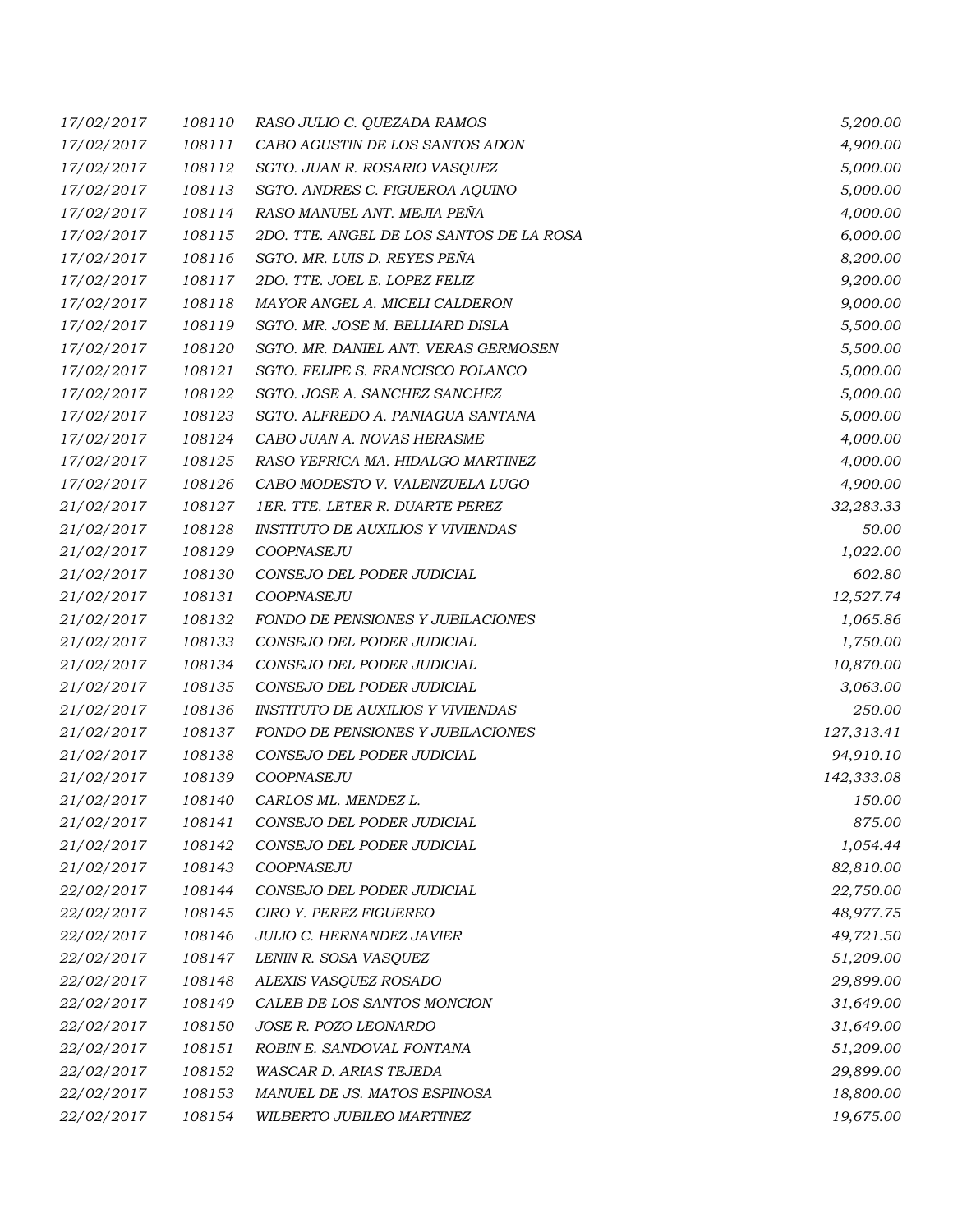| | | | |
|---|---|---|---|
| 17/02/2017 | 108110 | RASO JULIO C. QUEZADA RAMOS | 5,200.00 |
| 17/02/2017 | 108111 | CABO AGUSTIN DE LOS SANTOS ADON | 4,900.00 |
| 17/02/2017 | 108112 | SGTO. JUAN R. ROSARIO VASQUEZ | 5,000.00 |
| 17/02/2017 | 108113 | SGTO. ANDRES C. FIGUEROA AQUINO | 5,000.00 |
| 17/02/2017 | 108114 | RASO MANUEL ANT. MEJIA PEÑA | 4,000.00 |
| 17/02/2017 | 108115 | 2DO. TTE. ANGEL DE LOS SANTOS DE LA ROSA | 6,000.00 |
| 17/02/2017 | 108116 | SGTO. MR. LUIS D. REYES PEÑA | 8,200.00 |
| 17/02/2017 | 108117 | 2DO. TTE. JOEL E. LOPEZ FELIZ | 9,200.00 |
| 17/02/2017 | 108118 | MAYOR ANGEL A. MICELI CALDERON | 9,000.00 |
| 17/02/2017 | 108119 | SGTO. MR. JOSE M. BELLIARD DISLA | 5,500.00 |
| 17/02/2017 | 108120 | SGTO. MR. DANIEL ANT. VERAS GERMOSEN | 5,500.00 |
| 17/02/2017 | 108121 | SGTO. FELIPE S. FRANCISCO POLANCO | 5,000.00 |
| 17/02/2017 | 108122 | SGTO. JOSE A. SANCHEZ SANCHEZ | 5,000.00 |
| 17/02/2017 | 108123 | SGTO. ALFREDO A. PANIAGUA SANTANA | 5,000.00 |
| 17/02/2017 | 108124 | CABO JUAN A. NOVAS HERASME | 4,000.00 |
| 17/02/2017 | 108125 | RASO YEFRICA MA. HIDALGO MARTINEZ | 4,000.00 |
| 17/02/2017 | 108126 | CABO MODESTO V. VALENZUELA LUGO | 4,900.00 |
| 21/02/2017 | 108127 | 1ER. TTE. LETER R. DUARTE PEREZ | 32,283.33 |
| 21/02/2017 | 108128 | INSTITUTO DE AUXILIOS Y VIVIENDAS | 50.00 |
| 21/02/2017 | 108129 | COOPNASEJU | 1,022.00 |
| 21/02/2017 | 108130 | CONSEJO DEL PODER JUDICIAL | 602.80 |
| 21/02/2017 | 108131 | COOPNASEJU | 12,527.74 |
| 21/02/2017 | 108132 | FONDO DE PENSIONES Y JUBILACIONES | 1,065.86 |
| 21/02/2017 | 108133 | CONSEJO DEL PODER JUDICIAL | 1,750.00 |
| 21/02/2017 | 108134 | CONSEJO DEL PODER JUDICIAL | 10,870.00 |
| 21/02/2017 | 108135 | CONSEJO DEL PODER JUDICIAL | 3,063.00 |
| 21/02/2017 | 108136 | INSTITUTO DE AUXILIOS Y VIVIENDAS | 250.00 |
| 21/02/2017 | 108137 | FONDO DE PENSIONES Y JUBILACIONES | 127,313.41 |
| 21/02/2017 | 108138 | CONSEJO DEL PODER JUDICIAL | 94,910.10 |
| 21/02/2017 | 108139 | COOPNASEJU | 142,333.08 |
| 21/02/2017 | 108140 | CARLOS ML. MENDEZ L. | 150.00 |
| 21/02/2017 | 108141 | CONSEJO DEL PODER JUDICIAL | 875.00 |
| 21/02/2017 | 108142 | CONSEJO DEL PODER JUDICIAL | 1,054.44 |
| 21/02/2017 | 108143 | COOPNASEJU | 82,810.00 |
| 22/02/2017 | 108144 | CONSEJO DEL PODER JUDICIAL | 22,750.00 |
| 22/02/2017 | 108145 | CIRO Y. PEREZ FIGUEREO | 48,977.75 |
| 22/02/2017 | 108146 | JULIO C. HERNANDEZ JAVIER | 49,721.50 |
| 22/02/2017 | 108147 | LENIN R. SOSA VASQUEZ | 51,209.00 |
| 22/02/2017 | 108148 | ALEXIS VASQUEZ ROSADO | 29,899.00 |
| 22/02/2017 | 108149 | CALEB DE LOS SANTOS MONCION | 31,649.00 |
| 22/02/2017 | 108150 | JOSE R. POZO LEONARDO | 31,649.00 |
| 22/02/2017 | 108151 | ROBIN E. SANDOVAL FONTANA | 51,209.00 |
| 22/02/2017 | 108152 | WASCAR D. ARIAS TEJEDA | 29,899.00 |
| 22/02/2017 | 108153 | MANUEL DE JS. MATOS ESPINOSA | 18,800.00 |
| 22/02/2017 | 108154 | WILBERTO JUBILEO MARTINEZ | 19,675.00 |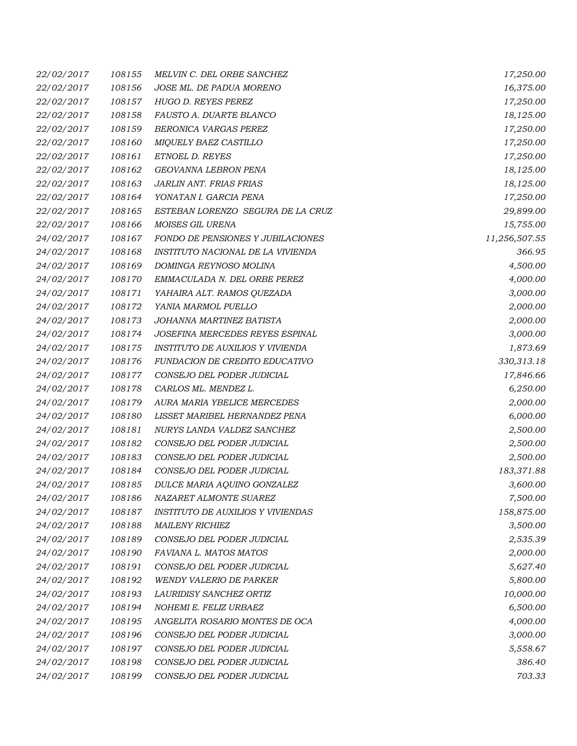| | | | |
|---|---|---|---|
| 22/02/2017 | 108155 | MELVIN C. DEL ORBE SANCHEZ | 17,250.00 |
| 22/02/2017 | 108156 | JOSE ML. DE PADUA MORENO | 16,375.00 |
| 22/02/2017 | 108157 | HUGO D. REYES PEREZ | 17,250.00 |
| 22/02/2017 | 108158 | FAUSTO A. DUARTE BLANCO | 18,125.00 |
| 22/02/2017 | 108159 | BERONICA VARGAS PEREZ | 17,250.00 |
| 22/02/2017 | 108160 | MIQUELY BAEZ CASTILLO | 17,250.00 |
| 22/02/2017 | 108161 | ETNOEL D. REYES | 17,250.00 |
| 22/02/2017 | 108162 | GEOVANNA LEBRON PENA | 18,125.00 |
| 22/02/2017 | 108163 | JARLIN ANT. FRIAS FRIAS | 18,125.00 |
| 22/02/2017 | 108164 | YONATAN I. GARCIA PENA | 17,250.00 |
| 22/02/2017 | 108165 | ESTEBAN LORENZO SEGURA DE LA CRUZ | 29,899.00 |
| 22/02/2017 | 108166 | MOISES GIL URENA | 15,755.00 |
| 24/02/2017 | 108167 | FONDO DE PENSIONES Y JUBILACIONES | 11,256,507.55 |
| 24/02/2017 | 108168 | INSTITUTO NACIONAL DE LA VIVIENDA | 366.95 |
| 24/02/2017 | 108169 | DOMINGA REYNOSO MOLINA | 4,500.00 |
| 24/02/2017 | 108170 | EMMACULADA N. DEL ORBE PEREZ | 4,000.00 |
| 24/02/2017 | 108171 | YAHAIRA ALT. RAMOS QUEZADA | 3,000.00 |
| 24/02/2017 | 108172 | YANIA MARMOL PUELLO | 2,000.00 |
| 24/02/2017 | 108173 | JOHANNA MARTINEZ BATISTA | 2,000.00 |
| 24/02/2017 | 108174 | JOSEFINA MERCEDES REYES ESPINAL | 3,000.00 |
| 24/02/2017 | 108175 | INSTITUTO DE AUXILIOS Y VIVIENDA | 1,873.69 |
| 24/02/2017 | 108176 | FUNDACION DE CREDITO EDUCATIVO | 330,313.18 |
| 24/02/2017 | 108177 | CONSEJO DEL PODER JUDICIAL | 17,846.66 |
| 24/02/2017 | 108178 | CARLOS ML. MENDEZ L. | 6,250.00 |
| 24/02/2017 | 108179 | AURA MARIA YBELICE MERCEDES | 2,000.00 |
| 24/02/2017 | 108180 | LISSET MARIBEL HERNANDEZ PENA | 6,000.00 |
| 24/02/2017 | 108181 | NURYS LANDA VALDEZ SANCHEZ | 2,500.00 |
| 24/02/2017 | 108182 | CONSEJO DEL PODER JUDICIAL | 2,500.00 |
| 24/02/2017 | 108183 | CONSEJO DEL PODER JUDICIAL | 2,500.00 |
| 24/02/2017 | 108184 | CONSEJO DEL PODER JUDICIAL | 183,371.88 |
| 24/02/2017 | 108185 | DULCE MARIA AQUINO GONZALEZ | 3,600.00 |
| 24/02/2017 | 108186 | NAZARET ALMONTE SUAREZ | 7,500.00 |
| 24/02/2017 | 108187 | INSTITUTO DE AUXILIOS Y VIVIENDAS | 158,875.00 |
| 24/02/2017 | 108188 | MAILENY RICHIEZ | 3,500.00 |
| 24/02/2017 | 108189 | CONSEJO DEL PODER JUDICIAL | 2,535.39 |
| 24/02/2017 | 108190 | FAVIANA L. MATOS MATOS | 2,000.00 |
| 24/02/2017 | 108191 | CONSEJO DEL PODER JUDICIAL | 5,627.40 |
| 24/02/2017 | 108192 | WENDY VALERIO DE PARKER | 5,800.00 |
| 24/02/2017 | 108193 | LAURIDISY SANCHEZ ORTIZ | 10,000.00 |
| 24/02/2017 | 108194 | NOHEMI E. FELIZ URBAEZ | 6,500.00 |
| 24/02/2017 | 108195 | ANGELITA ROSARIO MONTES DE OCA | 4,000.00 |
| 24/02/2017 | 108196 | CONSEJO DEL PODER JUDICIAL | 3,000.00 |
| 24/02/2017 | 108197 | CONSEJO DEL PODER JUDICIAL | 5,558.67 |
| 24/02/2017 | 108198 | CONSEJO DEL PODER JUDICIAL | 386.40 |
| 24/02/2017 | 108199 | CONSEJO DEL PODER JUDICIAL | 703.33 |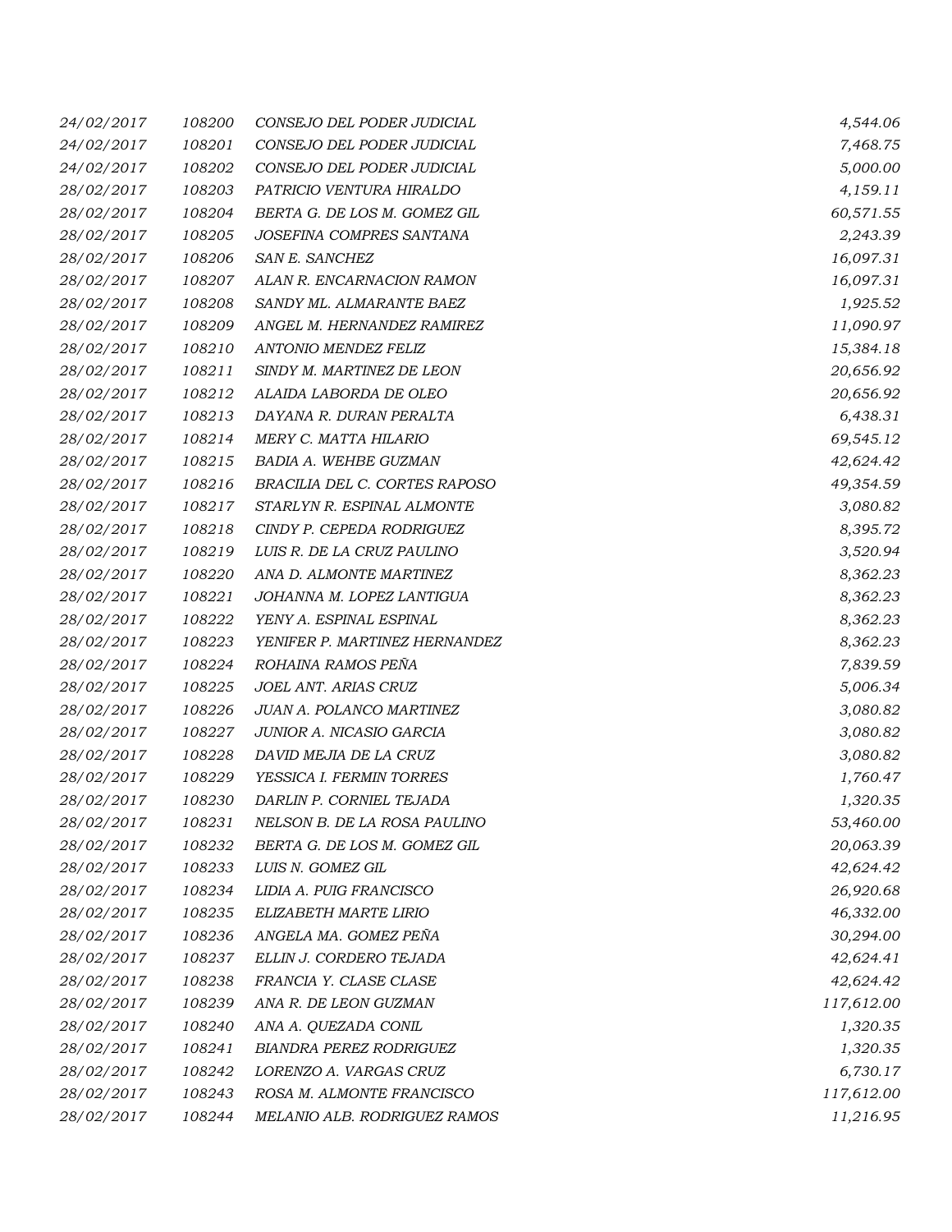| | | | |
|---|---|---|---|
| *24/02/2017* | *108200* | *CONSEJO DEL PODER JUDICIAL* | *4,544.06* |
| *24/02/2017* | *108201* | *CONSEJO DEL PODER JUDICIAL* | *7,468.75* |
| *24/02/2017* | *108202* | *CONSEJO DEL PODER JUDICIAL* | *5,000.00* |
| *28/02/2017* | *108203* | *PATRICIO VENTURA HIRALDO* | *4,159.11* |
| *28/02/2017* | *108204* | *BERTA G. DE LOS M. GOMEZ GIL* | *60,571.55* |
| *28/02/2017* | *108205* | *JOSEFINA COMPRES SANTANA* | *2,243.39* |
| *28/02/2017* | *108206* | *SAN E. SANCHEZ* | *16,097.31* |
| *28/02/2017* | *108207* | *ALAN R. ENCARNACION RAMON* | *16,097.31* |
| *28/02/2017* | *108208* | *SANDY ML. ALMARANTE BAEZ* | *1,925.52* |
| *28/02/2017* | *108209* | *ANGEL M. HERNANDEZ RAMIREZ* | *11,090.97* |
| *28/02/2017* | *108210* | *ANTONIO MENDEZ FELIZ* | *15,384.18* |
| *28/02/2017* | *108211* | *SINDY M. MARTINEZ DE LEON* | *20,656.92* |
| *28/02/2017* | *108212* | *ALAIDA LABORDA DE OLEO* | *20,656.92* |
| *28/02/2017* | *108213* | *DAYANA R. DURAN PERALTA* | *6,438.31* |
| *28/02/2017* | *108214* | *MERY C. MATTA HILARIO* | *69,545.12* |
| *28/02/2017* | *108215* | *BADIA A. WEHBE GUZMAN* | *42,624.42* |
| *28/02/2017* | *108216* | *BRACILIA DEL C. CORTES RAPOSO* | *49,354.59* |
| *28/02/2017* | *108217* | *STARLYN R. ESPINAL ALMONTE* | *3,080.82* |
| *28/02/2017* | *108218* | *CINDY P. CEPEDA RODRIGUEZ* | *8,395.72* |
| *28/02/2017* | *108219* | *LUIS R. DE LA CRUZ PAULINO* | *3,520.94* |
| *28/02/2017* | *108220* | *ANA D. ALMONTE MARTINEZ* | *8,362.23* |
| *28/02/2017* | *108221* | *JOHANNA M. LOPEZ LANTIGUA* | *8,362.23* |
| *28/02/2017* | *108222* | *YENY A. ESPINAL ESPINAL* | *8,362.23* |
| *28/02/2017* | *108223* | *YENIFER P. MARTINEZ HERNANDEZ* | *8,362.23* |
| *28/02/2017* | *108224* | *ROHAINA RAMOS PEÑA* | *7,839.59* |
| *28/02/2017* | *108225* | *JOEL ANT. ARIAS CRUZ* | *5,006.34* |
| *28/02/2017* | *108226* | *JUAN A. POLANCO MARTINEZ* | *3,080.82* |
| *28/02/2017* | *108227* | *JUNIOR A. NICASIO GARCIA* | *3,080.82* |
| *28/02/2017* | *108228* | *DAVID MEJIA DE LA CRUZ* | *3,080.82* |
| *28/02/2017* | *108229* | *YESSICA I. FERMIN TORRES* | *1,760.47* |
| *28/02/2017* | *108230* | *DARLIN P. CORNIEL TEJADA* | *1,320.35* |
| *28/02/2017* | *108231* | *NELSON B. DE LA ROSA PAULINO* | *53,460.00* |
| *28/02/2017* | *108232* | *BERTA G. DE LOS M. GOMEZ GIL* | *20,063.39* |
| *28/02/2017* | *108233* | *LUIS N. GOMEZ GIL* | *42,624.42* |
| *28/02/2017* | *108234* | *LIDIA A. PUIG FRANCISCO* | *26,920.68* |
| *28/02/2017* | *108235* | *ELIZABETH MARTE LIRIO* | *46,332.00* |
| *28/02/2017* | *108236* | *ANGELA MA. GOMEZ PEÑA* | *30,294.00* |
| *28/02/2017* | *108237* | *ELLIN J. CORDERO TEJADA* | *42,624.41* |
| *28/02/2017* | *108238* | *FRANCIA Y. CLASE CLASE* | *42,624.42* |
| *28/02/2017* | *108239* | *ANA R. DE LEON GUZMAN* | *117,612.00* |
| *28/02/2017* | *108240* | *ANA A. QUEZADA CONIL* | *1,320.35* |
| *28/02/2017* | *108241* | *BIANDRA PEREZ RODRIGUEZ* | *1,320.35* |
| *28/02/2017* | *108242* | *LORENZO A. VARGAS CRUZ* | *6,730.17* |
| *28/02/2017* | *108243* | *ROSA M. ALMONTE FRANCISCO* | *117,612.00* |
| *28/02/2017* | *108244* | *MELANIO ALB. RODRIGUEZ RAMOS* | *11,216.95* |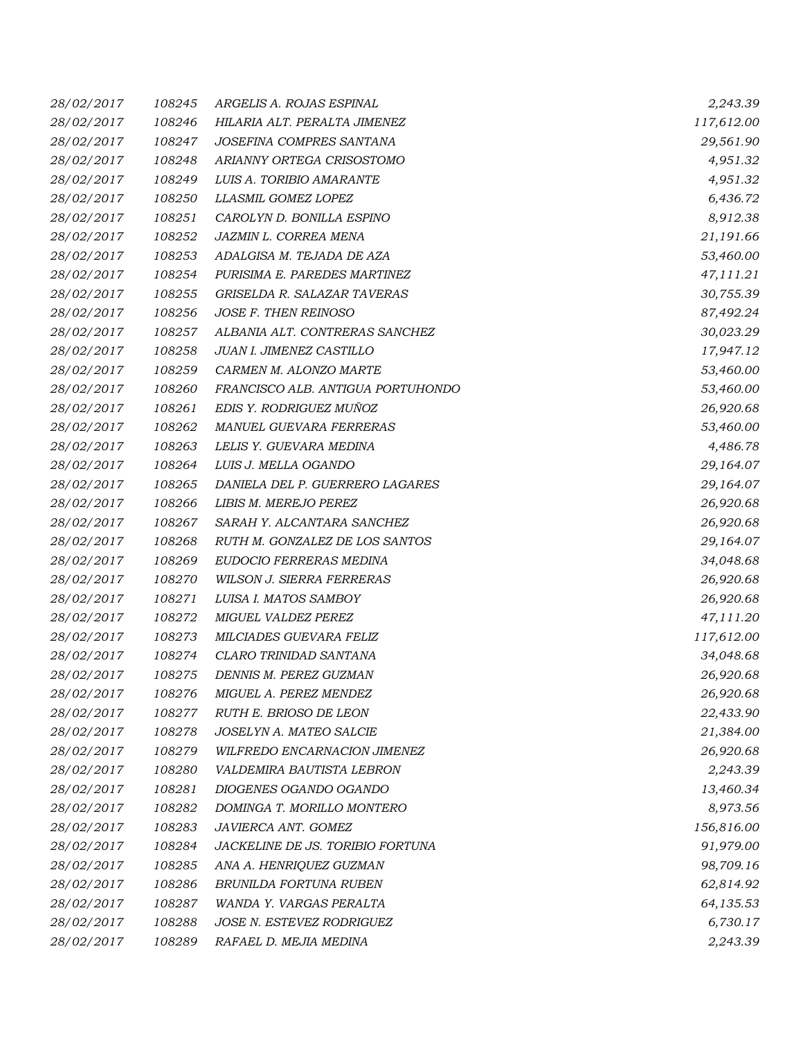| | | | |
|---|---|---|---|
| 28/02/2017 | 108245 | ARGELIS A. ROJAS ESPINAL | 2,243.39 |
| 28/02/2017 | 108246 | HILARIA ALT. PERALTA JIMENEZ | 117,612.00 |
| 28/02/2017 | 108247 | JOSEFINA COMPRES SANTANA | 29,561.90 |
| 28/02/2017 | 108248 | ARIANNY ORTEGA CRISOSTOMO | 4,951.32 |
| 28/02/2017 | 108249 | LUIS A. TORIBIO AMARANTE | 4,951.32 |
| 28/02/2017 | 108250 | LLASMIL GOMEZ LOPEZ | 6,436.72 |
| 28/02/2017 | 108251 | CAROLYN D. BONILLA ESPINO | 8,912.38 |
| 28/02/2017 | 108252 | JAZMIN L. CORREA MENA | 21,191.66 |
| 28/02/2017 | 108253 | ADALGISA M. TEJADA DE AZA | 53,460.00 |
| 28/02/2017 | 108254 | PURISIMA E. PAREDES MARTINEZ | 47,111.21 |
| 28/02/2017 | 108255 | GRISELDA R. SALAZAR TAVERAS | 30,755.39 |
| 28/02/2017 | 108256 | JOSE F. THEN REINOSO | 87,492.24 |
| 28/02/2017 | 108257 | ALBANIA ALT. CONTRERAS SANCHEZ | 30,023.29 |
| 28/02/2017 | 108258 | JUAN I. JIMENEZ CASTILLO | 17,947.12 |
| 28/02/2017 | 108259 | CARMEN M. ALONZO MARTE | 53,460.00 |
| 28/02/2017 | 108260 | FRANCISCO ALB. ANTIGUA PORTUHONDO | 53,460.00 |
| 28/02/2017 | 108261 | EDIS Y. RODRIGUEZ MUÑOZ | 26,920.68 |
| 28/02/2017 | 108262 | MANUEL GUEVARA FERRERAS | 53,460.00 |
| 28/02/2017 | 108263 | LELIS Y. GUEVARA MEDINA | 4,486.78 |
| 28/02/2017 | 108264 | LUIS J. MELLA OGANDO | 29,164.07 |
| 28/02/2017 | 108265 | DANIELA DEL P. GUERRERO LAGARES | 29,164.07 |
| 28/02/2017 | 108266 | LIBIS M. MEREJO PEREZ | 26,920.68 |
| 28/02/2017 | 108267 | SARAH Y. ALCANTARA SANCHEZ | 26,920.68 |
| 28/02/2017 | 108268 | RUTH M. GONZALEZ DE LOS SANTOS | 29,164.07 |
| 28/02/2017 | 108269 | EUDOCIO FERRERAS MEDINA | 34,048.68 |
| 28/02/2017 | 108270 | WILSON J. SIERRA FERRERAS | 26,920.68 |
| 28/02/2017 | 108271 | LUISA I. MATOS SAMBOY | 26,920.68 |
| 28/02/2017 | 108272 | MIGUEL VALDEZ PEREZ | 47,111.20 |
| 28/02/2017 | 108273 | MILCIADES GUEVARA FELIZ | 117,612.00 |
| 28/02/2017 | 108274 | CLARO TRINIDAD SANTANA | 34,048.68 |
| 28/02/2017 | 108275 | DENNIS M. PEREZ GUZMAN | 26,920.68 |
| 28/02/2017 | 108276 | MIGUEL A. PEREZ MENDEZ | 26,920.68 |
| 28/02/2017 | 108277 | RUTH E. BRIOSO DE LEON | 22,433.90 |
| 28/02/2017 | 108278 | JOSELYN A. MATEO SALCIE | 21,384.00 |
| 28/02/2017 | 108279 | WILFREDO ENCARNACION JIMENEZ | 26,920.68 |
| 28/02/2017 | 108280 | VALDEMIRA BAUTISTA LEBRON | 2,243.39 |
| 28/02/2017 | 108281 | DIOGENES OGANDO OGANDO | 13,460.34 |
| 28/02/2017 | 108282 | DOMINGA T. MORILLO MONTERO | 8,973.56 |
| 28/02/2017 | 108283 | JAVIERCA ANT. GOMEZ | 156,816.00 |
| 28/02/2017 | 108284 | JACKELINE DE JS. TORIBIO FORTUNA | 91,979.00 |
| 28/02/2017 | 108285 | ANA A. HENRIQUEZ GUZMAN | 98,709.16 |
| 28/02/2017 | 108286 | BRUNILDA FORTUNA RUBEN | 62,814.92 |
| 28/02/2017 | 108287 | WANDA Y. VARGAS PERALTA | 64,135.53 |
| 28/02/2017 | 108288 | JOSE N. ESTEVEZ RODRIGUEZ | 6,730.17 |
| 28/02/2017 | 108289 | RAFAEL D. MEJIA MEDINA | 2,243.39 |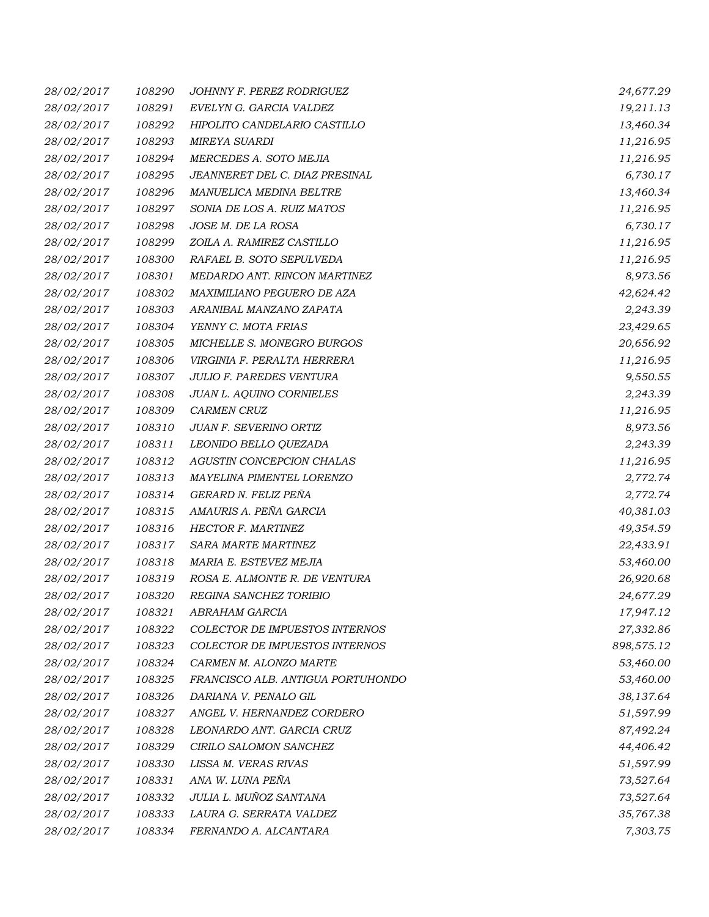| | | | |
|---|---|---|---|
| 28/02/2017 | 108290 | JOHNNY F. PEREZ RODRIGUEZ | 24,677.29 |
| 28/02/2017 | 108291 | EVELYN G. GARCIA VALDEZ | 19,211.13 |
| 28/02/2017 | 108292 | HIPOLITO CANDELARIO CASTILLO | 13,460.34 |
| 28/02/2017 | 108293 | MIREYA SUARDI | 11,216.95 |
| 28/02/2017 | 108294 | MERCEDES A. SOTO MEJIA | 11,216.95 |
| 28/02/2017 | 108295 | JEANNERET DEL C. DIAZ PRESINAL | 6,730.17 |
| 28/02/2017 | 108296 | MANUELICA MEDINA BELTRE | 13,460.34 |
| 28/02/2017 | 108297 | SONIA DE LOS A. RUIZ MATOS | 11,216.95 |
| 28/02/2017 | 108298 | JOSE M. DE LA ROSA | 6,730.17 |
| 28/02/2017 | 108299 | ZOILA A. RAMIREZ CASTILLO | 11,216.95 |
| 28/02/2017 | 108300 | RAFAEL B. SOTO SEPULVEDA | 11,216.95 |
| 28/02/2017 | 108301 | MEDARDO ANT. RINCON MARTINEZ | 8,973.56 |
| 28/02/2017 | 108302 | MAXIMILIANO PEGUERO DE AZA | 42,624.42 |
| 28/02/2017 | 108303 | ARANIBAL MANZANO ZAPATA | 2,243.39 |
| 28/02/2017 | 108304 | YENNY C. MOTA FRIAS | 23,429.65 |
| 28/02/2017 | 108305 | MICHELLE S. MONEGRO BURGOS | 20,656.92 |
| 28/02/2017 | 108306 | VIRGINIA F. PERALTA HERRERA | 11,216.95 |
| 28/02/2017 | 108307 | JULIO F. PAREDES VENTURA | 9,550.55 |
| 28/02/2017 | 108308 | JUAN L. AQUINO CORNIELES | 2,243.39 |
| 28/02/2017 | 108309 | CARMEN CRUZ | 11,216.95 |
| 28/02/2017 | 108310 | JUAN F. SEVERINO ORTIZ | 8,973.56 |
| 28/02/2017 | 108311 | LEONIDO BELLO QUEZADA | 2,243.39 |
| 28/02/2017 | 108312 | AGUSTIN CONCEPCION CHALAS | 11,216.95 |
| 28/02/2017 | 108313 | MAYELINA PIMENTEL LORENZO | 2,772.74 |
| 28/02/2017 | 108314 | GERARD N. FELIZ PEÑA | 2,772.74 |
| 28/02/2017 | 108315 | AMAURIS A. PEÑA GARCIA | 40,381.03 |
| 28/02/2017 | 108316 | HECTOR F. MARTINEZ | 49,354.59 |
| 28/02/2017 | 108317 | SARA MARTE MARTINEZ | 22,433.91 |
| 28/02/2017 | 108318 | MARIA E. ESTEVEZ MEJIA | 53,460.00 |
| 28/02/2017 | 108319 | ROSA E. ALMONTE R. DE VENTURA | 26,920.68 |
| 28/02/2017 | 108320 | REGINA SANCHEZ TORIBIO | 24,677.29 |
| 28/02/2017 | 108321 | ABRAHAM GARCIA | 17,947.12 |
| 28/02/2017 | 108322 | COLECTOR DE IMPUESTOS INTERNOS | 27,332.86 |
| 28/02/2017 | 108323 | COLECTOR DE IMPUESTOS INTERNOS | 898,575.12 |
| 28/02/2017 | 108324 | CARMEN M. ALONZO MARTE | 53,460.00 |
| 28/02/2017 | 108325 | FRANCISCO ALB. ANTIGUA PORTUHONDO | 53,460.00 |
| 28/02/2017 | 108326 | DARIANA V. PENALO GIL | 38,137.64 |
| 28/02/2017 | 108327 | ANGEL V. HERNANDEZ CORDERO | 51,597.99 |
| 28/02/2017 | 108328 | LEONARDO ANT. GARCIA CRUZ | 87,492.24 |
| 28/02/2017 | 108329 | CIRILO SALOMON SANCHEZ | 44,406.42 |
| 28/02/2017 | 108330 | LISSA M. VERAS RIVAS | 51,597.99 |
| 28/02/2017 | 108331 | ANA W. LUNA PEÑA | 73,527.64 |
| 28/02/2017 | 108332 | JULIA L. MUÑOZ SANTANA | 73,527.64 |
| 28/02/2017 | 108333 | LAURA G. SERRATA VALDEZ | 35,767.38 |
| 28/02/2017 | 108334 | FERNANDO A. ALCANTARA | 7,303.75 |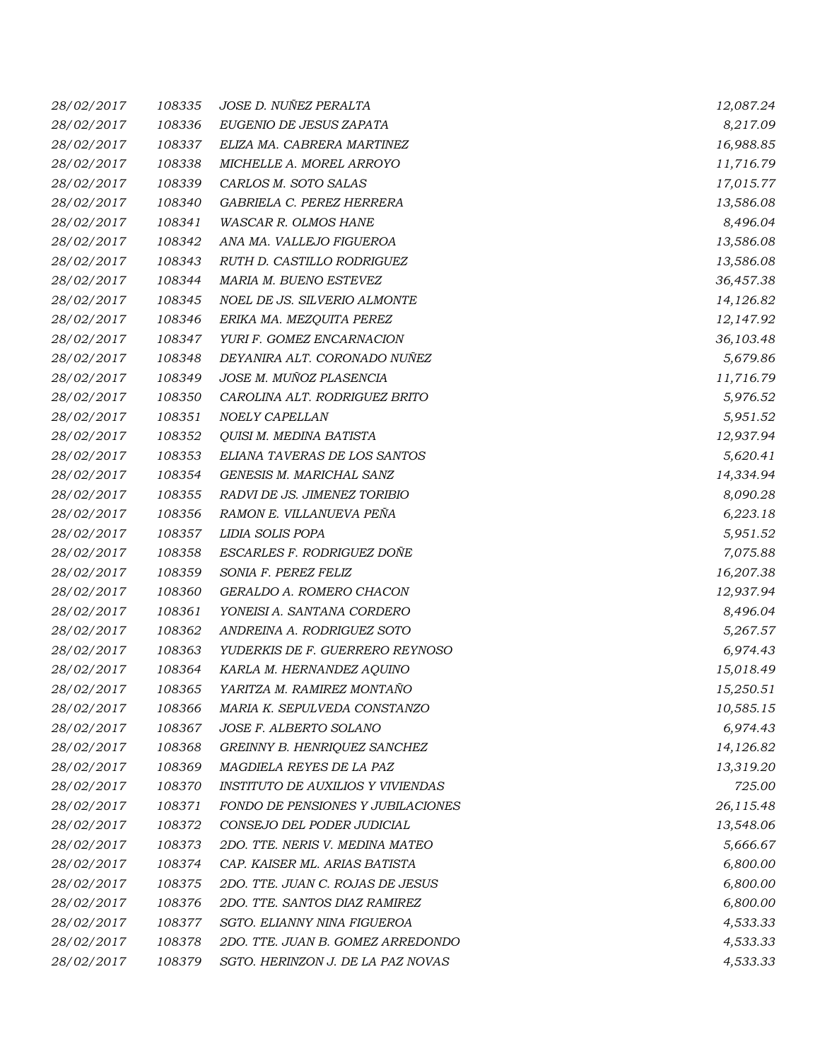| | | | |
|---|---|---|---|
| *28/02/2017* | *108335* | *JOSE D. NUÑEZ PERALTA* | *12,087.24* |
| *28/02/2017* | *108336* | *EUGENIO DE JESUS ZAPATA* | *8,217.09* |
| *28/02/2017* | *108337* | *ELIZA MA. CABRERA MARTINEZ* | *16,988.85* |
| *28/02/2017* | *108338* | *MICHELLE A. MOREL ARROYO* | *11,716.79* |
| *28/02/2017* | *108339* | *CARLOS M. SOTO SALAS* | *17,015.77* |
| *28/02/2017* | *108340* | *GABRIELA C. PEREZ HERRERA* | *13,586.08* |
| *28/02/2017* | *108341* | *WASCAR R. OLMOS HANE* | *8,496.04* |
| *28/02/2017* | *108342* | *ANA MA. VALLEJO FIGUEROA* | *13,586.08* |
| *28/02/2017* | *108343* | *RUTH D. CASTILLO RODRIGUEZ* | *13,586.08* |
| *28/02/2017* | *108344* | *MARIA M. BUENO ESTEVEZ* | *36,457.38* |
| *28/02/2017* | *108345* | *NOEL DE JS. SILVERIO ALMONTE* | *14,126.82* |
| *28/02/2017* | *108346* | *ERIKA MA. MEZQUITA PEREZ* | *12,147.92* |
| *28/02/2017* | *108347* | *YURI F. GOMEZ ENCARNACION* | *36,103.48* |
| *28/02/2017* | *108348* | *DEYANIRA ALT. CORONADO NUÑEZ* | *5,679.86* |
| *28/02/2017* | *108349* | *JOSE M. MUÑOZ PLASENCIA* | *11,716.79* |
| *28/02/2017* | *108350* | *CAROLINA ALT. RODRIGUEZ BRITO* | *5,976.52* |
| *28/02/2017* | *108351* | *NOELY CAPELLAN* | *5,951.52* |
| *28/02/2017* | *108352* | *QUISI M. MEDINA BATISTA* | *12,937.94* |
| *28/02/2017* | *108353* | *ELIANA TAVERAS DE LOS SANTOS* | *5,620.41* |
| *28/02/2017* | *108354* | *GENESIS M. MARICHAL SANZ* | *14,334.94* |
| *28/02/2017* | *108355* | *RADVI DE JS. JIMENEZ TORIBIO* | *8,090.28* |
| *28/02/2017* | *108356* | *RAMON E. VILLANUEVA PEÑA* | *6,223.18* |
| *28/02/2017* | *108357* | *LIDIA SOLIS POPA* | *5,951.52* |
| *28/02/2017* | *108358* | *ESCARLES F. RODRIGUEZ DOÑE* | *7,075.88* |
| *28/02/2017* | *108359* | *SONIA F. PEREZ FELIZ* | *16,207.38* |
| *28/02/2017* | *108360* | *GERALDO A. ROMERO CHACON* | *12,937.94* |
| *28/02/2017* | *108361* | *YONEISI A. SANTANA CORDERO* | *8,496.04* |
| *28/02/2017* | *108362* | *ANDREINA A. RODRIGUEZ SOTO* | *5,267.57* |
| *28/02/2017* | *108363* | *YUDERKIS DE F. GUERRERO REYNOSO* | *6,974.43* |
| *28/02/2017* | *108364* | *KARLA M. HERNANDEZ AQUINO* | *15,018.49* |
| *28/02/2017* | *108365* | *YARITZA M. RAMIREZ MONTAÑO* | *15,250.51* |
| *28/02/2017* | *108366* | *MARIA K. SEPULVEDA CONSTANZO* | *10,585.15* |
| *28/02/2017* | *108367* | *JOSE F. ALBERTO SOLANO* | *6,974.43* |
| *28/02/2017* | *108368* | *GREINNY B. HENRIQUEZ SANCHEZ* | *14,126.82* |
| *28/02/2017* | *108369* | *MAGDIELA REYES DE LA PAZ* | *13,319.20* |
| *28/02/2017* | *108370* | *INSTITUTO DE AUXILIOS Y VIVIENDAS* | *725.00* |
| *28/02/2017* | *108371* | *FONDO DE PENSIONES Y JUBILACIONES* | *26,115.48* |
| *28/02/2017* | *108372* | *CONSEJO DEL PODER JUDICIAL* | *13,548.06* |
| *28/02/2017* | *108373* | *2DO. TTE. NERIS V. MEDINA MATEO* | *5,666.67* |
| *28/02/2017* | *108374* | *CAP. KAISER ML. ARIAS BATISTA* | *6,800.00* |
| *28/02/2017* | *108375* | *2DO. TTE. JUAN C. ROJAS DE JESUS* | *6,800.00* |
| *28/02/2017* | *108376* | *2DO. TTE. SANTOS DIAZ RAMIREZ* | *6,800.00* |
| *28/02/2017* | *108377* | *SGTO. ELIANNY NINA FIGUEROA* | *4,533.33* |
| *28/02/2017* | *108378* | *2DO. TTE. JUAN B. GOMEZ ARREDONDO* | *4,533.33* |
| *28/02/2017* | *108379* | *SGTO. HERINZON J. DE LA PAZ NOVAS* | *4,533.33* |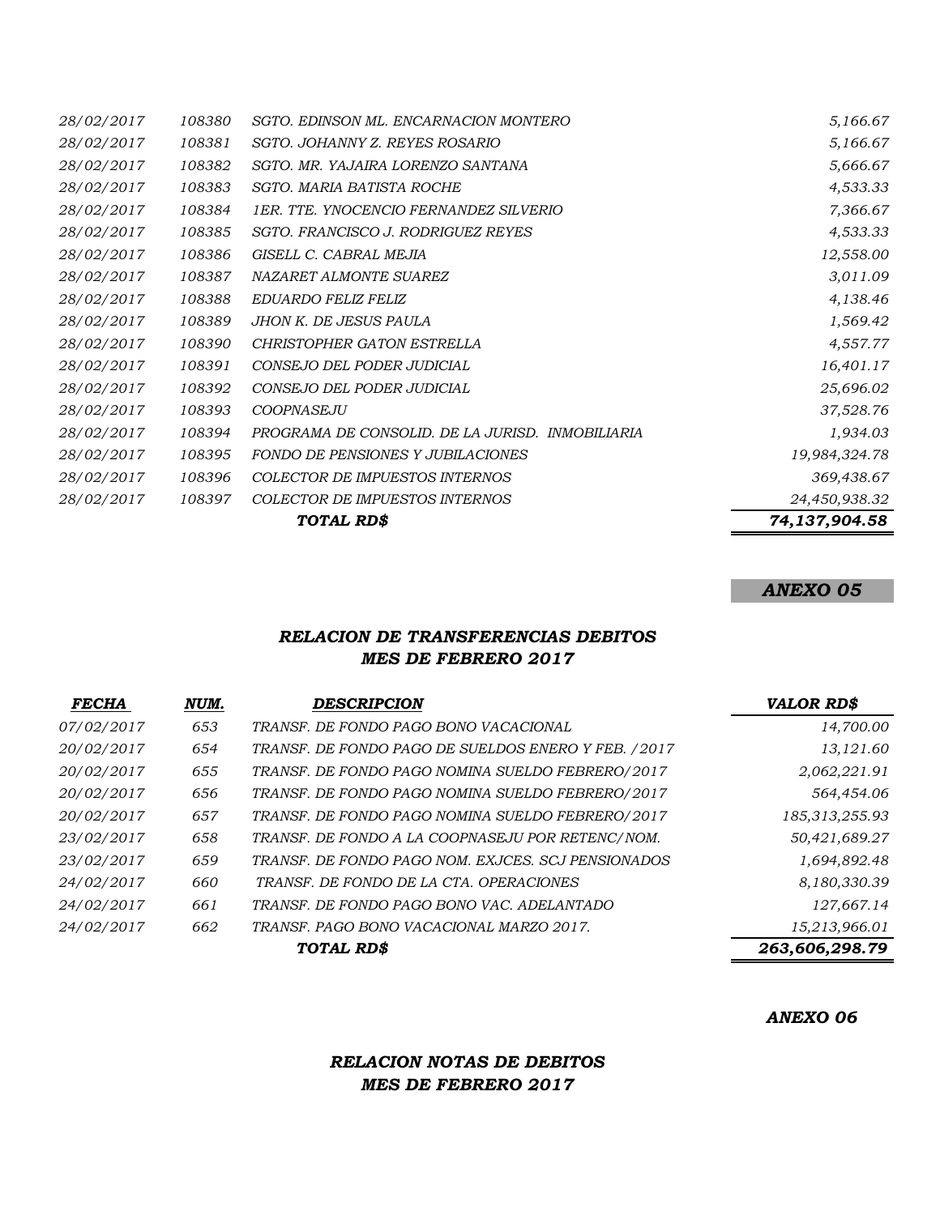| | | | |
|---|---|---|---|
| 28/02/2017 | 108380 | SGTO. EDINSON ML. ENCARNACION MONTERO | 5,166.67 |
| 28/02/2017 | 108381 | SGTO. JOHANNY Z. REYES ROSARIO | 5,166.67 |
| 28/02/2017 | 108382 | SGTO. MR. YAJAIRA LORENZO SANTANA | 5,666.67 |
| 28/02/2017 | 108383 | SGTO. MARIA BATISTA ROCHE | 4,533.33 |
| 28/02/2017 | 108384 | 1ER. TTE. YNOCENCIO FERNANDEZ SILVERIO | 7,366.67 |
| 28/02/2017 | 108385 | SGTO. FRANCISCO J. RODRIGUEZ REYES | 4,533.33 |
| 28/02/2017 | 108386 | GISELL C. CABRAL MEJIA | 12,558.00 |
| 28/02/2017 | 108387 | NAZARET ALMONTE SUAREZ | 3,011.09 |
| 28/02/2017 | 108388 | EDUARDO FELIZ FELIZ | 4,138.46 |
| 28/02/2017 | 108389 | JHON K. DE JESUS PAULA | 1,569.42 |
| 28/02/2017 | 108390 | CHRISTOPHER GATON ESTRELLA | 4,557.77 |
| 28/02/2017 | 108391 | CONSEJO DEL PODER JUDICIAL | 16,401.17 |
| 28/02/2017 | 108392 | CONSEJO DEL PODER JUDICIAL | 25,696.02 |
| 28/02/2017 | 108393 | COOPNASEJU | 37,528.76 |
| 28/02/2017 | 108394 | PROGRAMA DE CONSOLID. DE LA JURISD. INMOBILIARIA | 1,934.03 |
| 28/02/2017 | 108395 | FONDO DE PENSIONES Y JUBILACIONES | 19,984,324.78 |
| 28/02/2017 | 108396 | COLECTOR DE IMPUESTOS INTERNOS | 369,438.67 |
| 28/02/2017 | 108397 | COLECTOR DE IMPUESTOS INTERNOS | 24,450,938.32 |
| | | ***TOTAL RD$*** | ***74,137,904.58*** |

***ANEXO 05***

### *RELACION DE TRANSFERENCIAS DEBITOS*
### *MES DE FEBRERO 2017*

| FECHA | NUM. | DESCRIPCION | VALOR RD$ |
|---|---|---|---|
| 07/02/2017 | 653 | TRANSF. DE FONDO PAGO BONO VACACIONAL | 14,700.00 |
| 20/02/2017 | 654 | TRANSF. DE FONDO PAGO DE SUELDOS ENERO Y FEB. /2017 | 13,121.60 |
| 20/02/2017 | 655 | TRANSF. DE FONDO PAGO NOMINA SUELDO FEBRERO/2017 | 2,062,221.91 |
| 20/02/2017 | 656 | TRANSF. DE FONDO PAGO NOMINA SUELDO FEBRERO/2017 | 564,454.06 |
| 20/02/2017 | 657 | TRANSF. DE FONDO PAGO NOMINA SUELDO FEBRERO/2017 | 185,313,255.93 |
| 23/02/2017 | 658 | TRANSF. DE FONDO A LA COOPNASEJU POR RETENC/NOM. | 50,421,689.27 |
| 23/02/2017 | 659 | TRANSF. DE FONDO PAGO NOM. EXJCES. SCJ PENSIONADOS | 1,694,892.48 |
| 24/02/2017 | 660 | TRANSF. DE FONDO DE LA CTA. OPERACIONES | 8,180,330.39 |
| 24/02/2017 | 661 | TRANSF. DE FONDO PAGO BONO VAC. ADELANTADO | 127,667.14 |
| 24/02/2017 | 662 | TRANSF. PAGO BONO VACACIONAL MARZO 2017. | 15,213,966.01 |
| | | ***TOTAL RD$*** | ***263,606,298.79*** |

***ANEXO 06***

### *RELACION NOTAS DE DEBITOS*
### *MES DE FEBRERO 2017*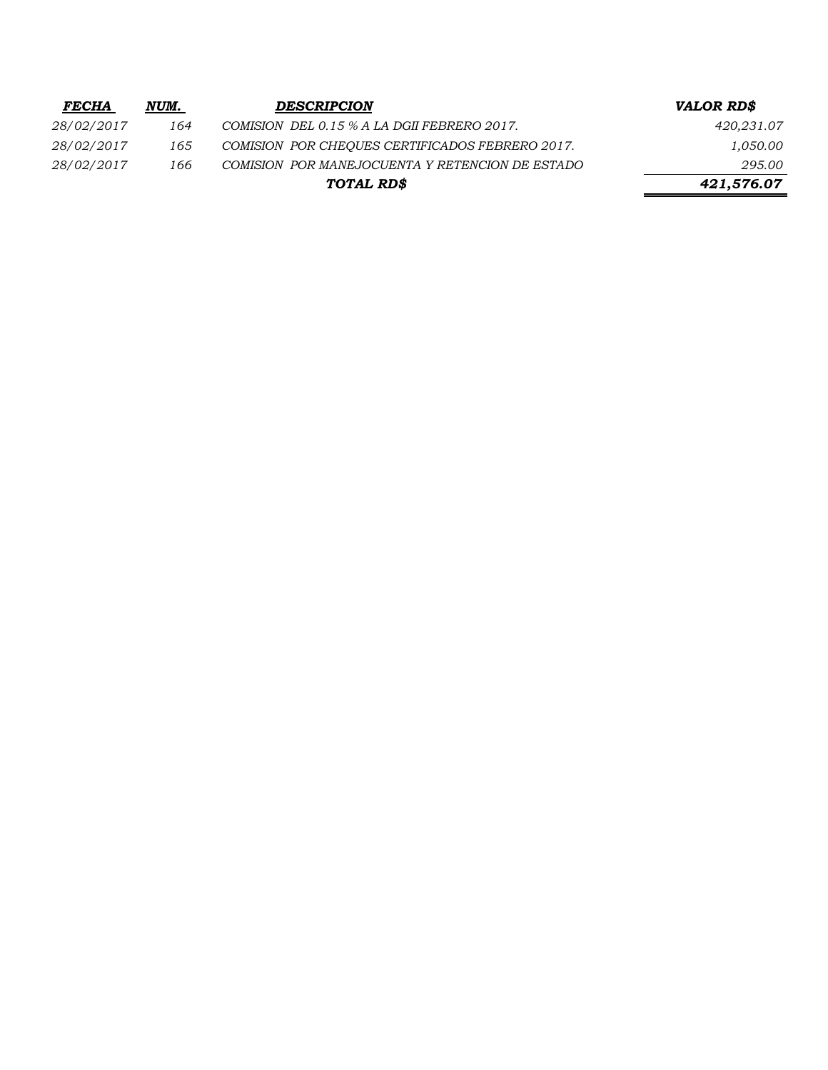| *FECHA* | *NUM.* | *DESCRIPCION* | *VALOR RD$* |
|---|---|---|---|
| *28/02/2017* | *164* | *COMISION DEL 0.15 % A LA DGII FEBRERO 2017.* | *420,231.07* |
| *28/02/2017* | *165* | *COMISION POR CHEQUES CERTIFICADOS FEBRERO 2017.* | *1,050.00* |
| *28/02/2017* | *166* | *COMISION POR MANEJOCUENTA Y RETENCION DE ESTADO* | *295.00* |
| | | ***TOTAL RD$*** | ***421,576.07*** |